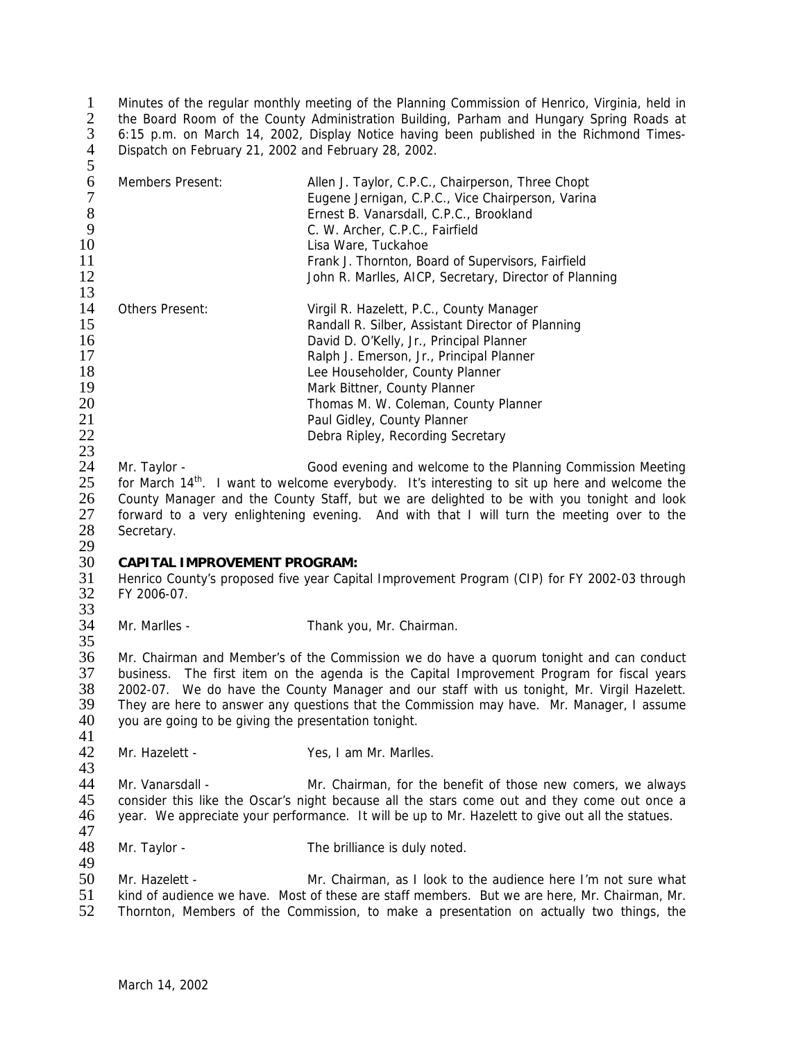Minutes of the regular monthly meeting of the Planning Commission of Henrico, Virginia, held in the Board Room of the County Administration Building, Parham and Hungary Spring Roads at 6:15 p.m. on March 14, 2002, Display Notice having been published in the Richmond Times-Dispatch on February 21, 2002 and February 28, 2002.

| | |
|---|---|
| Members Present: | Allen J. Taylor, C.P.C., Chairperson, Three Chopt |
| | Eugene Jernigan, C.P.C., Vice Chairperson, Varina |
| | Ernest B. Vanarsdall, C.P.C., Brookland |
| | C. W. Archer, C.P.C., Fairfield |
| | Lisa Ware, Tuckahoe |
| | Frank J. Thornton, Board of Supervisors, Fairfield |
| | John R. Marlles, AICP, Secretary, Director of Planning |
| Others Present: | Virgil R. Hazelett, P.C., County Manager |
| | Randall R. Silber, Assistant Director of Planning |
| | David D. O'Kelly, Jr., Principal Planner |
| | Ralph J. Emerson, Jr., Principal Planner |
| | Lee Householder, County Planner |
| | Mark Bittner, County Planner |
| | Thomas M. W. Coleman, County Planner |
| | Paul Gidley, County Planner |
| | Debra Ripley, Recording Secretary |

Mr. Taylor - Good evening and welcome to the Planning Commission Meeting for March 14th. I want to welcome everybody. It's interesting to sit up here and welcome the County Manager and the County Staff, but we are delighted to be with you tonight and look forward to a very enlightening evening. And with that I will turn the meeting over to the Secretary.

**CAPITAL IMPROVEMENT PROGRAM:**
Henrico County's proposed five year Capital Improvement Program (CIP) for FY 2002-03 through FY 2006-07.

Mr. Marlles - Thank you, Mr. Chairman.

Mr. Chairman and Member's of the Commission we do have a quorum tonight and can conduct business. The first item on the agenda is the Capital Improvement Program for fiscal years 2002-07. We do have the County Manager and our staff with us tonight, Mr. Virgil Hazelett. They are here to answer any questions that the Commission may have. Mr. Manager, I assume you are going to be giving the presentation tonight.

Mr. Hazelett - Yes, I am Mr. Marlles.

Mr. Vanarsdall - Mr. Chairman, for the benefit of those new comers, we always consider this like the Oscar's night because all the stars come out and they come out once a year. We appreciate your performance. It will be up to Mr. Hazelett to give out all the statues.

Mr. Taylor - The brilliance is duly noted.

Mr. Hazelett - Mr. Chairman, as I look to the audience here I'm not sure what kind of audience we have. Most of these are staff members. But we are here, Mr. Chairman, Mr. Thornton, Members of the Commission, to make a presentation on actually two things, the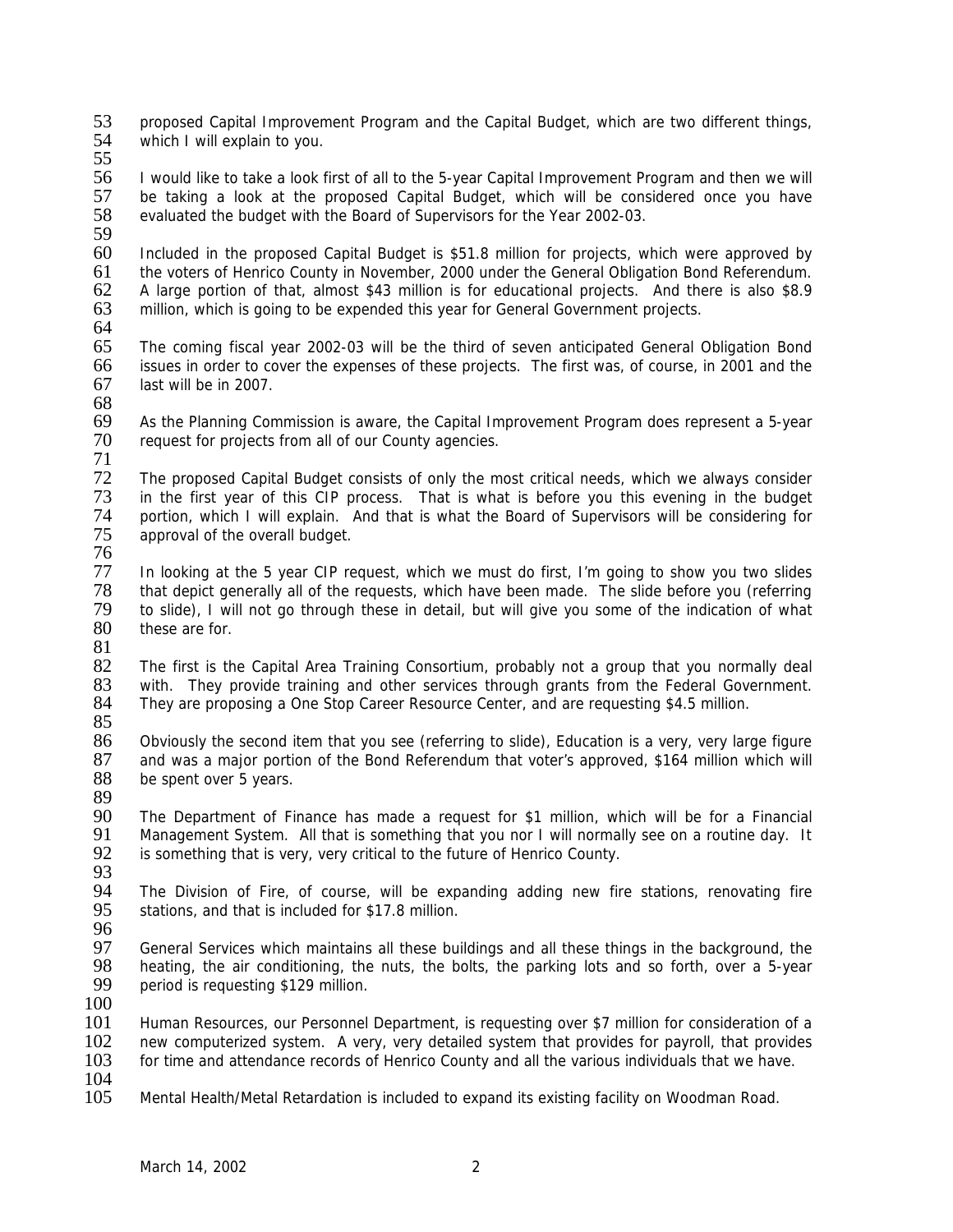proposed Capital Improvement Program and the Capital Budget, which are two different things, which I will explain to you.

I would like to take a look first of all to the 5-year Capital Improvement Program and then we will be taking a look at the proposed Capital Budget, which will be considered once you have evaluated the budget with the Board of Supervisors for the Year 2002-03.

Included in the proposed Capital Budget is $51.8 million for projects, which were approved by the voters of Henrico County in November, 2000 under the General Obligation Bond Referendum. A large portion of that, almost $43 million is for educational projects. And there is also $8.9 million, which is going to be expended this year for General Government projects.

The coming fiscal year 2002-03 will be the third of seven anticipated General Obligation Bond issues in order to cover the expenses of these projects. The first was, of course, in 2001 and the last will be in 2007.

As the Planning Commission is aware, the Capital Improvement Program does represent a 5-year request for projects from all of our County agencies.

The proposed Capital Budget consists of only the most critical needs, which we always consider in the first year of this CIP process. That is what is before you this evening in the budget portion, which I will explain. And that is what the Board of Supervisors will be considering for approval of the overall budget.

In looking at the 5 year CIP request, which we must do first, I'm going to show you two slides that depict generally all of the requests, which have been made. The slide before you (referring to slide), I will not go through these in detail, but will give you some of the indication of what these are for.

The first is the Capital Area Training Consortium, probably not a group that you normally deal with. They provide training and other services through grants from the Federal Government. They are proposing a One Stop Career Resource Center, and are requesting $4.5 million.

Obviously the second item that you see (referring to slide), Education is a very, very large figure and was a major portion of the Bond Referendum that voter's approved, $164 million which will be spent over 5 years.

The Department of Finance has made a request for $1 million, which will be for a Financial Management System. All that is something that you nor I will normally see on a routine day. It is something that is very, very critical to the future of Henrico County.

The Division of Fire, of course, will be expanding adding new fire stations, renovating fire stations, and that is included for $17.8 million.

General Services which maintains all these buildings and all these things in the background, the heating, the air conditioning, the nuts, the bolts, the parking lots and so forth, over a 5-year period is requesting $129 million.

Human Resources, our Personnel Department, is requesting over $7 million for consideration of a new computerized system. A very, very detailed system that provides for payroll, that provides for time and attendance records of Henrico County and all the various individuals that we have.

Mental Health/Metal Retardation is included to expand its existing facility on Woodman Road.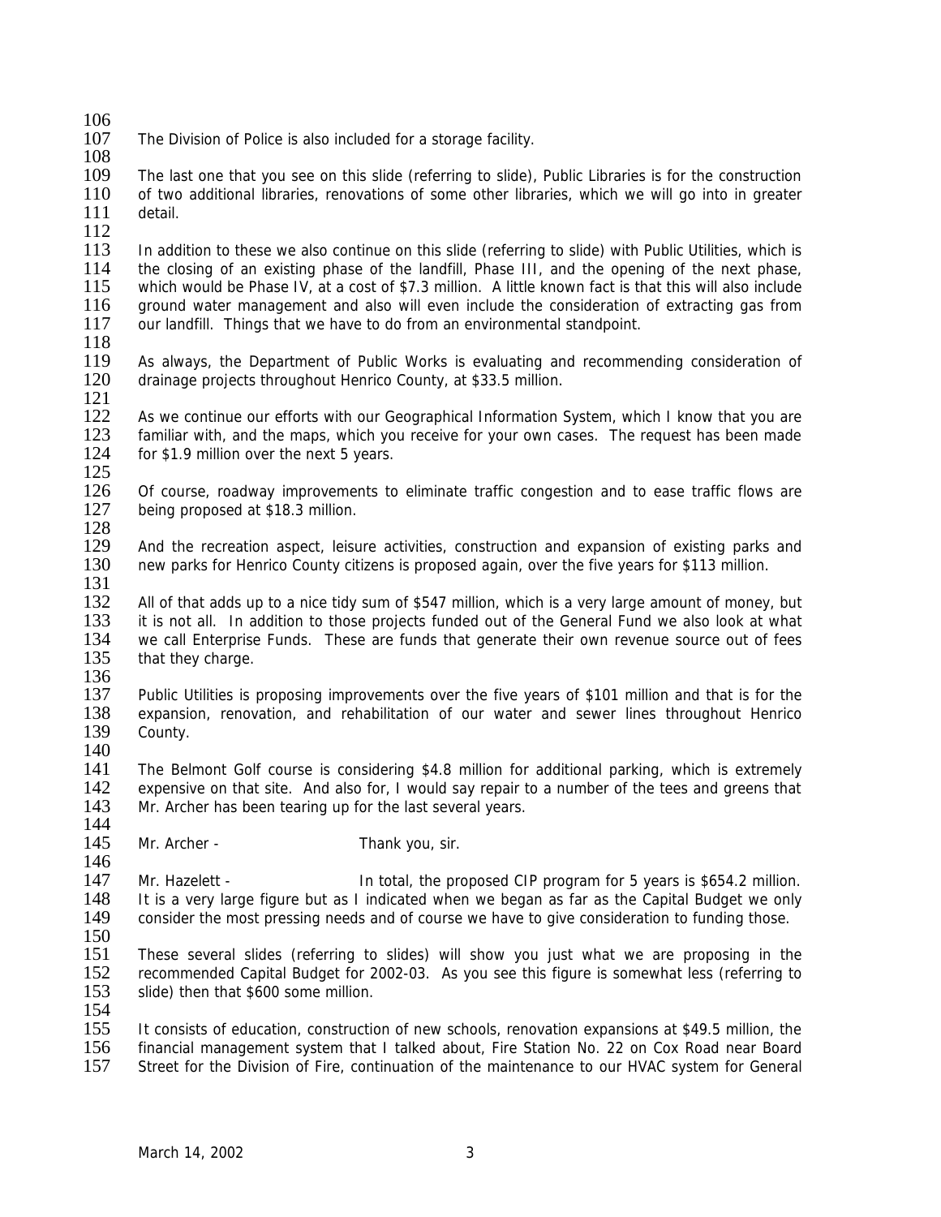The Division of Police is also included for a storage facility.

The last one that you see on this slide (referring to slide), Public Libraries is for the construction of two additional libraries, renovations of some other libraries, which we will go into in greater detail.

In addition to these we also continue on this slide (referring to slide) with Public Utilities, which is the closing of an existing phase of the landfill, Phase III, and the opening of the next phase, which would be Phase IV, at a cost of $7.3 million. A little known fact is that this will also include ground water management and also will even include the consideration of extracting gas from our landfill. Things that we have to do from an environmental standpoint.

As always, the Department of Public Works is evaluating and recommending consideration of drainage projects throughout Henrico County, at $33.5 million.

As we continue our efforts with our Geographical Information System, which I know that you are familiar with, and the maps, which you receive for your own cases. The request has been made for $1.9 million over the next 5 years.

Of course, roadway improvements to eliminate traffic congestion and to ease traffic flows are being proposed at $18.3 million.

And the recreation aspect, leisure activities, construction and expansion of existing parks and new parks for Henrico County citizens is proposed again, over the five years for $113 million.

All of that adds up to a nice tidy sum of $547 million, which is a very large amount of money, but it is not all. In addition to those projects funded out of the General Fund we also look at what we call Enterprise Funds. These are funds that generate their own revenue source out of fees that they charge.

Public Utilities is proposing improvements over the five years of $101 million and that is for the expansion, renovation, and rehabilitation of our water and sewer lines throughout Henrico County.

The Belmont Golf course is considering $4.8 million for additional parking, which is extremely expensive on that site. And also for, I would say repair to a number of the tees and greens that Mr. Archer has been tearing up for the last several years.

Mr. Archer - Thank you, sir.

Mr. Hazelett - In total, the proposed CIP program for 5 years is $654.2 million. It is a very large figure but as I indicated when we began as far as the Capital Budget we only consider the most pressing needs and of course we have to give consideration to funding those.

These several slides (referring to slides) will show you just what we are proposing in the recommended Capital Budget for 2002-03. As you see this figure is somewhat less (referring to slide) then that $600 some million.

It consists of education, construction of new schools, renovation expansions at $49.5 million, the financial management system that I talked about, Fire Station No. 22 on Cox Road near Board Street for the Division of Fire, continuation of the maintenance to our HVAC system for General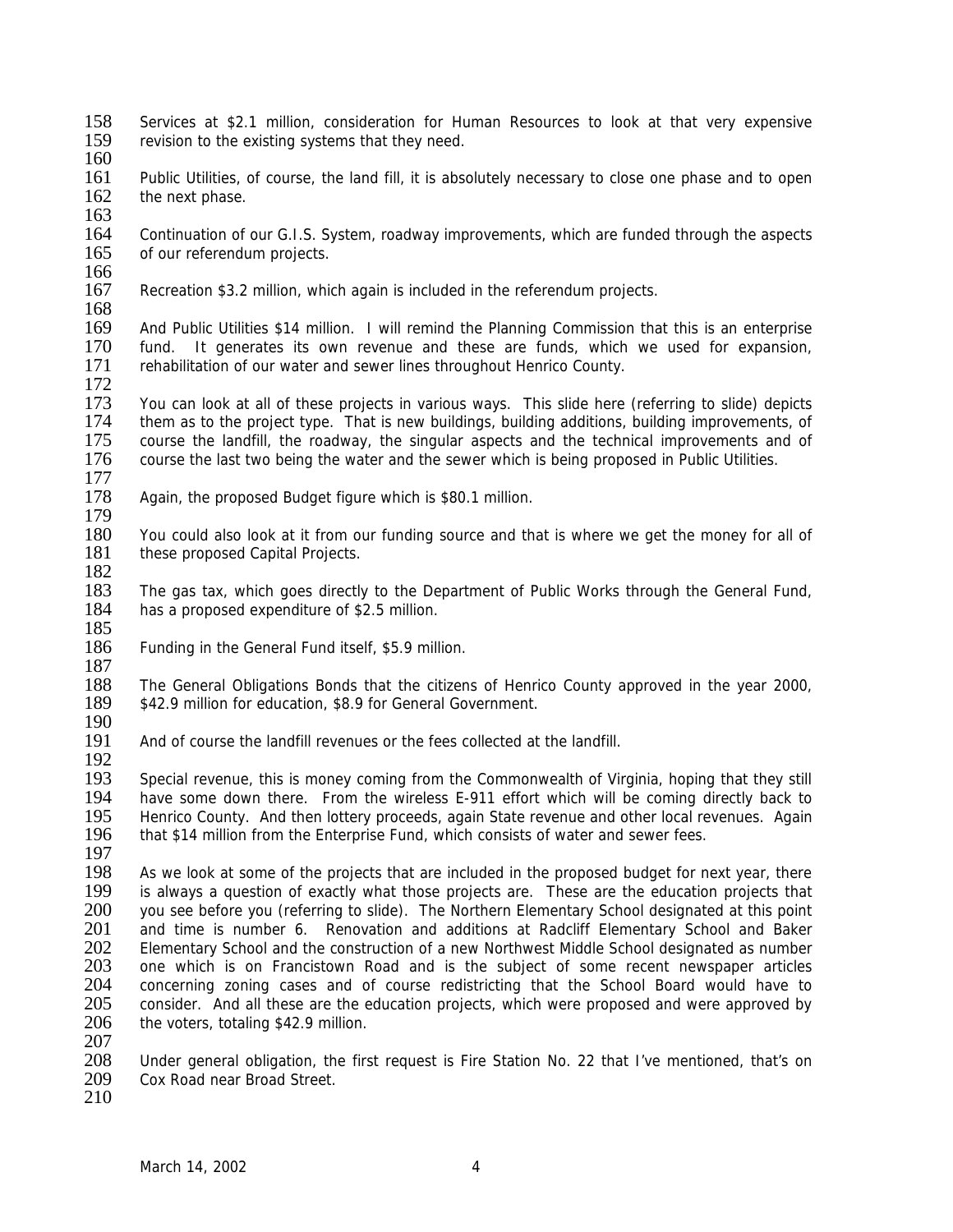Services at $2.1 million, consideration for Human Resources to look at that very expensive revision to the existing systems that they need.

Public Utilities, of course, the land fill, it is absolutely necessary to close one phase and to open the next phase.

Continuation of our G.I.S. System, roadway improvements, which are funded through the aspects of our referendum projects.

Recreation $3.2 million, which again is included in the referendum projects.

And Public Utilities $14 million. I will remind the Planning Commission that this is an enterprise fund. It generates its own revenue and these are funds, which we used for expansion, rehabilitation of our water and sewer lines throughout Henrico County.

You can look at all of these projects in various ways. This slide here (referring to slide) depicts them as to the project type. That is new buildings, building additions, building improvements, of course the landfill, the roadway, the singular aspects and the technical improvements and of course the last two being the water and the sewer which is being proposed in Public Utilities.

Again, the proposed Budget figure which is $80.1 million.

You could also look at it from our funding source and that is where we get the money for all of these proposed Capital Projects.

The gas tax, which goes directly to the Department of Public Works through the General Fund, has a proposed expenditure of $2.5 million.

Funding in the General Fund itself, $5.9 million.

The General Obligations Bonds that the citizens of Henrico County approved in the year 2000, $42.9 million for education, $8.9 for General Government.

And of course the landfill revenues or the fees collected at the landfill.

Special revenue, this is money coming from the Commonwealth of Virginia, hoping that they still have some down there. From the wireless E-911 effort which will be coming directly back to Henrico County. And then lottery proceeds, again State revenue and other local revenues. Again that $14 million from the Enterprise Fund, which consists of water and sewer fees.

As we look at some of the projects that are included in the proposed budget for next year, there is always a question of exactly what those projects are. These are the education projects that you see before you (referring to slide). The Northern Elementary School designated at this point and time is number 6. Renovation and additions at Radcliff Elementary School and Baker Elementary School and the construction of a new Northwest Middle School designated as number one which is on Francistown Road and is the subject of some recent newspaper articles concerning zoning cases and of course redistricting that the School Board would have to consider. And all these are the education projects, which were proposed and were approved by the voters, totaling $42.9 million.

Under general obligation, the first request is Fire Station No. 22 that I've mentioned, that's on Cox Road near Broad Street.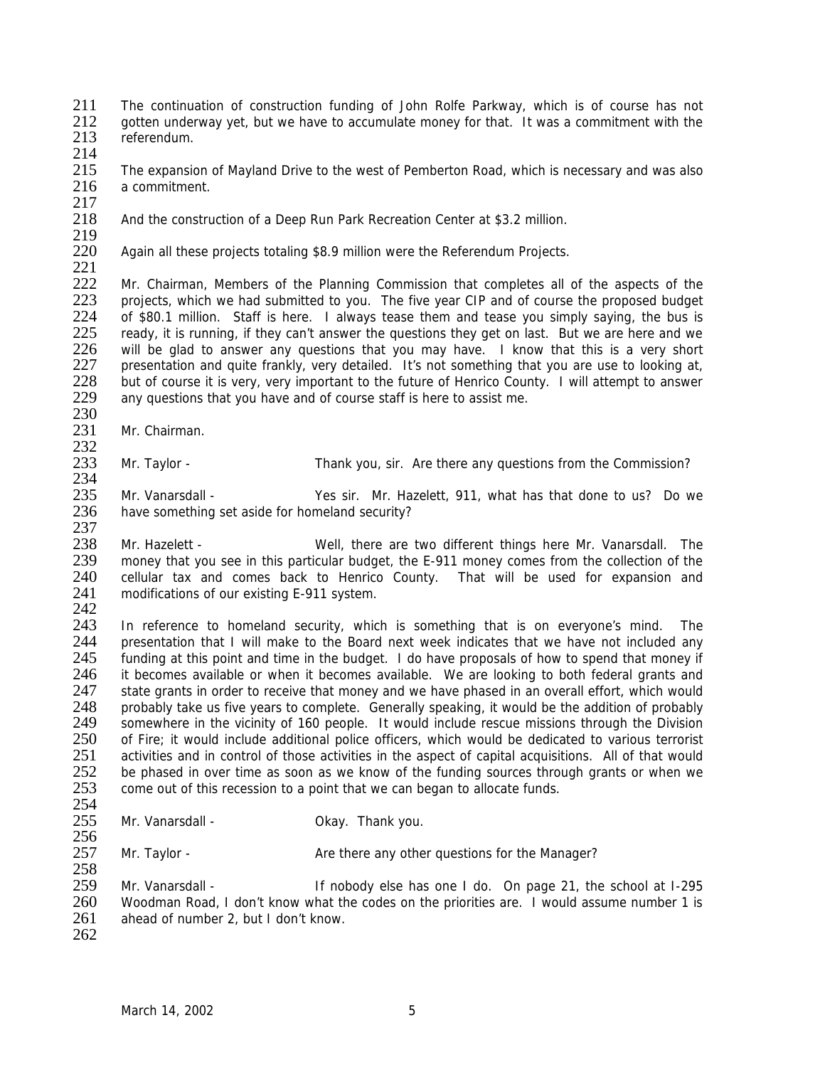The continuation of construction funding of John Rolfe Parkway, which is of course has not gotten underway yet, but we have to accumulate money for that. It was a commitment with the referendum.

The expansion of Mayland Drive to the west of Pemberton Road, which is necessary and was also a commitment.

And the construction of a Deep Run Park Recreation Center at $3.2 million.

Again all these projects totaling $8.9 million were the Referendum Projects.

Mr. Chairman, Members of the Planning Commission that completes all of the aspects of the projects, which we had submitted to you. The five year CIP and of course the proposed budget of $80.1 million. Staff is here. I always tease them and tease you simply saying, the bus is ready, it is running, if they can't answer the questions they get on last. But we are here and we will be glad to answer any questions that you may have. I know that this is a very short presentation and quite frankly, very detailed. It's not something that you are use to looking at, but of course it is very, very important to the future of Henrico County. I will attempt to answer any questions that you have and of course staff is here to assist me.

Mr. Chairman.

Mr. Taylor - Thank you, sir. Are there any questions from the Commission?

Mr. Vanarsdall - Yes sir. Mr. Hazelett, 911, what has that done to us? Do we have something set aside for homeland security?

Mr. Hazelett - Well, there are two different things here Mr. Vanarsdall. The money that you see in this particular budget, the E-911 money comes from the collection of the cellular tax and comes back to Henrico County. That will be used for expansion and modifications of our existing E-911 system.

In reference to homeland security, which is something that is on everyone's mind. The presentation that I will make to the Board next week indicates that we have not included any funding at this point and time in the budget. I do have proposals of how to spend that money if it becomes available or when it becomes available. We are looking to both federal grants and state grants in order to receive that money and we have phased in an overall effort, which would probably take us five years to complete. Generally speaking, it would be the addition of probably somewhere in the vicinity of 160 people. It would include rescue missions through the Division of Fire; it would include additional police officers, which would be dedicated to various terrorist activities and in control of those activities in the aspect of capital acquisitions. All of that would be phased in over time as soon as we know of the funding sources through grants or when we come out of this recession to a point that we can began to allocate funds.

Mr. Vanarsdall - Okay. Thank you.

Mr. Taylor - Are there any other questions for the Manager?

Mr. Vanarsdall - If nobody else has one I do. On page 21, the school at I-295 Woodman Road, I don't know what the codes on the priorities are. I would assume number 1 is ahead of number 2, but I don't know.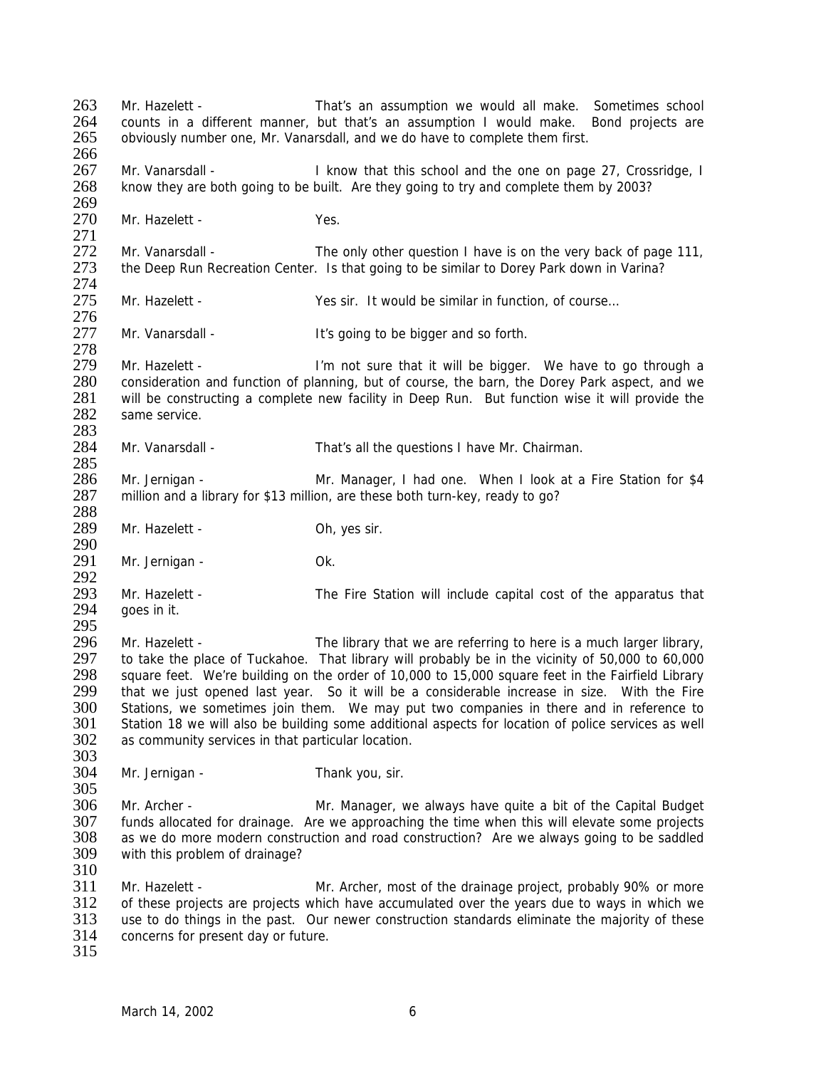Mr. Hazelett - That's an assumption we would all make. Sometimes school counts in a different manner, but that's an assumption I would make. Bond projects are obviously number one, Mr. Vanarsdall, and we do have to complete them first.

Mr. Vanarsdall - I know that this school and the one on page 27, Crossridge, I know they are both going to be built. Are they going to try and complete them by 2003?

Mr. Hazelett - Yes.

Mr. Vanarsdall - The only other question I have is on the very back of page 111, the Deep Run Recreation Center. Is that going to be similar to Dorey Park down in Varina?

Mr. Hazelett - Yes sir. It would be similar in function, of course…

Mr. Vanarsdall - It's going to be bigger and so forth.

Mr. Hazelett - I'm not sure that it will be bigger. We have to go through a consideration and function of planning, but of course, the barn, the Dorey Park aspect, and we will be constructing a complete new facility in Deep Run. But function wise it will provide the same service.

Mr. Vanarsdall - That's all the questions I have Mr. Chairman.

Mr. Jernigan - Mr. Manager, I had one. When I look at a Fire Station for $4 million and a library for $13 million, are these both turn-key, ready to go?

Mr. Hazelett - Oh, yes sir.

Mr. Jernigan - Ok.

Mr. Hazelett - The Fire Station will include capital cost of the apparatus that goes in it.

Mr. Hazelett - The library that we are referring to here is a much larger library, to take the place of Tuckahoe. That library will probably be in the vicinity of 50,000 to 60,000 square feet. We're building on the order of 10,000 to 15,000 square feet in the Fairfield Library that we just opened last year. So it will be a considerable increase in size. With the Fire Stations, we sometimes join them. We may put two companies in there and in reference to Station 18 we will also be building some additional aspects for location of police services as well as community services in that particular location.

Mr. Jernigan - Thank you, sir.

Mr. Archer - Mr. Manager, we always have quite a bit of the Capital Budget funds allocated for drainage. Are we approaching the time when this will elevate some projects as we do more modern construction and road construction? Are we always going to be saddled with this problem of drainage?

Mr. Hazelett - Mr. Archer, most of the drainage project, probably 90% or more of these projects are projects which have accumulated over the years due to ways in which we use to do things in the past. Our newer construction standards eliminate the majority of these concerns for present day or future.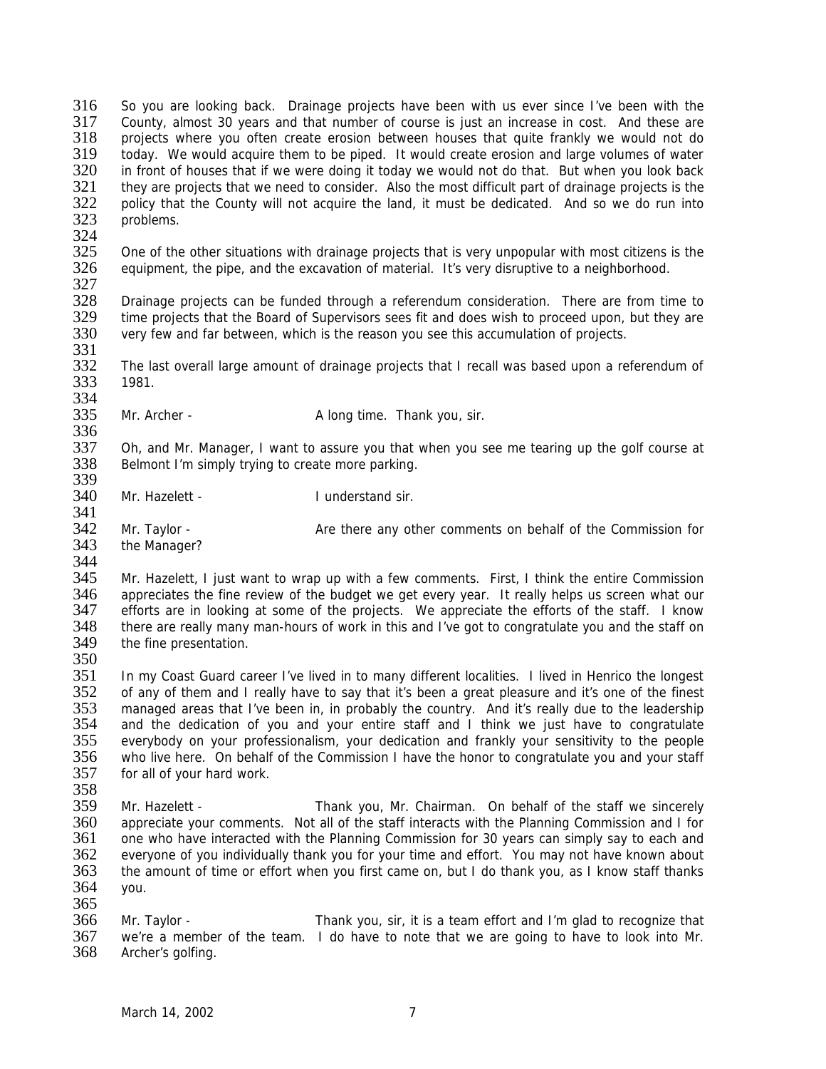So you are looking back. Drainage projects have been with us ever since I've been with the County, almost 30 years and that number of course is just an increase in cost. And these are projects where you often create erosion between houses that quite frankly we would not do today. We would acquire them to be piped. It would create erosion and large volumes of water in front of houses that if we were doing it today we would not do that. But when you look back they are projects that we need to consider. Also the most difficult part of drainage projects is the policy that the County will not acquire the land, it must be dedicated. And so we do run into problems.

One of the other situations with drainage projects that is very unpopular with most citizens is the equipment, the pipe, and the excavation of material. It's very disruptive to a neighborhood.

Drainage projects can be funded through a referendum consideration. There are from time to time projects that the Board of Supervisors sees fit and does wish to proceed upon, but they are very few and far between, which is the reason you see this accumulation of projects.

The last overall large amount of drainage projects that I recall was based upon a referendum of 1981.

Mr. Archer - A long time. Thank you, sir.

Oh, and Mr. Manager, I want to assure you that when you see me tearing up the golf course at Belmont I'm simply trying to create more parking.

Mr. Hazelett - I understand sir.

Mr. Taylor - Are there any other comments on behalf of the Commission for the Manager?

Mr. Hazelett, I just want to wrap up with a few comments. First, I think the entire Commission appreciates the fine review of the budget we get every year. It really helps us screen what our efforts are in looking at some of the projects. We appreciate the efforts of the staff. I know there are really many man-hours of work in this and I've got to congratulate you and the staff on the fine presentation.

In my Coast Guard career I've lived in to many different localities. I lived in Henrico the longest of any of them and I really have to say that it's been a great pleasure and it's one of the finest managed areas that I've been in, in probably the country. And it's really due to the leadership and the dedication of you and your entire staff and I think we just have to congratulate everybody on your professionalism, your dedication and frankly your sensitivity to the people who live here. On behalf of the Commission I have the honor to congratulate you and your staff for all of your hard work.

Mr. Hazelett - Thank you, Mr. Chairman. On behalf of the staff we sincerely appreciate your comments. Not all of the staff interacts with the Planning Commission and I for one who have interacted with the Planning Commission for 30 years can simply say to each and everyone of you individually thank you for your time and effort. You may not have known about the amount of time or effort when you first came on, but I do thank you, as I know staff thanks you.

Mr. Taylor - Thank you, sir, it is a team effort and I'm glad to recognize that we're a member of the team. I do have to note that we are going to have to look into Mr. Archer's golfing.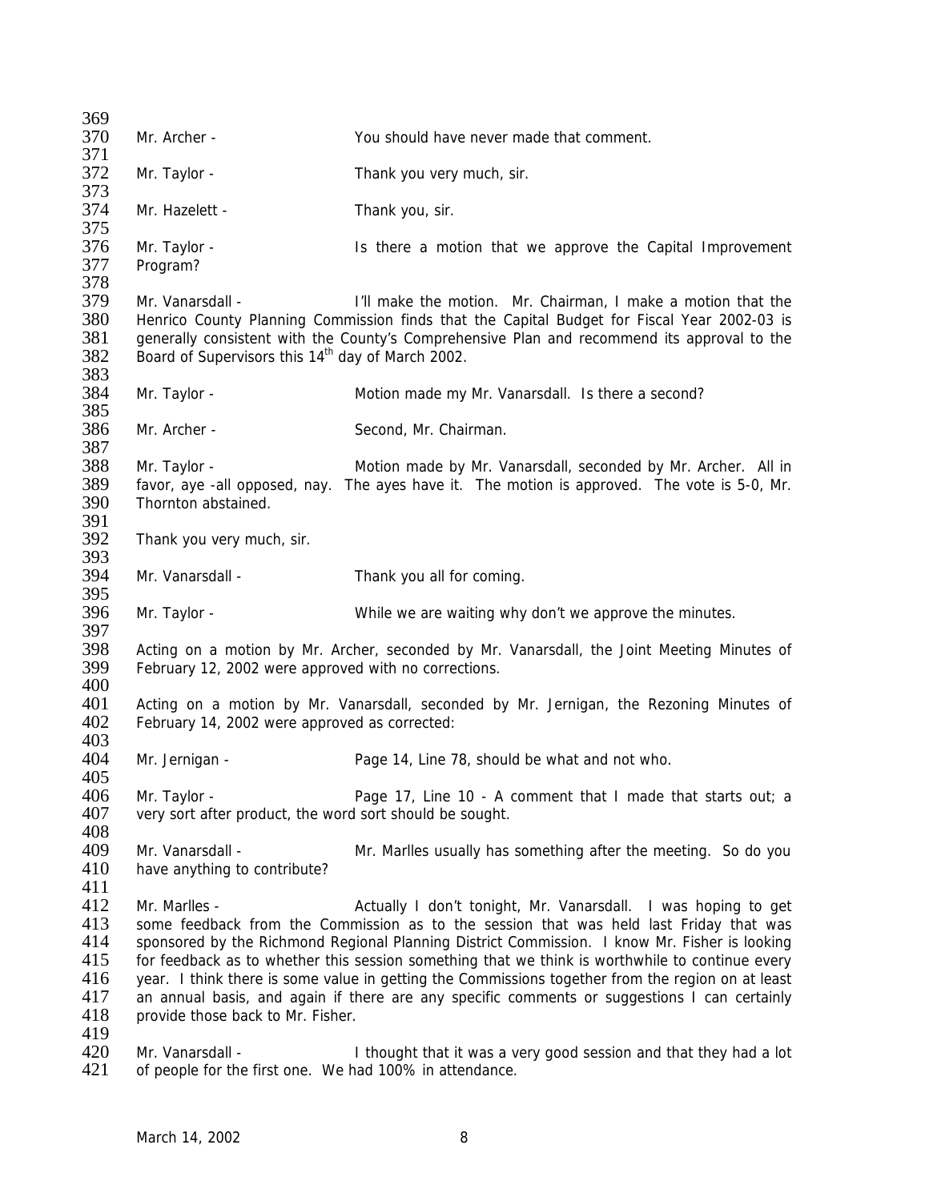Mr. Archer - You should have never made that comment.

Mr. Taylor - Thank you very much, sir.

Mr. Hazelett - Thank you, sir.

Mr. Taylor - Is there a motion that we approve the Capital Improvement Program?

Mr. Vanarsdall - I'll make the motion. Mr. Chairman, I make a motion that the Henrico County Planning Commission finds that the Capital Budget for Fiscal Year 2002-03 is generally consistent with the County's Comprehensive Plan and recommend its approval to the Board of Supervisors this 14th day of March 2002.

Mr. Taylor - Motion made my Mr. Vanarsdall. Is there a second?

Mr. Archer - Second, Mr. Chairman.

Mr. Taylor - Motion made by Mr. Vanarsdall, seconded by Mr. Archer. All in favor, aye -all opposed, nay. The ayes have it. The motion is approved. The vote is 5-0, Mr. Thornton abstained.

Thank you very much, sir.

Mr. Vanarsdall - Thank you all for coming.

Mr. Taylor - While we are waiting why don't we approve the minutes.

Acting on a motion by Mr. Archer, seconded by Mr. Vanarsdall, the Joint Meeting Minutes of February 12, 2002 were approved with no corrections.

Acting on a motion by Mr. Vanarsdall, seconded by Mr. Jernigan, the Rezoning Minutes of February 14, 2002 were approved as corrected:

Mr. Jernigan - Page 14, Line 78, should be what and not who.

Mr. Taylor - Page 17, Line 10 - A comment that I made that starts out; a very sort after product, the word sort should be sought.

Mr. Vanarsdall - Mr. Marlles usually has something after the meeting. So do you have anything to contribute?

Mr. Marlles - Actually I don't tonight, Mr. Vanarsdall. I was hoping to get some feedback from the Commission as to the session that was held last Friday that was sponsored by the Richmond Regional Planning District Commission. I know Mr. Fisher is looking for feedback as to whether this session something that we think is worthwhile to continue every year. I think there is some value in getting the Commissions together from the region on at least an annual basis, and again if there are any specific comments or suggestions I can certainly provide those back to Mr. Fisher.

Mr. Vanarsdall - I thought that it was a very good session and that they had a lot of people for the first one. We had 100% in attendance.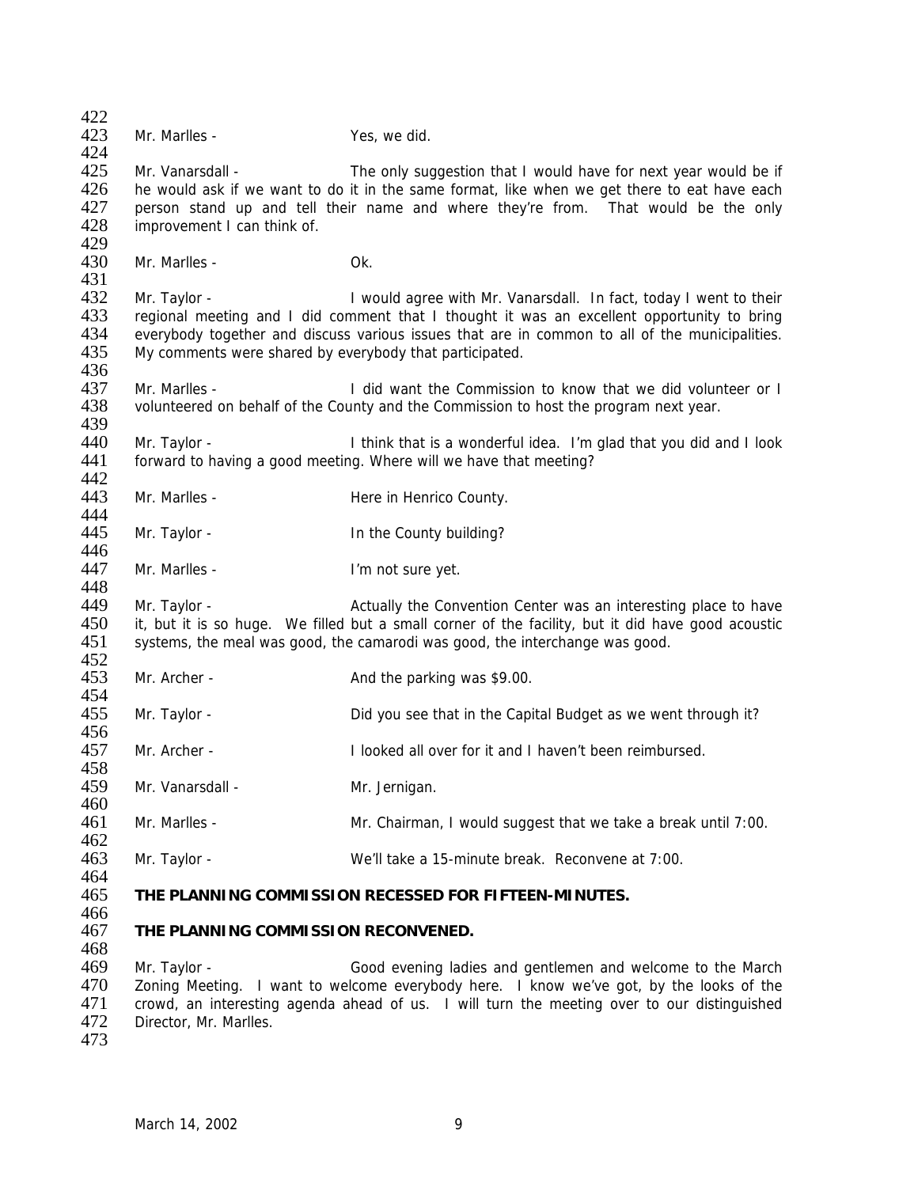Mr. Marlles - Yes, we did.

Mr. Vanarsdall - The only suggestion that I would have for next year would be if he would ask if we want to do it in the same format, like when we get there to eat have each person stand up and tell their name and where they're from. That would be the only improvement I can think of.

Mr. Marlles - Ok.

Mr. Taylor - I would agree with Mr. Vanarsdall. In fact, today I went to their regional meeting and I did comment that I thought it was an excellent opportunity to bring everybody together and discuss various issues that are in common to all of the municipalities. My comments were shared by everybody that participated.

Mr. Marlles - I did want the Commission to know that we did volunteer or I volunteered on behalf of the County and the Commission to host the program next year.

Mr. Taylor - I think that is a wonderful idea. I'm glad that you did and I look forward to having a good meeting. Where will we have that meeting?

Mr. Marlles - Here in Henrico County.

Mr. Taylor - In the County building?

Mr. Marlles - I'm not sure yet.

Mr. Taylor - Actually the Convention Center was an interesting place to have it, but it is so huge. We filled but a small corner of the facility, but it did have good acoustic systems, the meal was good, the camarodi was good, the interchange was good.

Mr. Archer - And the parking was $9.00.

Mr. Taylor - Did you see that in the Capital Budget as we went through it?

Mr. Archer - I looked all over for it and I haven't been reimbursed.

Mr. Vanarsdall - Mr. Jernigan.

Mr. Marlles - Mr. Chairman, I would suggest that we take a break until 7:00.

Mr. Taylor - We'll take a 15-minute break. Reconvene at 7:00.

**THE PLANNING COMMISSION RECESSED FOR FIFTEEN-MINUTES.**

**THE PLANNING COMMISSION RECONVENED.**

Mr. Taylor - Good evening ladies and gentlemen and welcome to the March Zoning Meeting. I want to welcome everybody here. I know we've got, by the looks of the crowd, an interesting agenda ahead of us. I will turn the meeting over to our distinguished Director, Mr. Marlles.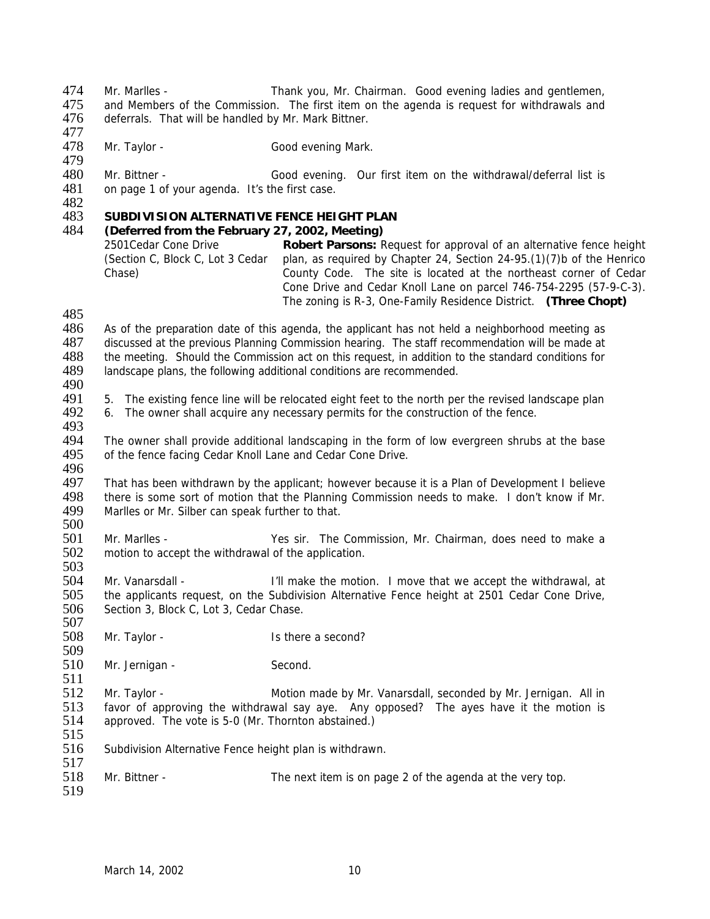Mr. Marlles - Thank you, Mr. Chairman. Good evening ladies and gentlemen, and Members of the Commission. The first item on the agenda is request for withdrawals and deferrals. That will be handled by Mr. Mark Bittner.

Mr. Taylor - Good evening Mark.

Mr. Bittner - Good evening. Our first item on the withdrawal/deferral list is on page 1 of your agenda. It's the first case.

**SUBDIVISION ALTERNATIVE FENCE HEIGHT PLAN**
**(Deferred from the February 27, 2002, Meeting)**

2501Cedar Cone Drive (Section C, Block C, Lot 3 Cedar Chase)

**Robert Parsons:** Request for approval of an alternative fence height plan, as required by Chapter 24, Section 24-95.(1)(7)b of the Henrico County Code. The site is located at the northeast corner of Cedar Cone Drive and Cedar Knoll Lane on parcel 746-754-2295 (57-9-C-3). The zoning is R-3, One-Family Residence District. **(Three Chopt)**

As of the preparation date of this agenda, the applicant has not held a neighborhood meeting as discussed at the previous Planning Commission hearing. The staff recommendation will be made at the meeting. Should the Commission act on this request, in addition to the standard conditions for landscape plans, the following additional conditions are recommended.

5. The existing fence line will be relocated eight feet to the north per the revised landscape plan
6. The owner shall acquire any necessary permits for the construction of the fence.

The owner shall provide additional landscaping in the form of low evergreen shrubs at the base of the fence facing Cedar Knoll Lane and Cedar Cone Drive.

That has been withdrawn by the applicant; however because it is a Plan of Development I believe there is some sort of motion that the Planning Commission needs to make. I don't know if Mr. Marlles or Mr. Silber can speak further to that.

Mr. Marlles - Yes sir. The Commission, Mr. Chairman, does need to make a motion to accept the withdrawal of the application.

Mr. Vanarsdall - I'll make the motion. I move that we accept the withdrawal, at the applicants request, on the Subdivision Alternative Fence height at 2501 Cedar Cone Drive, Section 3, Block C, Lot 3, Cedar Chase.

Mr. Taylor - Is there a second?

Mr. Jernigan - Second.

Mr. Taylor - Motion made by Mr. Vanarsdall, seconded by Mr. Jernigan. All in favor of approving the withdrawal say aye. Any opposed? The ayes have it the motion is approved. The vote is 5-0 (Mr. Thornton abstained.)

Subdivision Alternative Fence height plan is withdrawn.

Mr. Bittner - The next item is on page 2 of the agenda at the very top.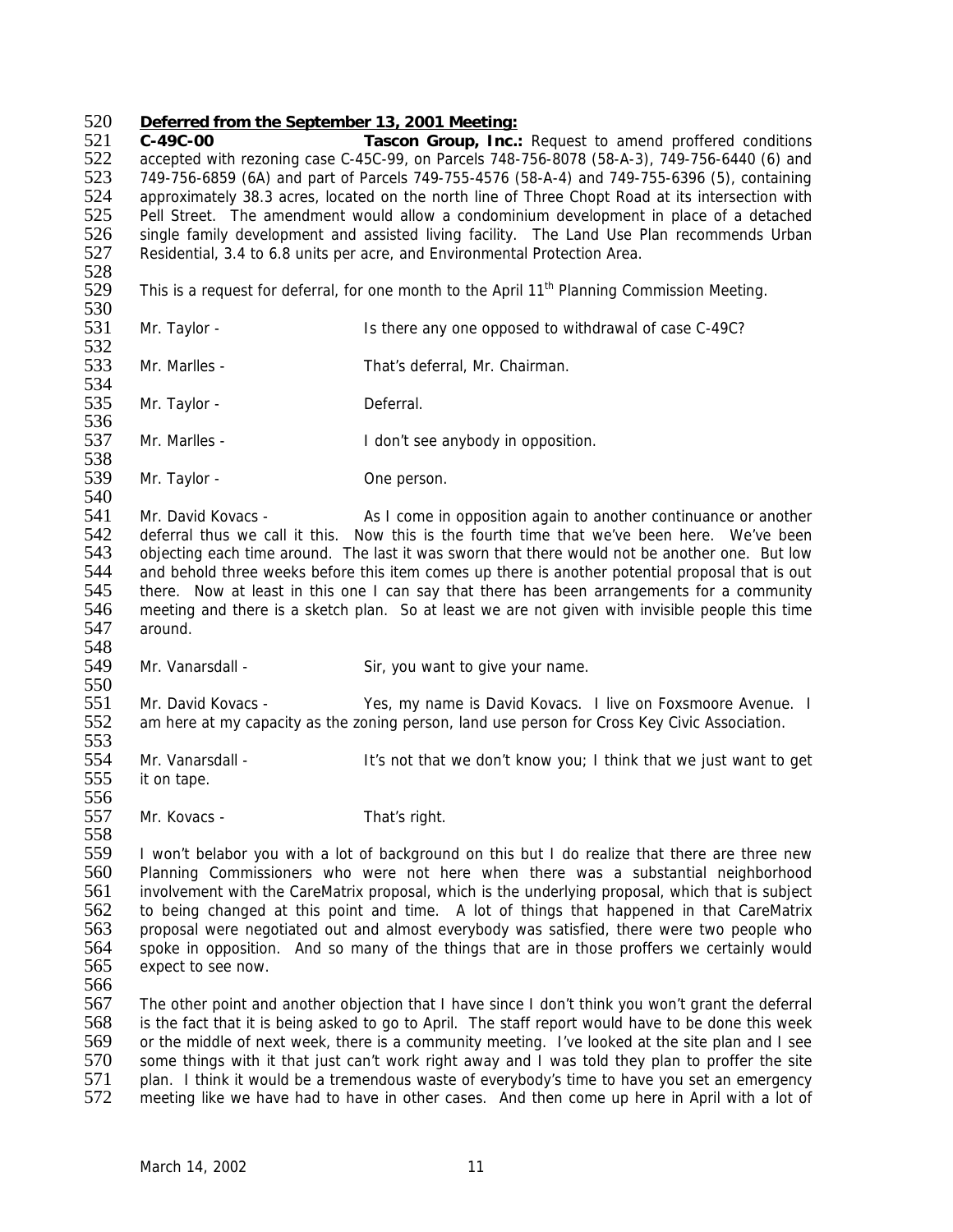**Deferred from the September 13, 2001 Meeting:**

**C-49C-00** **Tascon Group, Inc.:** Request to amend proffered conditions accepted with rezoning case C-45C-99, on Parcels 748-756-8078 (58-A-3), 749-756-6440 (6) and 749-756-6859 (6A) and part of Parcels 749-755-4576 (58-A-4) and 749-755-6396 (5), containing approximately 38.3 acres, located on the north line of Three Chopt Road at its intersection with Pell Street. The amendment would allow a condominium development in place of a detached single family development and assisted living facility. The Land Use Plan recommends Urban Residential, 3.4 to 6.8 units per acre, and Environmental Protection Area.

This is a request for deferral, for one month to the April 11th Planning Commission Meeting.

Mr. Taylor - Is there any one opposed to withdrawal of case C-49C?

Mr. Marlles - That's deferral, Mr. Chairman.

Mr. Taylor - Deferral.

Mr. Marlles - I don't see anybody in opposition.

Mr. Taylor - One person.

Mr. David Kovacs - As I come in opposition again to another continuance or another deferral thus we call it this. Now this is the fourth time that we've been here. We've been objecting each time around. The last it was sworn that there would not be another one. But low and behold three weeks before this item comes up there is another potential proposal that is out there. Now at least in this one I can say that there has been arrangements for a community meeting and there is a sketch plan. So at least we are not given with invisible people this time around.

Mr. Vanarsdall - Sir, you want to give your name.

Mr. David Kovacs - Yes, my name is David Kovacs. I live on Foxsmoore Avenue. I am here at my capacity as the zoning person, land use person for Cross Key Civic Association.

Mr. Vanarsdall - It's not that we don't know you; I think that we just want to get it on tape.

Mr. Kovacs - That's right.

I won't belabor you with a lot of background on this but I do realize that there are three new Planning Commissioners who were not here when there was a substantial neighborhood involvement with the CareMatrix proposal, which is the underlying proposal, which that is subject to being changed at this point and time. A lot of things that happened in that CareMatrix proposal were negotiated out and almost everybody was satisfied, there were two people who spoke in opposition. And so many of the things that are in those proffers we certainly would expect to see now.

The other point and another objection that I have since I don't think you won't grant the deferral is the fact that it is being asked to go to April. The staff report would have to be done this week or the middle of next week, there is a community meeting. I've looked at the site plan and I see some things with it that just can't work right away and I was told they plan to proffer the site plan. I think it would be a tremendous waste of everybody's time to have you set an emergency meeting like we have had to have in other cases. And then come up here in April with a lot of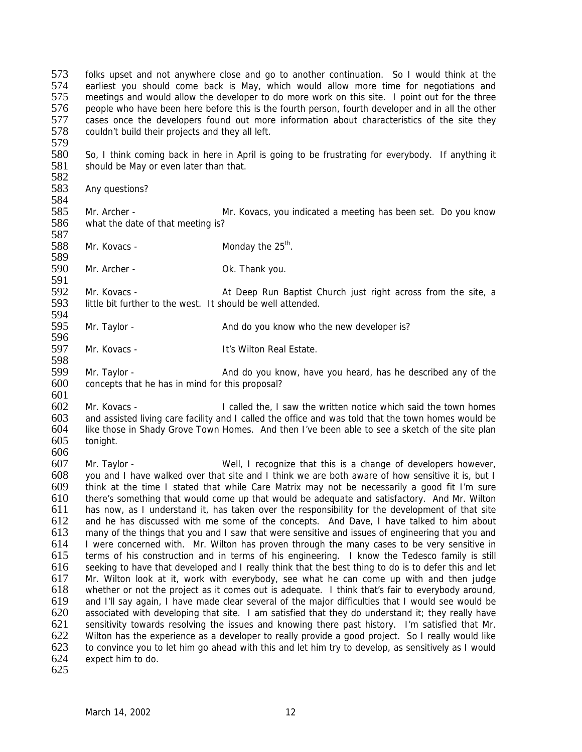folks upset and not anywhere close and go to another continuation. So I would think at the earliest you should come back is May, which would allow more time for negotiations and meetings and would allow the developer to do more work on this site. I point out for the three people who have been here before this is the fourth person, fourth developer and in all the other cases once the developers found out more information about characteristics of the site they couldn't build their projects and they all left.

So, I think coming back in here in April is going to be frustrating for everybody. If anything it should be May or even later than that.

Any questions?

Mr. Archer - Mr. Kovacs, you indicated a meeting has been set. Do you know what the date of that meeting is?

Mr. Kovacs - Monday the 25th.

Mr. Archer - Ok. Thank you.

Mr. Kovacs - At Deep Run Baptist Church just right across from the site, a little bit further to the west. It should be well attended.

Mr. Taylor - And do you know who the new developer is?

Mr. Kovacs - It's Wilton Real Estate.

Mr. Taylor - And do you know, have you heard, has he described any of the concepts that he has in mind for this proposal?

Mr. Kovacs - I called the, I saw the written notice which said the town homes and assisted living care facility and I called the office and was told that the town homes would be like those in Shady Grove Town Homes. And then I've been able to see a sketch of the site plan tonight.

Mr. Taylor - Well, I recognize that this is a change of developers however, you and I have walked over that site and I think we are both aware of how sensitive it is, but I think at the time I stated that while Care Matrix may not be necessarily a good fit I'm sure there's something that would come up that would be adequate and satisfactory. And Mr. Wilton has now, as I understand it, has taken over the responsibility for the development of that site and he has discussed with me some of the concepts. And Dave, I have talked to him about many of the things that you and I saw that were sensitive and issues of engineering that you and I were concerned with. Mr. Wilton has proven through the many cases to be very sensitive in terms of his construction and in terms of his engineering. I know the Tedesco family is still seeking to have that developed and I really think that the best thing to do is to defer this and let Mr. Wilton look at it, work with everybody, see what he can come up with and then judge whether or not the project as it comes out is adequate. I think that's fair to everybody around, and I'll say again, I have made clear several of the major difficulties that I would see would be associated with developing that site. I am satisfied that they do understand it; they really have sensitivity towards resolving the issues and knowing there past history. I'm satisfied that Mr. Wilton has the experience as a developer to really provide a good project. So I really would like to convince you to let him go ahead with this and let him try to develop, as sensitively as I would expect him to do.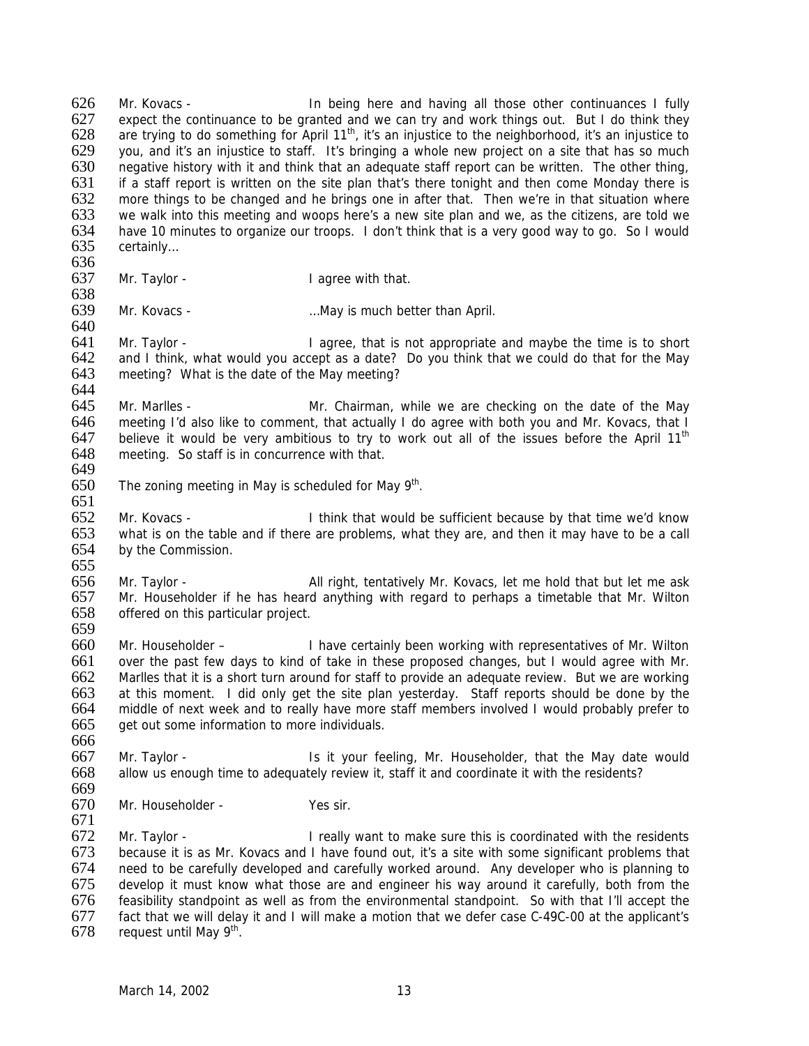Mr. Kovacs - In being here and having all those other continuances I fully expect the continuance to be granted and we can try and work things out. But I do think they are trying to do something for April 11th, it's an injustice to the neighborhood, it's an injustice to you, and it's an injustice to staff. It's bringing a whole new project on a site that has so much negative history with it and think that an adequate staff report can be written. The other thing, if a staff report is written on the site plan that's there tonight and then come Monday there is more things to be changed and he brings one in after that. Then we're in that situation where we walk into this meeting and woops here's a new site plan and we, as the citizens, are told we have 10 minutes to organize our troops. I don't think that is a very good way to go. So I would certainly…

Mr. Taylor - I agree with that.

Mr. Kovacs - …May is much better than April.

Mr. Taylor - I agree, that is not appropriate and maybe the time is to short and I think, what would you accept as a date? Do you think that we could do that for the May meeting? What is the date of the May meeting?

Mr. Marlles - Mr. Chairman, while we are checking on the date of the May meeting I'd also like to comment, that actually I do agree with both you and Mr. Kovacs, that I believe it would be very ambitious to try to work out all of the issues before the April 11th meeting. So staff is in concurrence with that.

The zoning meeting in May is scheduled for May 9th.

Mr. Kovacs - I think that would be sufficient because by that time we'd know what is on the table and if there are problems, what they are, and then it may have to be a call by the Commission.

Mr. Taylor - All right, tentatively Mr. Kovacs, let me hold that but let me ask Mr. Householder if he has heard anything with regard to perhaps a timetable that Mr. Wilton offered on this particular project.

Mr. Householder – I have certainly been working with representatives of Mr. Wilton over the past few days to kind of take in these proposed changes, but I would agree with Mr. Marlles that it is a short turn around for staff to provide an adequate review. But we are working at this moment. I did only get the site plan yesterday. Staff reports should be done by the middle of next week and to really have more staff members involved I would probably prefer to get out some information to more individuals.

Mr. Taylor - Is it your feeling, Mr. Householder, that the May date would allow us enough time to adequately review it, staff it and coordinate it with the residents?

Mr. Householder - Yes sir.

Mr. Taylor - I really want to make sure this is coordinated with the residents because it is as Mr. Kovacs and I have found out, it's a site with some significant problems that need to be carefully developed and carefully worked around. Any developer who is planning to develop it must know what those are and engineer his way around it carefully, both from the feasibility standpoint as well as from the environmental standpoint. So with that I'll accept the fact that we will delay it and I will make a motion that we defer case C-49C-00 at the applicant's request until May 9th.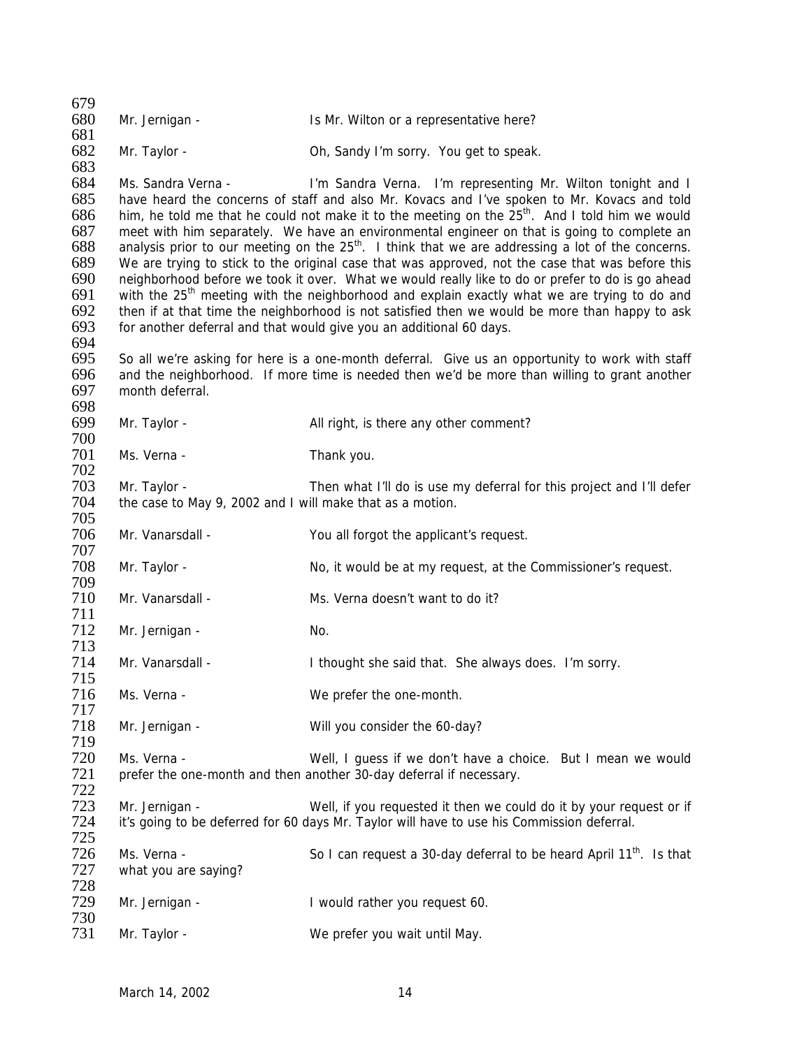Mr. Jernigan - Is Mr. Wilton or a representative here?

Mr. Taylor - Oh, Sandy I'm sorry. You get to speak.

Ms. Sandra Verna - I'm Sandra Verna. I'm representing Mr. Wilton tonight and I have heard the concerns of staff and also Mr. Kovacs and I've spoken to Mr. Kovacs and told him, he told me that he could not make it to the meeting on the 25th. And I told him we would meet with him separately. We have an environmental engineer on that is going to complete an analysis prior to our meeting on the 25th. I think that we are addressing a lot of the concerns. We are trying to stick to the original case that was approved, not the case that was before this neighborhood before we took it over. What we would really like to do or prefer to do is go ahead with the 25th meeting with the neighborhood and explain exactly what we are trying to do and then if at that time the neighborhood is not satisfied then we would be more than happy to ask for another deferral and that would give you an additional 60 days.

So all we're asking for here is a one-month deferral. Give us an opportunity to work with staff and the neighborhood. If more time is needed then we'd be more than willing to grant another month deferral.

Mr. Taylor - All right, is there any other comment?

Ms. Verna - Thank you.

Mr. Taylor - Then what I'll do is use my deferral for this project and I'll defer the case to May 9, 2002 and I will make that as a motion.

Mr. Vanarsdall - You all forgot the applicant's request.

Mr. Taylor - No, it would be at my request, at the Commissioner's request.

Mr. Vanarsdall - Ms. Verna doesn't want to do it?

Mr. Jernigan - No.

Mr. Vanarsdall - I thought she said that. She always does. I'm sorry.

Ms. Verna - We prefer the one-month.

Mr. Jernigan - Will you consider the 60-day?

Ms. Verna - Well, I guess if we don't have a choice. But I mean we would prefer the one-month and then another 30-day deferral if necessary.

Mr. Jernigan - Well, if you requested it then we could do it by your request or if it's going to be deferred for 60 days Mr. Taylor will have to use his Commission deferral.

Ms. Verna - So I can request a 30-day deferral to be heard April 11th. Is that what you are saying?

Mr. Jernigan - I would rather you request 60.

Mr. Taylor - We prefer you wait until May.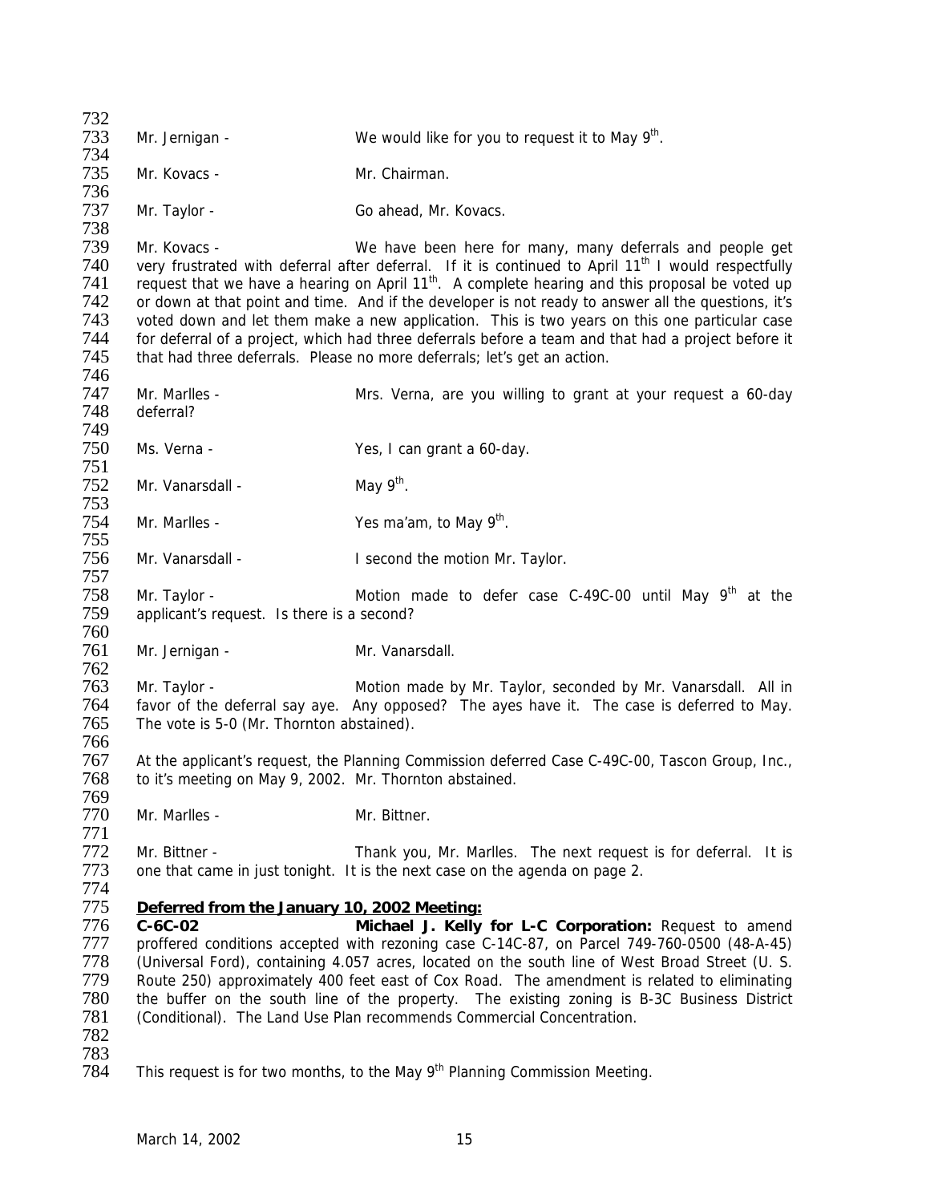Mr. Jernigan - We would like for you to request it to May 9th.

Mr. Kovacs - Mr. Chairman.

Mr. Taylor - Go ahead, Mr. Kovacs.

Mr. Kovacs - We have been here for many, many deferrals and people get very frustrated with deferral after deferral. If it is continued to April 11th I would respectfully request that we have a hearing on April 11th. A complete hearing and this proposal be voted up or down at that point and time. And if the developer is not ready to answer all the questions, it's voted down and let them make a new application. This is two years on this one particular case for deferral of a project, which had three deferrals before a team and that had a project before it that had three deferrals. Please no more deferrals; let's get an action.

Mr. Marlles - Mrs. Verna, are you willing to grant at your request a 60-day deferral?

Ms. Verna - Yes, I can grant a 60-day.

Mr. Vanarsdall - May 9th.

Mr. Marlles - Yes ma'am, to May 9th.

Mr. Vanarsdall - I second the motion Mr. Taylor.

Mr. Taylor - Motion made to defer case C-49C-00 until May 9th at the applicant's request. Is there a second?

Mr. Jernigan - Mr. Vanarsdall.

Mr. Taylor - Motion made by Mr. Taylor, seconded by Mr. Vanarsdall. All in favor of the deferral say aye. Any opposed? The ayes have it. The case is deferred to May. The vote is 5-0 (Mr. Thornton abstained).

At the applicant's request, the Planning Commission deferred Case C-49C-00, Tascon Group, Inc., to it's meeting on May 9, 2002. Mr. Thornton abstained.

Mr. Marlles - Mr. Bittner.

Mr. Bittner - Thank you, Mr. Marlles. The next request is for deferral. It is one that came in just tonight. It is the next case on the agenda on page 2.

**Deferred from the January 10, 2002 Meeting:**

**C-6C-02 Michael J. Kelly for L-C Corporation:** Request to amend proffered conditions accepted with rezoning case C-14C-87, on Parcel 749-760-0500 (48-A-45) (Universal Ford), containing 4.057 acres, located on the south line of West Broad Street (U. S. Route 250) approximately 400 feet east of Cox Road. The amendment is related to eliminating the buffer on the south line of the property. The existing zoning is B-3C Business District (Conditional). The Land Use Plan recommends Commercial Concentration.

This request is for two months, to the May 9th Planning Commission Meeting.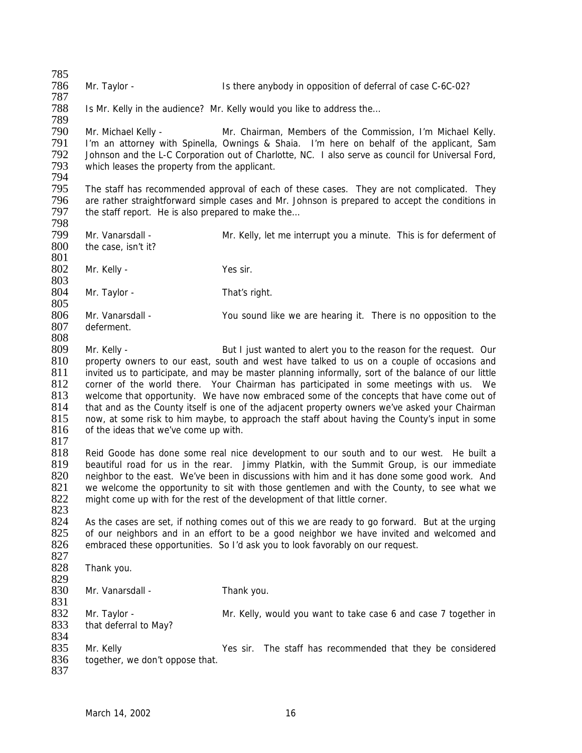Mr. Taylor - Is there anybody in opposition of deferral of case C-6C-02?

Is Mr. Kelly in the audience? Mr. Kelly would you like to address the…

Mr. Michael Kelly - Mr. Chairman, Members of the Commission, I'm Michael Kelly. I'm an attorney with Spinella, Ownings & Shaia. I'm here on behalf of the applicant, Sam Johnson and the L-C Corporation out of Charlotte, NC. I also serve as council for Universal Ford, which leases the property from the applicant.

The staff has recommended approval of each of these cases. They are not complicated. They are rather straightforward simple cases and Mr. Johnson is prepared to accept the conditions in the staff report. He is also prepared to make the…

Mr. Vanarsdall - Mr. Kelly, let me interrupt you a minute. This is for deferment of the case, isn't it?

Mr. Kelly - Yes sir.

Mr. Taylor - That's right.

Mr. Vanarsdall - You sound like we are hearing it. There is no opposition to the deferment.

Mr. Kelly - But I just wanted to alert you to the reason for the request. Our property owners to our east, south and west have talked to us on a couple of occasions and invited us to participate, and may be master planning informally, sort of the balance of our little corner of the world there. Your Chairman has participated in some meetings with us. We welcome that opportunity. We have now embraced some of the concepts that have come out of that and as the County itself is one of the adjacent property owners we've asked your Chairman now, at some risk to him maybe, to approach the staff about having the County's input in some of the ideas that we've come up with.

Reid Goode has done some real nice development to our south and to our west. He built a beautiful road for us in the rear. Jimmy Platkin, with the Summit Group, is our immediate neighbor to the east. We've been in discussions with him and it has done some good work. And we welcome the opportunity to sit with those gentlemen and with the County, to see what we might come up with for the rest of the development of that little corner.

As the cases are set, if nothing comes out of this we are ready to go forward. But at the urging of our neighbors and in an effort to be a good neighbor we have invited and welcomed and embraced these opportunities. So I'd ask you to look favorably on our request.

Thank you.

Mr. Vanarsdall - Thank you.

Mr. Taylor - Mr. Kelly, would you want to take case 6 and case 7 together in that deferral to May?

Mr. Kelly Yes sir. The staff has recommended that they be considered together, we don't oppose that.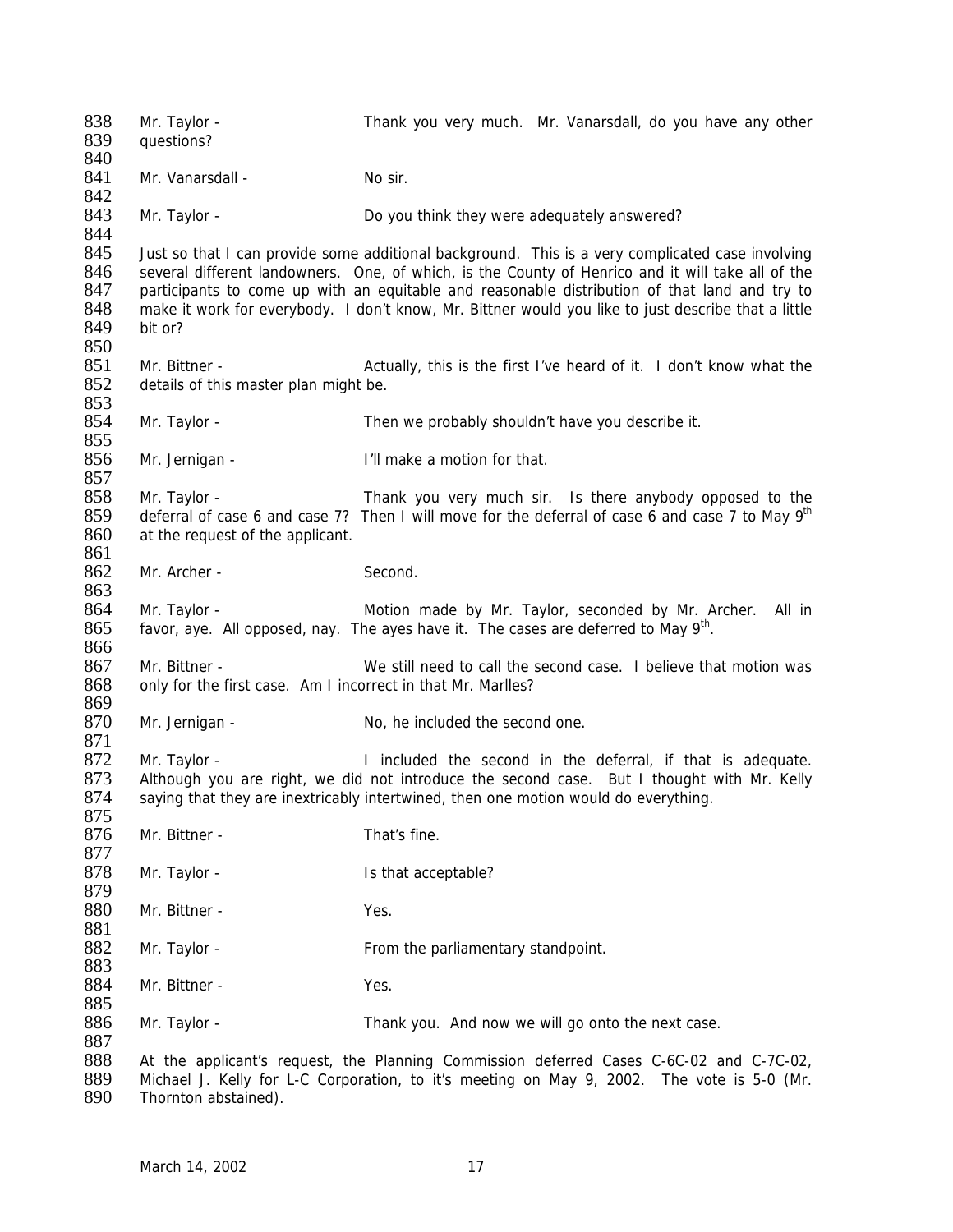Mr. Taylor - Thank you very much. Mr. Vanarsdall, do you have any other questions?

Mr. Vanarsdall - No sir.

Mr. Taylor - Do you think they were adequately answered?

Just so that I can provide some additional background. This is a very complicated case involving several different landowners. One, of which, is the County of Henrico and it will take all of the participants to come up with an equitable and reasonable distribution of that land and try to make it work for everybody. I don't know, Mr. Bittner would you like to just describe that a little bit or?

Mr. Bittner - Actually, this is the first I've heard of it. I don't know what the details of this master plan might be.

Mr. Taylor - Then we probably shouldn't have you describe it.

Mr. Jernigan - I'll make a motion for that.

Mr. Taylor - Thank you very much sir. Is there anybody opposed to the deferral of case 6 and case 7? Then I will move for the deferral of case 6 and case 7 to May 9th at the request of the applicant.

Mr. Archer - Second.

Mr. Taylor - Motion made by Mr. Taylor, seconded by Mr. Archer. All in favor, aye. All opposed, nay. The ayes have it. The cases are deferred to May 9th.

Mr. Bittner - We still need to call the second case. I believe that motion was only for the first case. Am I incorrect in that Mr. Marlles?

Mr. Jernigan - No, he included the second one.

Mr. Taylor - I included the second in the deferral, if that is adequate. Although you are right, we did not introduce the second case. But I thought with Mr. Kelly saying that they are inextricably intertwined, then one motion would do everything.

Mr. Bittner - That's fine.

Mr. Taylor - Is that acceptable?

Mr. Bittner - Yes.

Mr. Taylor - From the parliamentary standpoint.

Mr. Bittner - Yes.

Mr. Taylor - Thank you. And now we will go onto the next case.

At the applicant's request, the Planning Commission deferred Cases C-6C-02 and C-7C-02, Michael J. Kelly for L-C Corporation, to it's meeting on May 9, 2002. The vote is 5-0 (Mr. Thornton abstained).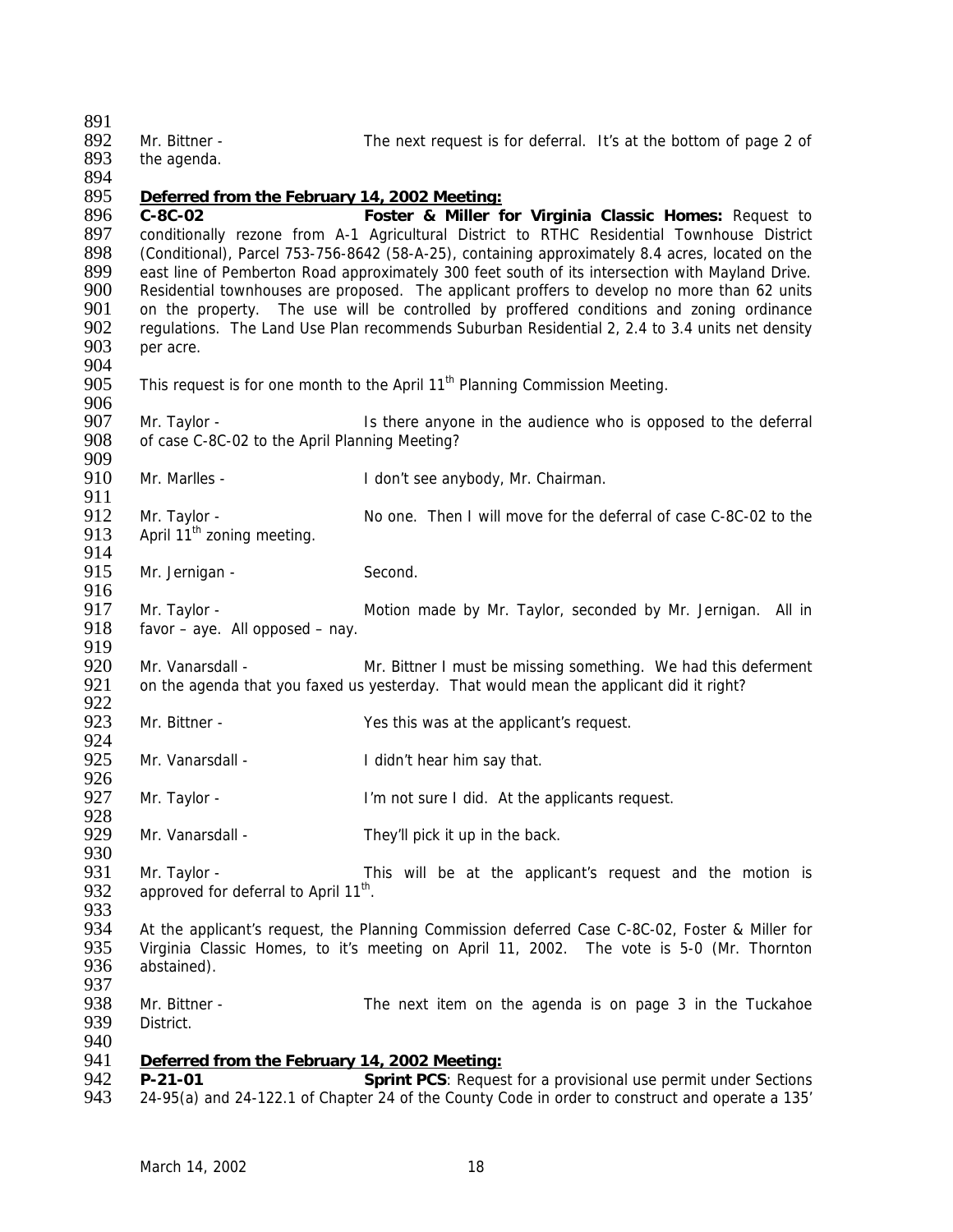Mr. Bittner - The next request is for deferral. It's at the bottom of page 2 of the agenda.

**Deferred from the February 14, 2002 Meeting:**

**C-8C-02** **Foster & Miller for Virginia Classic Homes:** Request to conditionally rezone from A-1 Agricultural District to RTHC Residential Townhouse District (Conditional), Parcel 753-756-8642 (58-A-25), containing approximately 8.4 acres, located on the east line of Pemberton Road approximately 300 feet south of its intersection with Mayland Drive. Residential townhouses are proposed. The applicant proffers to develop no more than 62 units on the property. The use will be controlled by proffered conditions and zoning ordinance regulations. The Land Use Plan recommends Suburban Residential 2, 2.4 to 3.4 units net density per acre.

This request is for one month to the April 11th Planning Commission Meeting.

Mr. Taylor - Is there anyone in the audience who is opposed to the deferral of case C-8C-02 to the April Planning Meeting?

Mr. Marlles - I don't see anybody, Mr. Chairman.

Mr. Taylor - No one. Then I will move for the deferral of case C-8C-02 to the April 11th zoning meeting.

Mr. Jernigan - Second.

Mr. Taylor - Motion made by Mr. Taylor, seconded by Mr. Jernigan. All in favor – aye. All opposed – nay.

Mr. Vanarsdall - Mr. Bittner I must be missing something. We had this deferment on the agenda that you faxed us yesterday. That would mean the applicant did it right?

Mr. Bittner - Yes this was at the applicant's request.

Mr. Vanarsdall - I didn't hear him say that.

Mr. Taylor - I'm not sure I did. At the applicants request.

Mr. Vanarsdall - They'll pick it up in the back.

Mr. Taylor - This will be at the applicant's request and the motion is approved for deferral to April 11th.

At the applicant's request, the Planning Commission deferred Case C-8C-02, Foster & Miller for Virginia Classic Homes, to it's meeting on April 11, 2002. The vote is 5-0 (Mr. Thornton abstained).

Mr. Bittner - The next item on the agenda is on page 3 in the Tuckahoe District.

**Deferred from the February 14, 2002 Meeting:**

**P-21-01** **Sprint PCS**: Request for a provisional use permit under Sections 24-95(a) and 24-122.1 of Chapter 24 of the County Code in order to construct and operate a 135'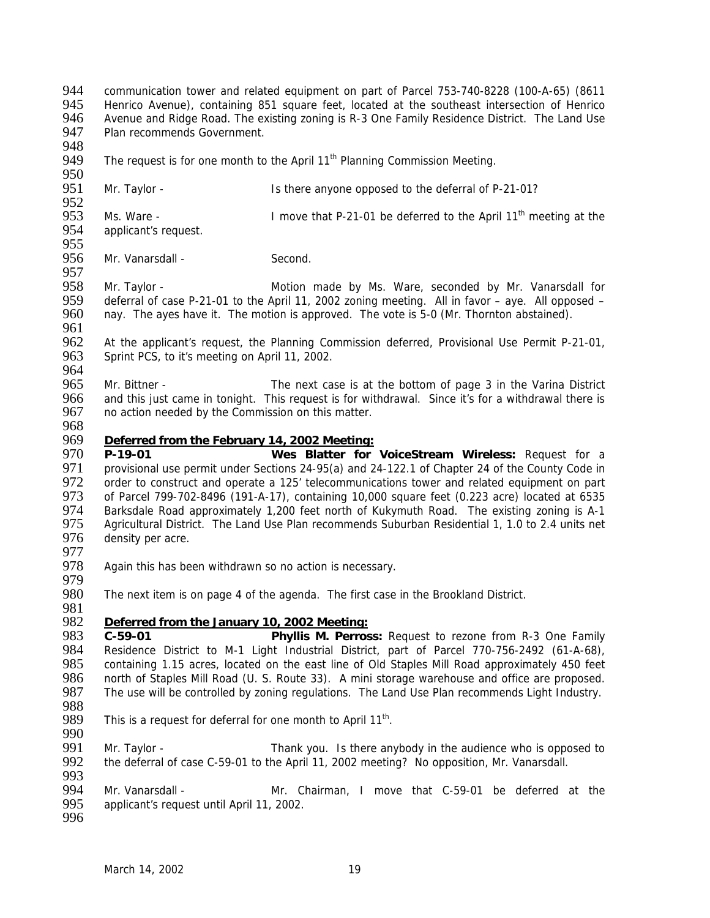communication tower and related equipment on part of Parcel 753-740-8228 (100-A-65) (8611 Henrico Avenue), containing 851 square feet, located at the southeast intersection of Henrico Avenue and Ridge Road. The existing zoning is R-3 One Family Residence District. The Land Use Plan recommends Government.

The request is for one month to the April 11th Planning Commission Meeting.

Mr. Taylor - Is there anyone opposed to the deferral of P-21-01?

Ms. Ware - I move that P-21-01 be deferred to the April 11th meeting at the applicant's request.

Mr. Vanarsdall - Second.

Mr. Taylor - Motion made by Ms. Ware, seconded by Mr. Vanarsdall for deferral of case P-21-01 to the April 11, 2002 zoning meeting. All in favor – aye. All opposed – nay. The ayes have it. The motion is approved. The vote is 5-0 (Mr. Thornton abstained).

At the applicant's request, the Planning Commission deferred, Provisional Use Permit P-21-01, Sprint PCS, to it's meeting on April 11, 2002.

Mr. Bittner - The next case is at the bottom of page 3 in the Varina District and this just came in tonight. This request is for withdrawal. Since it's for a withdrawal there is no action needed by the Commission on this matter.

**Deferred from the February 14, 2002 Meeting:**

**P-19-01 Wes Blatter for VoiceStream Wireless:** Request for a provisional use permit under Sections 24-95(a) and 24-122.1 of Chapter 24 of the County Code in order to construct and operate a 125' telecommunications tower and related equipment on part of Parcel 799-702-8496 (191-A-17), containing 10,000 square feet (0.223 acre) located at 6535 Barksdale Road approximately 1,200 feet north of Kukymuth Road. The existing zoning is A-1 Agricultural District. The Land Use Plan recommends Suburban Residential 1, 1.0 to 2.4 units net density per acre.

Again this has been withdrawn so no action is necessary.

The next item is on page 4 of the agenda. The first case in the Brookland District.

**Deferred from the January 10, 2002 Meeting:**

**C-59-01 Phyllis M. Peross:** Request to rezone from R-3 One Family Residence District to M-1 Light Industrial District, part of Parcel 770-756-2492 (61-A-68), containing 1.15 acres, located on the east line of Old Staples Mill Road approximately 450 feet north of Staples Mill Road (U. S. Route 33). A mini storage warehouse and office are proposed. The use will be controlled by zoning regulations. The Land Use Plan recommends Light Industry.

This is a request for deferral for one month to April 11th.

Mr. Taylor - Thank you. Is there anybody in the audience who is opposed to the deferral of case C-59-01 to the April 11, 2002 meeting? No opposition, Mr. Vanarsdall.

Mr. Vanarsdall - Mr. Chairman, I move that C-59-01 be deferred at the applicant's request until April 11, 2002.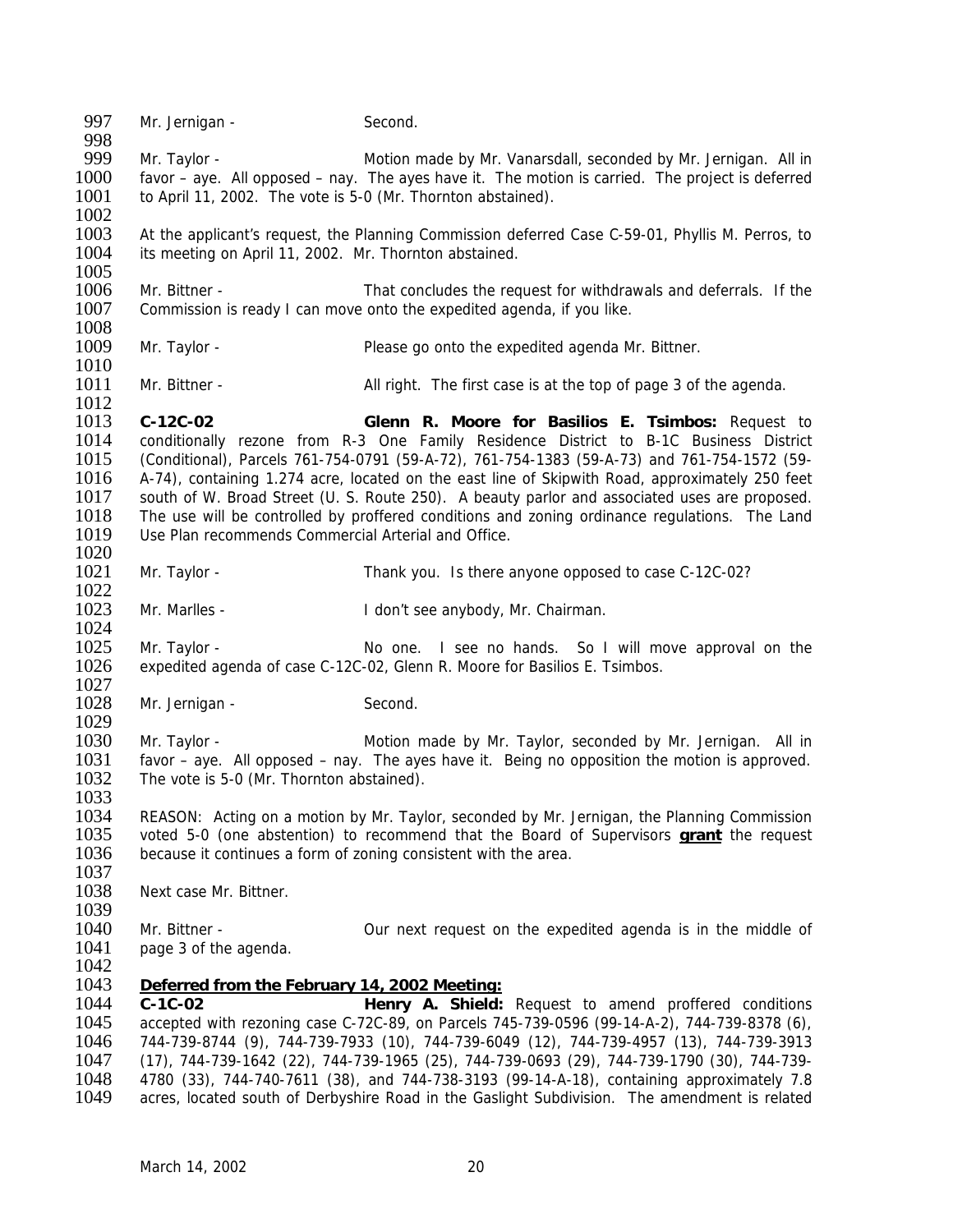Mr. Jernigan - Second.

Mr. Taylor - Motion made by Mr. Vanarsdall, seconded by Mr. Jernigan. All in favor – aye. All opposed – nay. The ayes have it. The motion is carried. The project is deferred to April 11, 2002. The vote is 5-0 (Mr. Thornton abstained).

At the applicant's request, the Planning Commission deferred Case C-59-01, Phyllis M. Perros, to its meeting on April 11, 2002. Mr. Thornton abstained.

Mr. Bittner - That concludes the request for withdrawals and deferrals. If the Commission is ready I can move onto the expedited agenda, if you like.

Mr. Taylor - Please go onto the expedited agenda Mr. Bittner.

Mr. Bittner - All right. The first case is at the top of page 3 of the agenda.

**C-12C-02** **Glenn R. Moore for Basilios E. Tsimbos:** Request to conditionally rezone from R-3 One Family Residence District to B-1C Business District (Conditional), Parcels 761-754-0791 (59-A-72), 761-754-1383 (59-A-73) and 761-754-1572 (59-A-74), containing 1.274 acre, located on the east line of Skipwith Road, approximately 250 feet south of W. Broad Street (U. S. Route 250). A beauty parlor and associated uses are proposed. The use will be controlled by proffered conditions and zoning ordinance regulations. The Land Use Plan recommends Commercial Arterial and Office.

Mr. Taylor - Thank you. Is there anyone opposed to case C-12C-02?

Mr. Marlles - I don't see anybody, Mr. Chairman.

Mr. Taylor - No one. I see no hands. So I will move approval on the expedited agenda of case C-12C-02, Glenn R. Moore for Basilios E. Tsimbos.

Mr. Jernigan - Second.

Mr. Taylor - Motion made by Mr. Taylor, seconded by Mr. Jernigan. All in favor – aye. All opposed – nay. The ayes have it. Being no opposition the motion is approved. The vote is 5-0 (Mr. Thornton abstained).

REASON: Acting on a motion by Mr. Taylor, seconded by Mr. Jernigan, the Planning Commission voted 5-0 (one abstention) to recommend that the Board of Supervisors **grant** the request because it continues a form of zoning consistent with the area.

Next case Mr. Bittner.

Mr. Bittner - Our next request on the expedited agenda is in the middle of page 3 of the agenda.

**Deferred from the February 14, 2002 Meeting:**

**C-1C-02** **Henry A. Shield:** Request to amend proffered conditions accepted with rezoning case C-72C-89, on Parcels 745-739-0596 (99-14-A-2), 744-739-8378 (6), 744-739-8744 (9), 744-739-7933 (10), 744-739-6049 (12), 744-739-4957 (13), 744-739-3913 (17), 744-739-1642 (22), 744-739-1965 (25), 744-739-0693 (29), 744-739-1790 (30), 744-739-4780 (33), 744-740-7611 (38), and 744-738-3193 (99-14-A-18), containing approximately 7.8 acres, located south of Derbyshire Road in the Gaslight Subdivision. The amendment is related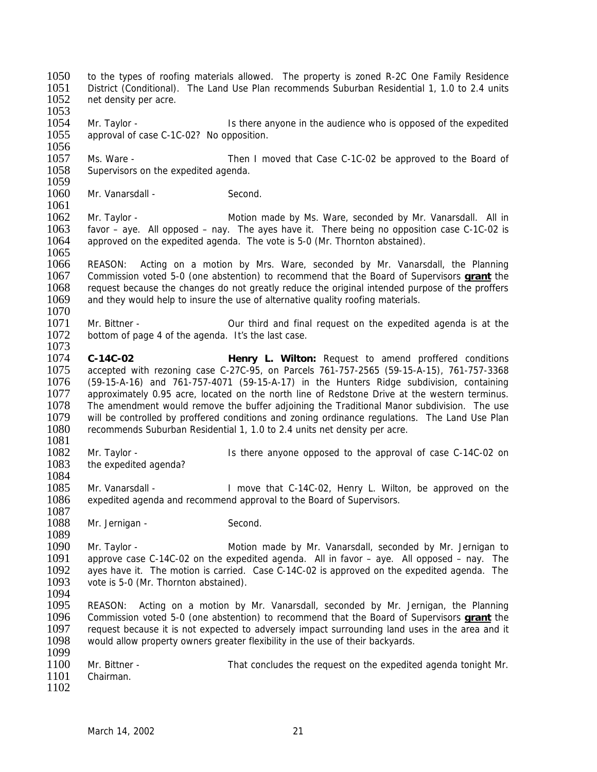to the types of roofing materials allowed. The property is zoned R-2C One Family Residence District (Conditional). The Land Use Plan recommends Suburban Residential 1, 1.0 to 2.4 units net density per acre.

Mr. Taylor - Is there anyone in the audience who is opposed of the expedited approval of case C-1C-02? No opposition.

Ms. Ware - Then I moved that Case C-1C-02 be approved to the Board of Supervisors on the expedited agenda.

Mr. Vanarsdall - Second.

Mr. Taylor - Motion made by Ms. Ware, seconded by Mr. Vanarsdall. All in favor – aye. All opposed – nay. The ayes have it. There being no opposition case C-1C-02 is approved on the expedited agenda. The vote is 5-0 (Mr. Thornton abstained).

REASON: Acting on a motion by Mrs. Ware, seconded by Mr. Vanarsdall, the Planning Commission voted 5-0 (one abstention) to recommend that the Board of Supervisors **grant** the request because the changes do not greatly reduce the original intended purpose of the proffers and they would help to insure the use of alternative quality roofing materials.

Mr. Bittner - Our third and final request on the expedited agenda is at the bottom of page 4 of the agenda. It's the last case.

**C-14C-02** **Henry L. Wilton:** Request to amend proffered conditions accepted with rezoning case C-27C-95, on Parcels 761-757-2565 (59-15-A-15), 761-757-3368 (59-15-A-16) and 761-757-4071 (59-15-A-17) in the Hunters Ridge subdivision, containing approximately 0.95 acre, located on the north line of Redstone Drive at the western terminus. The amendment would remove the buffer adjoining the Traditional Manor subdivision. The use will be controlled by proffered conditions and zoning ordinance regulations. The Land Use Plan recommends Suburban Residential 1, 1.0 to 2.4 units net density per acre.

Mr. Taylor - Is there anyone opposed to the approval of case C-14C-02 on the expedited agenda?

Mr. Vanarsdall - I move that C-14C-02, Henry L. Wilton, be approved on the expedited agenda and recommend approval to the Board of Supervisors.

Mr. Jernigan - Second.

Mr. Taylor - Motion made by Mr. Vanarsdall, seconded by Mr. Jernigan to approve case C-14C-02 on the expedited agenda. All in favor – aye. All opposed – nay. The ayes have it. The motion is carried. Case C-14C-02 is approved on the expedited agenda. The vote is 5-0 (Mr. Thornton abstained).

REASON: Acting on a motion by Mr. Vanarsdall, seconded by Mr. Jernigan, the Planning Commission voted 5-0 (one abstention) to recommend that the Board of Supervisors **grant** the request because it is not expected to adversely impact surrounding land uses in the area and it would allow property owners greater flexibility in the use of their backyards.

Mr. Bittner - That concludes the request on the expedited agenda tonight Mr. Chairman.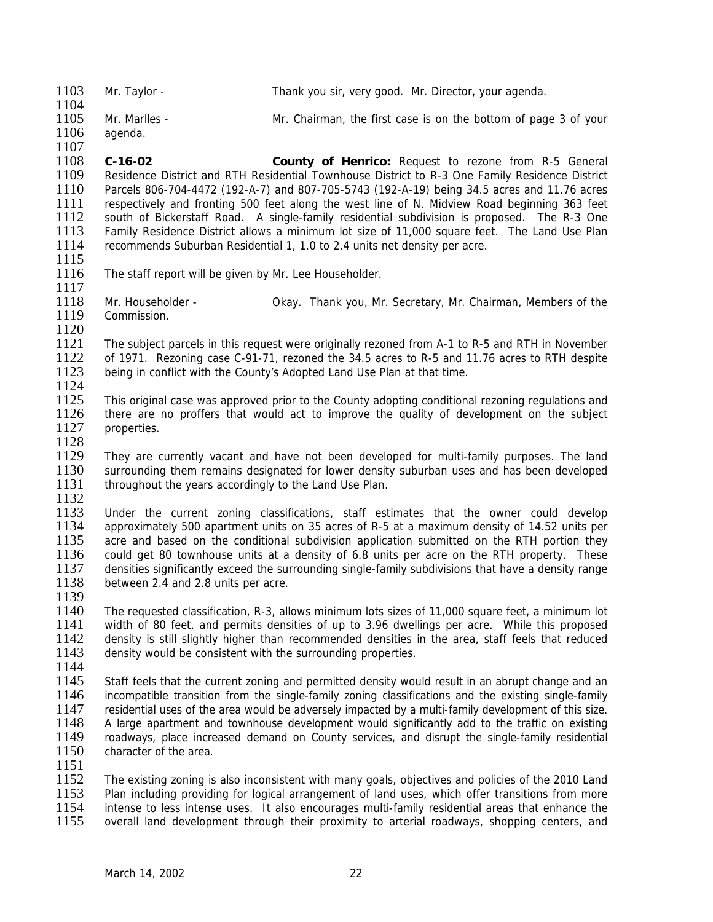Mr. Taylor - Thank you sir, very good. Mr. Director, your agenda.

Mr. Marlles - Mr. Chairman, the first case is on the bottom of page 3 of your agenda.

**C-16-02** **County of Henrico:** Request to rezone from R-5 General Residence District and RTH Residential Townhouse District to R-3 One Family Residence District Parcels 806-704-4472 (192-A-7) and 807-705-5743 (192-A-19) being 34.5 acres and 11.76 acres respectively and fronting 500 feet along the west line of N. Midview Road beginning 363 feet south of Bickerstaff Road. A single-family residential subdivision is proposed. The R-3 One Family Residence District allows a minimum lot size of 11,000 square feet. The Land Use Plan recommends Suburban Residential 1, 1.0 to 2.4 units net density per acre.

The staff report will be given by Mr. Lee Householder.

Mr. Householder - Okay. Thank you, Mr. Secretary, Mr. Chairman, Members of the Commission.

The subject parcels in this request were originally rezoned from A-1 to R-5 and RTH in November of 1971. Rezoning case C-91-71, rezoned the 34.5 acres to R-5 and 11.76 acres to RTH despite being in conflict with the County's Adopted Land Use Plan at that time.

This original case was approved prior to the County adopting conditional rezoning regulations and there are no proffers that would act to improve the quality of development on the subject properties.

They are currently vacant and have not been developed for multi-family purposes. The land surrounding them remains designated for lower density suburban uses and has been developed throughout the years accordingly to the Land Use Plan.

Under the current zoning classifications, staff estimates that the owner could develop approximately 500 apartment units on 35 acres of R-5 at a maximum density of 14.52 units per acre and based on the conditional subdivision application submitted on the RTH portion they could get 80 townhouse units at a density of 6.8 units per acre on the RTH property. These densities significantly exceed the surrounding single-family subdivisions that have a density range between 2.4 and 2.8 units per acre.

The requested classification, R-3, allows minimum lots sizes of 11,000 square feet, a minimum lot width of 80 feet, and permits densities of up to 3.96 dwellings per acre. While this proposed density is still slightly higher than recommended densities in the area, staff feels that reduced density would be consistent with the surrounding properties.

Staff feels that the current zoning and permitted density would result in an abrupt change and an incompatible transition from the single-family zoning classifications and the existing single-family residential uses of the area would be adversely impacted by a multi-family development of this size. A large apartment and townhouse development would significantly add to the traffic on existing roadways, place increased demand on County services, and disrupt the single-family residential character of the area.

The existing zoning is also inconsistent with many goals, objectives and policies of the 2010 Land Plan including providing for logical arrangement of land uses, which offer transitions from more intense to less intense uses. It also encourages multi-family residential areas that enhance the overall land development through their proximity to arterial roadways, shopping centers, and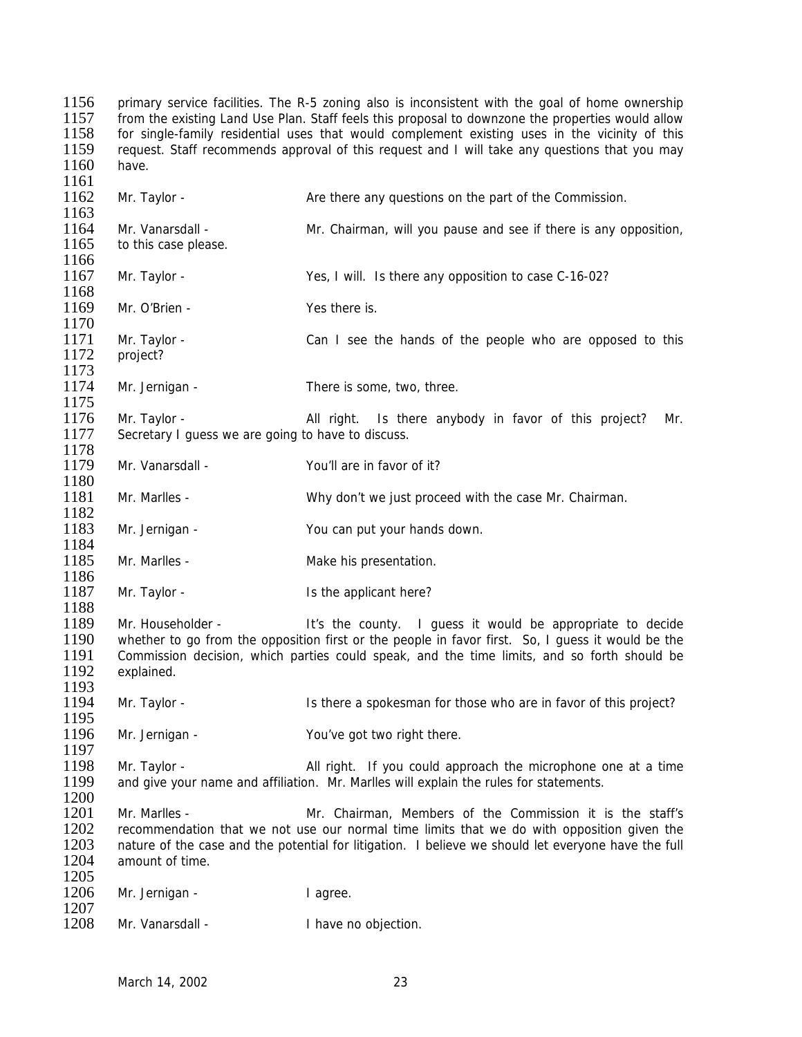primary service facilities. The R-5 zoning also is inconsistent with the goal of home ownership from the existing Land Use Plan. Staff feels this proposal to downzone the properties would allow for single-family residential uses that would complement existing uses in the vicinity of this request. Staff recommends approval of this request and I will take any questions that you may have.

Mr. Taylor - Are there any questions on the part of the Commission.

Mr. Vanarsdall - Mr. Chairman, will you pause and see if there is any opposition, to this case please.

Mr. Taylor - Yes, I will. Is there any opposition to case C-16-02?

Mr. O'Brien - Yes there is.

Mr. Taylor - Can I see the hands of the people who are opposed to this project?

Mr. Jernigan - There is some, two, three.

Mr. Taylor - All right. Is there anybody in favor of this project? Mr. Secretary I guess we are going to have to discuss.

Mr. Vanarsdall - You'll are in favor of it?

Mr. Marlles - Why don't we just proceed with the case Mr. Chairman.

Mr. Jernigan - You can put your hands down.

Mr. Marlles - Make his presentation.

Mr. Taylor - Is the applicant here?

Mr. Householder - It's the county. I guess it would be appropriate to decide whether to go from the opposition first or the people in favor first. So, I guess it would be the Commission decision, which parties could speak, and the time limits, and so forth should be explained.

Mr. Taylor - Is there a spokesman for those who are in favor of this project?

Mr. Jernigan - You've got two right there.

Mr. Taylor - All right. If you could approach the microphone one at a time and give your name and affiliation. Mr. Marlles will explain the rules for statements.

Mr. Marlles - Mr. Chairman, Members of the Commission it is the staff's recommendation that we not use our normal time limits that we do with opposition given the nature of the case and the potential for litigation. I believe we should let everyone have the full amount of time.

Mr. Jernigan - I agree.

Mr. Vanarsdall - I have no objection.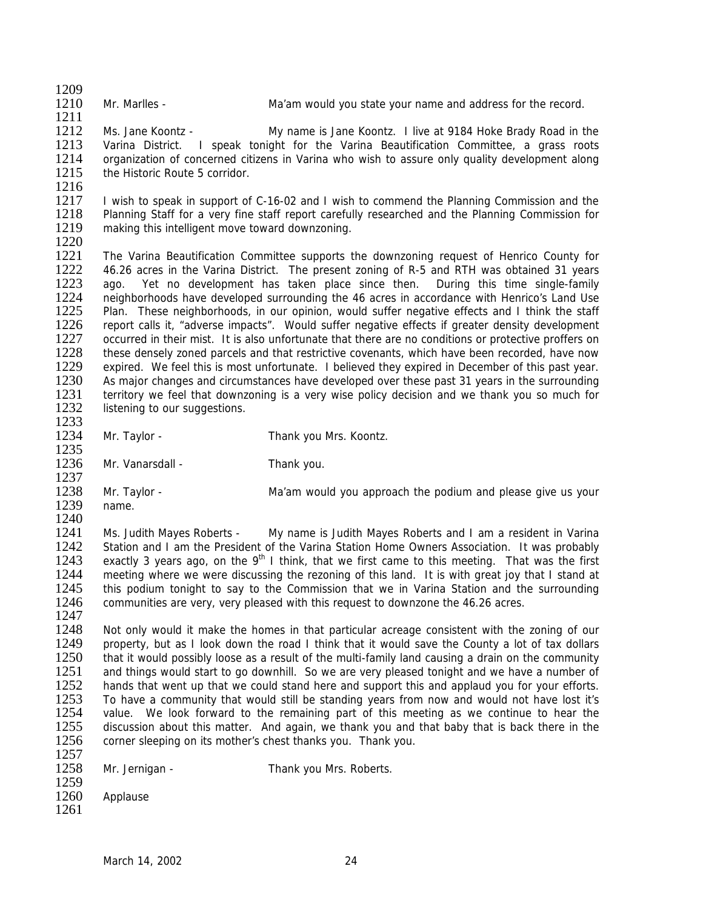Mr. Marlles - Ma'am would you state your name and address for the record.

Ms. Jane Koontz - My name is Jane Koontz. I live at 9184 Hoke Brady Road in the Varina District. I speak tonight for the Varina Beautification Committee, a grass roots organization of concerned citizens in Varina who wish to assure only quality development along the Historic Route 5 corridor.

I wish to speak in support of C-16-02 and I wish to commend the Planning Commission and the Planning Staff for a very fine staff report carefully researched and the Planning Commission for making this intelligent move toward downzoning.

The Varina Beautification Committee supports the downzoning request of Henrico County for 46.26 acres in the Varina District. The present zoning of R-5 and RTH was obtained 31 years ago. Yet no development has taken place since then. During this time single-family neighborhoods have developed surrounding the 46 acres in accordance with Henrico's Land Use Plan. These neighborhoods, in our opinion, would suffer negative effects and I think the staff report calls it, "adverse impacts". Would suffer negative effects if greater density development occurred in their mist. It is also unfortunate that there are no conditions or protective proffers on these densely zoned parcels and that restrictive covenants, which have been recorded, have now expired. We feel this is most unfortunate. I believed they expired in December of this past year. As major changes and circumstances have developed over these past 31 years in the surrounding territory we feel that downzoning is a very wise policy decision and we thank you so much for listening to our suggestions.

Mr. Taylor - Thank you Mrs. Koontz.

Mr. Vanarsdall - Thank you.

Mr. Taylor - Ma'am would you approach the podium and please give us your name.

Ms. Judith Mayes Roberts - My name is Judith Mayes Roberts and I am a resident in Varina Station and I am the President of the Varina Station Home Owners Association. It was probably exactly 3 years ago, on the 9th I think, that we first came to this meeting. That was the first meeting where we were discussing the rezoning of this land. It is with great joy that I stand at this podium tonight to say to the Commission that we in Varina Station and the surrounding communities are very, very pleased with this request to downzone the 46.26 acres.

Not only would it make the homes in that particular acreage consistent with the zoning of our property, but as I look down the road I think that it would save the County a lot of tax dollars that it would possibly loose as a result of the multi-family land causing a drain on the community and things would start to go downhill. So we are very pleased tonight and we have a number of hands that went up that we could stand here and support this and applaud you for your efforts. To have a community that would still be standing years from now and would not have lost it's value. We look forward to the remaining part of this meeting as we continue to hear the discussion about this matter. And again, we thank you and that baby that is back there in the corner sleeping on its mother's chest thanks you. Thank you.

Mr. Jernigan - Thank you Mrs. Roberts.

Applause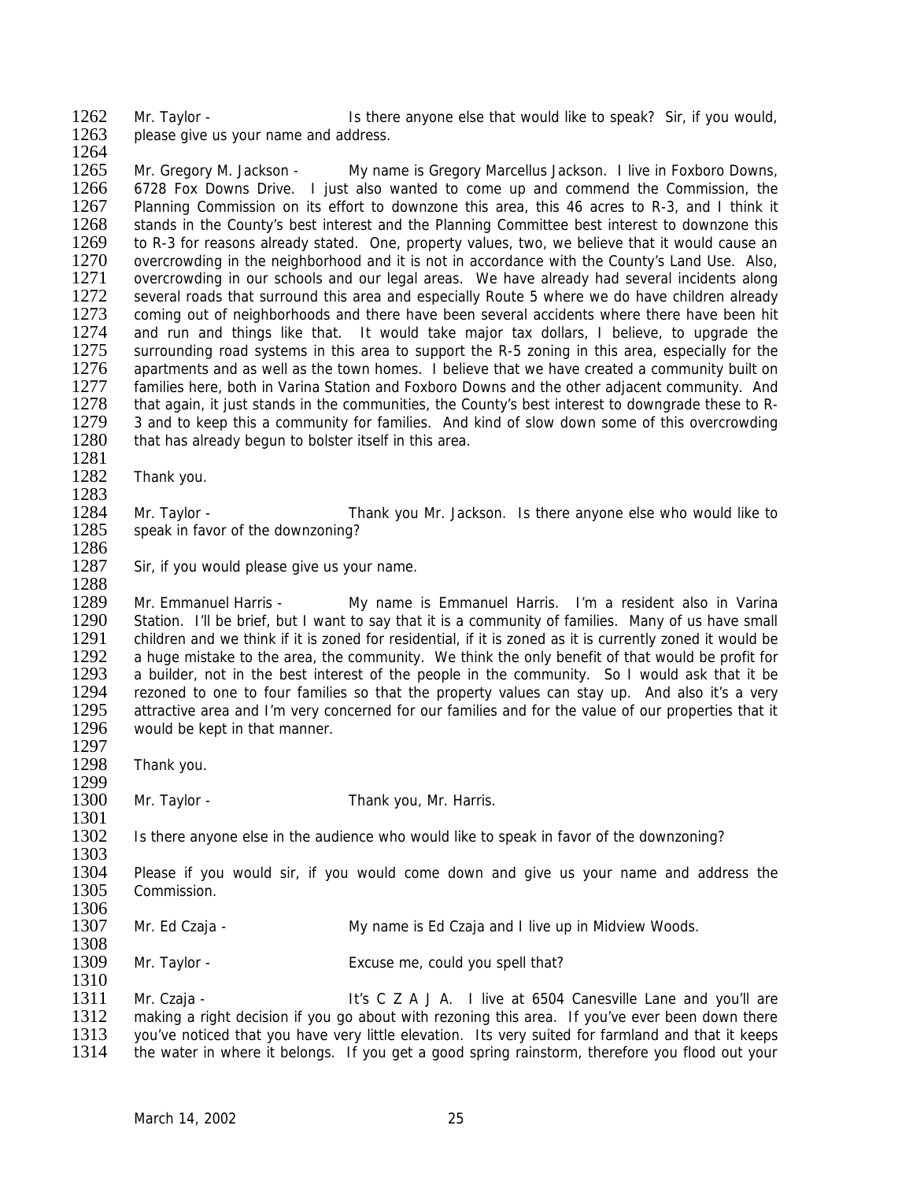Mr. Taylor - Is there anyone else that would like to speak? Sir, if you would, please give us your name and address.

Mr. Gregory M. Jackson - My name is Gregory Marcellus Jackson. I live in Foxboro Downs, 6728 Fox Downs Drive. I just also wanted to come up and commend the Commission, the Planning Commission on its effort to downzone this area, this 46 acres to R-3, and I think it stands in the County's best interest and the Planning Committee best interest to downzone this to R-3 for reasons already stated. One, property values, two, we believe that it would cause an overcrowding in the neighborhood and it is not in accordance with the County's Land Use. Also, overcrowding in our schools and our legal areas. We have already had several incidents along several roads that surround this area and especially Route 5 where we do have children already coming out of neighborhoods and there have been several accidents where there have been hit and run and things like that. It would take major tax dollars, I believe, to upgrade the surrounding road systems in this area to support the R-5 zoning in this area, especially for the apartments and as well as the town homes. I believe that we have created a community built on families here, both in Varina Station and Foxboro Downs and the other adjacent community. And that again, it just stands in the communities, the County's best interest to downgrade these to R-3 and to keep this a community for families. And kind of slow down some of this overcrowding that has already begun to bolster itself in this area.

Thank you.

Mr. Taylor - Thank you Mr. Jackson. Is there anyone else who would like to speak in favor of the downzoning?

Sir, if you would please give us your name.

Mr. Emmanuel Harris - My name is Emmanuel Harris. I'm a resident also in Varina Station. I'll be brief, but I want to say that it is a community of families. Many of us have small children and we think if it is zoned for residential, if it is zoned as it is currently zoned it would be a huge mistake to the area, the community. We think the only benefit of that would be profit for a builder, not in the best interest of the people in the community. So I would ask that it be rezoned to one to four families so that the property values can stay up. And also it's a very attractive area and I'm very concerned for our families and for the value of our properties that it would be kept in that manner.

Thank you.

Mr. Taylor - Thank you, Mr. Harris.

Is there anyone else in the audience who would like to speak in favor of the downzoning?

Please if you would sir, if you would come down and give us your name and address the Commission.

Mr. Ed Czaja - My name is Ed Czaja and I live up in Midview Woods.

Mr. Taylor - Excuse me, could you spell that?

Mr. Czaja - It's C Z A J A. I live at 6504 Canesville Lane and you'll are making a right decision if you go about with rezoning this area. If you've ever been down there you've noticed that you have very little elevation. Its very suited for farmland and that it keeps the water in where it belongs. If you get a good spring rainstorm, therefore you flood out your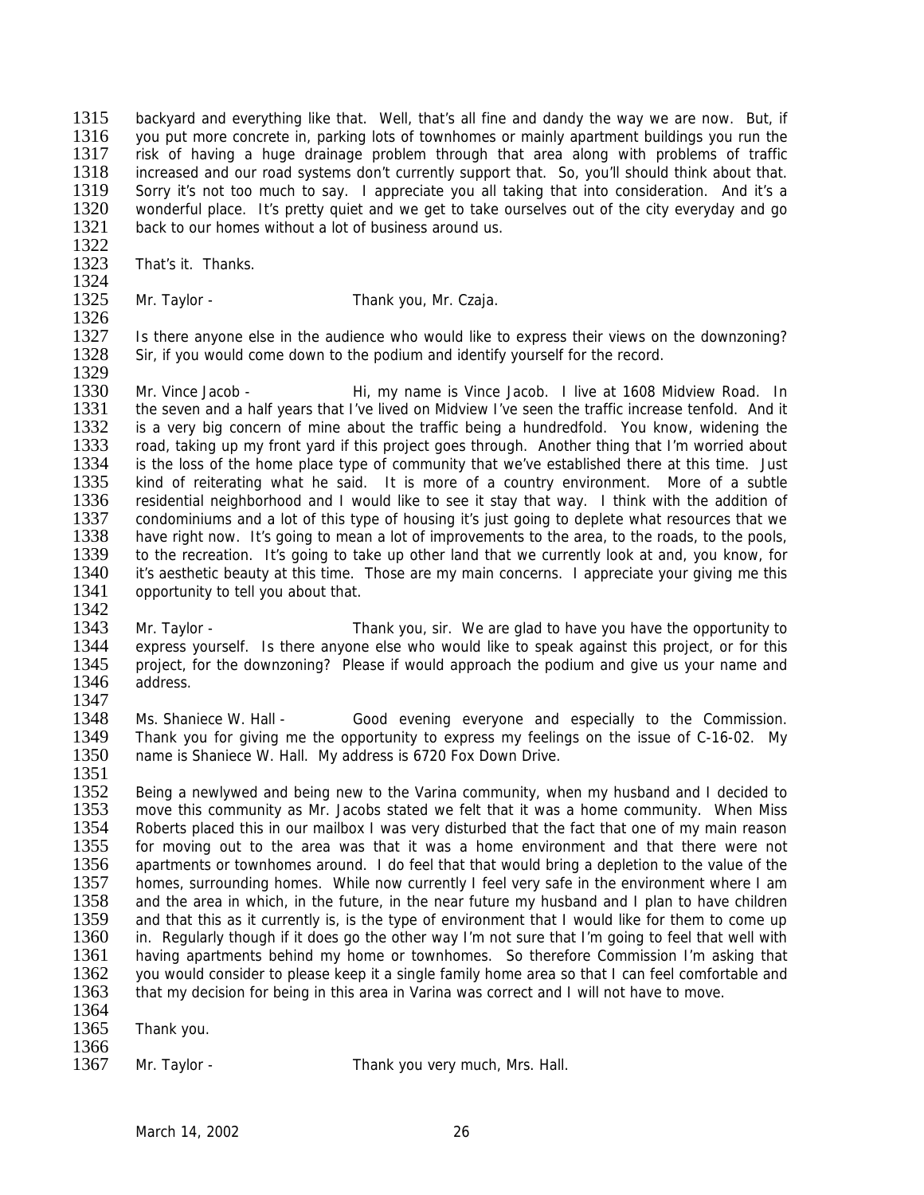backyard and everything like that. Well, that's all fine and dandy the way we are now. But, if you put more concrete in, parking lots of townhomes or mainly apartment buildings you run the risk of having a huge drainage problem through that area along with problems of traffic increased and our road systems don't currently support that. So, you'll should think about that. Sorry it's not too much to say. I appreciate you all taking that into consideration. And it's a wonderful place. It's pretty quiet and we get to take ourselves out of the city everyday and go back to our homes without a lot of business around us.

That's it. Thanks.

Mr. Taylor - Thank you, Mr. Czaja.

Is there anyone else in the audience who would like to express their views on the downzoning? Sir, if you would come down to the podium and identify yourself for the record.

Mr. Vince Jacob - Hi, my name is Vince Jacob. I live at 1608 Midview Road. In the seven and a half years that I've lived on Midview I've seen the traffic increase tenfold. And it is a very big concern of mine about the traffic being a hundredfold. You know, widening the road, taking up my front yard if this project goes through. Another thing that I'm worried about is the loss of the home place type of community that we've established there at this time. Just kind of reiterating what he said. It is more of a country environment. More of a subtle residential neighborhood and I would like to see it stay that way. I think with the addition of condominiums and a lot of this type of housing it's just going to deplete what resources that we have right now. It's going to mean a lot of improvements to the area, to the roads, to the pools, to the recreation. It's going to take up other land that we currently look at and, you know, for it's aesthetic beauty at this time. Those are my main concerns. I appreciate your giving me this opportunity to tell you about that.

Mr. Taylor - Thank you, sir. We are glad to have you have the opportunity to express yourself. Is there anyone else who would like to speak against this project, or for this project, for the downzoning? Please if would approach the podium and give us your name and address.

Ms. Shaniece W. Hall - Good evening everyone and especially to the Commission. Thank you for giving me the opportunity to express my feelings on the issue of C-16-02. My name is Shaniece W. Hall. My address is 6720 Fox Down Drive.

Being a newlywed and being new to the Varina community, when my husband and I decided to move this community as Mr. Jacobs stated we felt that it was a home community. When Miss Roberts placed this in our mailbox I was very disturbed that the fact that one of my main reason for moving out to the area was that it was a home environment and that there were not apartments or townhomes around. I do feel that that would bring a depletion to the value of the homes, surrounding homes. While now currently I feel very safe in the environment where I am and the area in which, in the future, in the near future my husband and I plan to have children and that this as it currently is, is the type of environment that I would like for them to come up in. Regularly though if it does go the other way I'm not sure that I'm going to feel that well with having apartments behind my home or townhomes. So therefore Commission I'm asking that you would consider to please keep it a single family home area so that I can feel comfortable and that my decision for being in this area in Varina was correct and I will not have to move.

Thank you.

Mr. Taylor - Thank you very much, Mrs. Hall.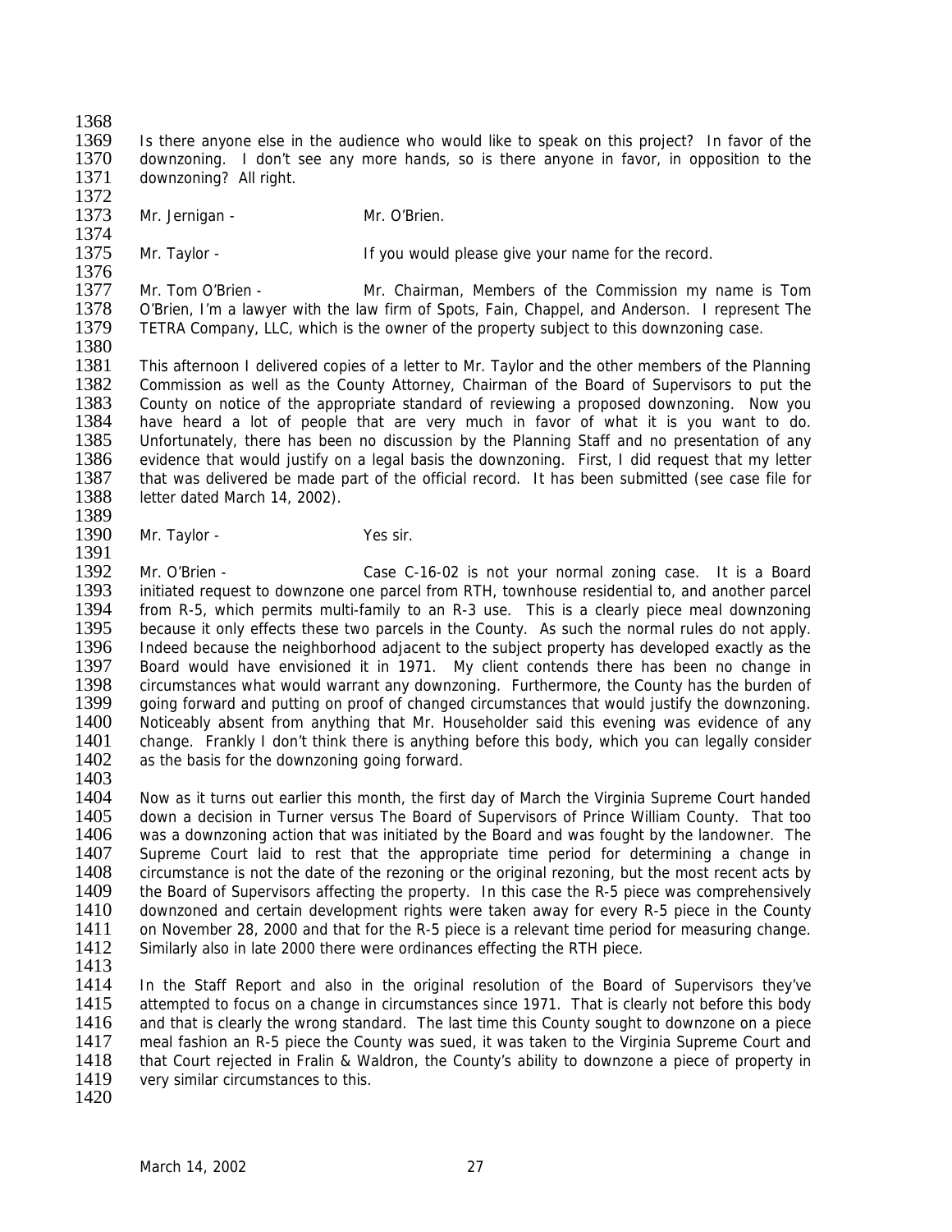Is there anyone else in the audience who would like to speak on this project? In favor of the downzoning. I don't see any more hands, so is there anyone in favor, in opposition to the downzoning? All right.

Mr. Jernigan - Mr. O'Brien.

Mr. Taylor - If you would please give your name for the record.

Mr. Tom O'Brien - Mr. Chairman, Members of the Commission my name is Tom O'Brien, I'm a lawyer with the law firm of Spots, Fain, Chappel, and Anderson. I represent The TETRA Company, LLC, which is the owner of the property subject to this downzoning case.

This afternoon I delivered copies of a letter to Mr. Taylor and the other members of the Planning Commission as well as the County Attorney, Chairman of the Board of Supervisors to put the County on notice of the appropriate standard of reviewing a proposed downzoning. Now you have heard a lot of people that are very much in favor of what it is you want to do. Unfortunately, there has been no discussion by the Planning Staff and no presentation of any evidence that would justify on a legal basis the downzoning. First, I did request that my letter that was delivered be made part of the official record. It has been submitted (see case file for letter dated March 14, 2002).

Mr. Taylor - Yes sir.

Mr. O'Brien - Case C-16-02 is not your normal zoning case. It is a Board initiated request to downzone one parcel from RTH, townhouse residential to, and another parcel from R-5, which permits multi-family to an R-3 use. This is a clearly piece meal downzoning because it only effects these two parcels in the County. As such the normal rules do not apply. Indeed because the neighborhood adjacent to the subject property has developed exactly as the Board would have envisioned it in 1971. My client contends there has been no change in circumstances what would warrant any downzoning. Furthermore, the County has the burden of going forward and putting on proof of changed circumstances that would justify the downzoning. Noticeably absent from anything that Mr. Householder said this evening was evidence of any change. Frankly I don't think there is anything before this body, which you can legally consider as the basis for the downzoning going forward.

Now as it turns out earlier this month, the first day of March the Virginia Supreme Court handed down a decision in Turner versus The Board of Supervisors of Prince William County. That too was a downzoning action that was initiated by the Board and was fought by the landowner. The Supreme Court laid to rest that the appropriate time period for determining a change in circumstance is not the date of the rezoning or the original rezoning, but the most recent acts by the Board of Supervisors affecting the property. In this case the R-5 piece was comprehensively downzoned and certain development rights were taken away for every R-5 piece in the County on November 28, 2000 and that for the R-5 piece is a relevant time period for measuring change. Similarly also in late 2000 there were ordinances effecting the RTH piece.

In the Staff Report and also in the original resolution of the Board of Supervisors they've attempted to focus on a change in circumstances since 1971. That is clearly not before this body and that is clearly the wrong standard. The last time this County sought to downzone on a piece meal fashion an R-5 piece the County was sued, it was taken to the Virginia Supreme Court and that Court rejected in Fralin & Waldron, the County's ability to downzone a piece of property in very similar circumstances to this.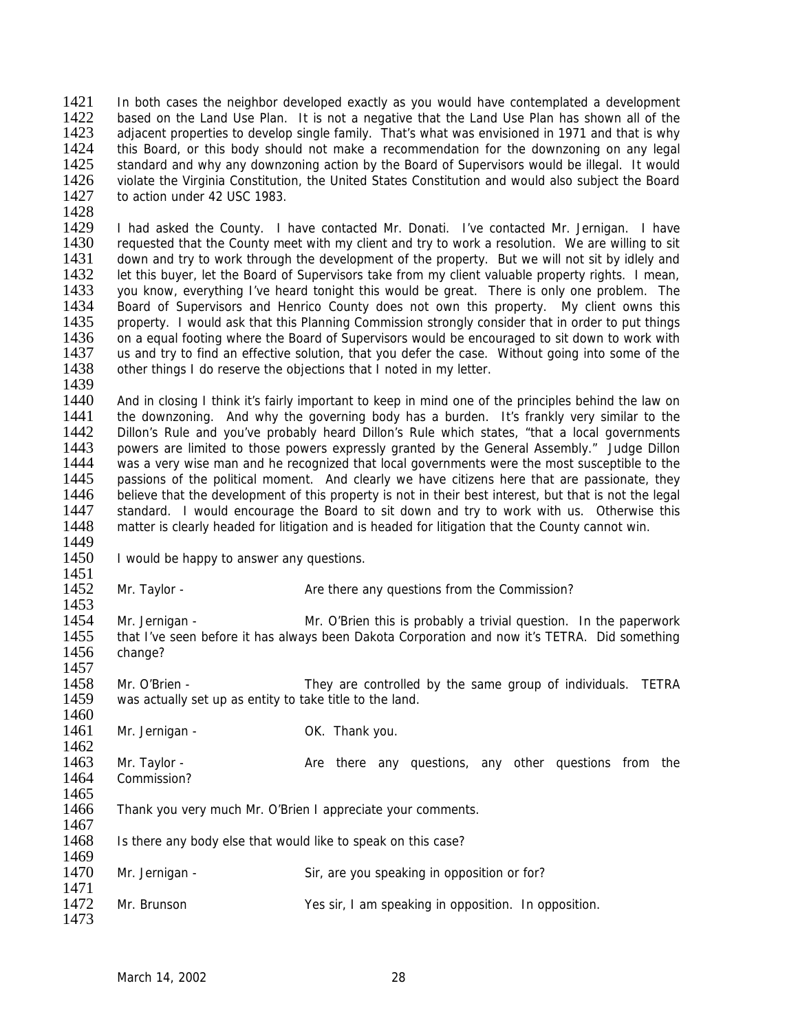In both cases the neighbor developed exactly as you would have contemplated a development based on the Land Use Plan. It is not a negative that the Land Use Plan has shown all of the adjacent properties to develop single family. That's what was envisioned in 1971 and that is why this Board, or this body should not make a recommendation for the downzoning on any legal standard and why any downzoning action by the Board of Supervisors would be illegal. It would violate the Virginia Constitution, the United States Constitution and would also subject the Board to action under 42 USC 1983.

I had asked the County. I have contacted Mr. Donati. I've contacted Mr. Jernigan. I have requested that the County meet with my client and try to work a resolution. We are willing to sit down and try to work through the development of the property. But we will not sit by idlely and let this buyer, let the Board of Supervisors take from my client valuable property rights. I mean, you know, everything I've heard tonight this would be great. There is only one problem. The Board of Supervisors and Henrico County does not own this property. My client owns this property. I would ask that this Planning Commission strongly consider that in order to put things on a equal footing where the Board of Supervisors would be encouraged to sit down to work with us and try to find an effective solution, that you defer the case. Without going into some of the other things I do reserve the objections that I noted in my letter.

And in closing I think it's fairly important to keep in mind one of the principles behind the law on the downzoning. And why the governing body has a burden. It's frankly very similar to the Dillon's Rule and you've probably heard Dillon's Rule which states, "that a local governments powers are limited to those powers expressly granted by the General Assembly." Judge Dillon was a very wise man and he recognized that local governments were the most susceptible to the passions of the political moment. And clearly we have citizens here that are passionate, they believe that the development of this property is not in their best interest, but that is not the legal standard. I would encourage the Board to sit down and try to work with us. Otherwise this matter is clearly headed for litigation and is headed for litigation that the County cannot win.

I would be happy to answer any questions.

Mr. Taylor - Are there any questions from the Commission?

Mr. Jernigan - Mr. O'Brien this is probably a trivial question. In the paperwork that I've seen before it has always been Dakota Corporation and now it's TETRA. Did something change?

Mr. O'Brien - They are controlled by the same group of individuals. TETRA was actually set up as entity to take title to the land.

Mr. Jernigan - OK. Thank you.

Mr. Taylor - Are there any questions, any other questions from the Commission?

Thank you very much Mr. O'Brien I appreciate your comments.

Is there any body else that would like to speak on this case?

Mr. Jernigan - Sir, are you speaking in opposition or for?

Mr. Brunson Yes sir, I am speaking in opposition. In opposition.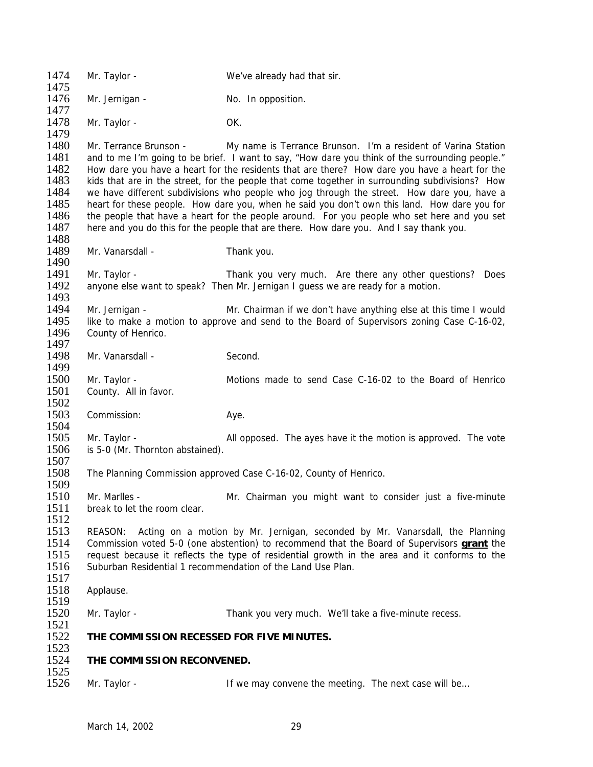1474 Mr. Taylor - We've already had that sir.

1476 Mr. Jernigan - No. In opposition.

1478 Mr. Taylor - OK.

1480 Mr. Terrance Brunson - My name is Terrance Brunson. I'm a resident of Varina Station
1481 and to me I'm going to be brief. I want to say, "How dare you think of the surrounding people."
1482 How dare you have a heart for the residents that are there? How dare you have a heart for the
1483 kids that are in the street, for the people that come together in surrounding subdivisions? How
1484 we have different subdivisions who people who jog through the street. How dare you, have a
1485 heart for these people. How dare you, when he said you don't own this land. How dare you for
1486 the people that have a heart for the people around. For you people who set here and you set
1487 here and you do this for the people that are there. How dare you. And I say thank you.

1489 Mr. Vanarsdall - Thank you.

1491 Mr. Taylor - Thank you very much. Are there any other questions? Does
1492 anyone else want to speak? Then Mr. Jernigan I guess we are ready for a motion.

1494 Mr. Jernigan - Mr. Chairman if we don't have anything else at this time I would
1495 like to make a motion to approve and send to the Board of Supervisors zoning Case C-16-02,
1496 County of Henrico.

1498 Mr. Vanarsdall - Second.

1500 Mr. Taylor - Motions made to send Case C-16-02 to the Board of Henrico
1501 County. All in favor.

1503 Commission: Aye.

1505 Mr. Taylor - All opposed. The ayes have it the motion is approved. The vote
1506 is 5-0 (Mr. Thornton abstained).

1508 The Planning Commission approved Case C-16-02, County of Henrico.

1510 Mr. Marlles - Mr. Chairman you might want to consider just a five-minute
1511 break to let the room clear.

1513 REASON: Acting on a motion by Mr. Jernigan, seconded by Mr. Vanarsdall, the Planning
1514 Commission voted 5-0 (one abstention) to recommend that the Board of Supervisors **grant** the
1515 request because it reflects the type of residential growth in the area and it conforms to the
1516 Suburban Residential 1 recommendation of the Land Use Plan.

1518 Applause.

1520 Mr. Taylor - Thank you very much. We'll take a five-minute recess.

1522 **THE COMMISSION RECESSED FOR FIVE MINUTES.**

1524 **THE COMMISSION RECONVENED.**

1526 Mr. Taylor - If we may convene the meeting. The next case will be…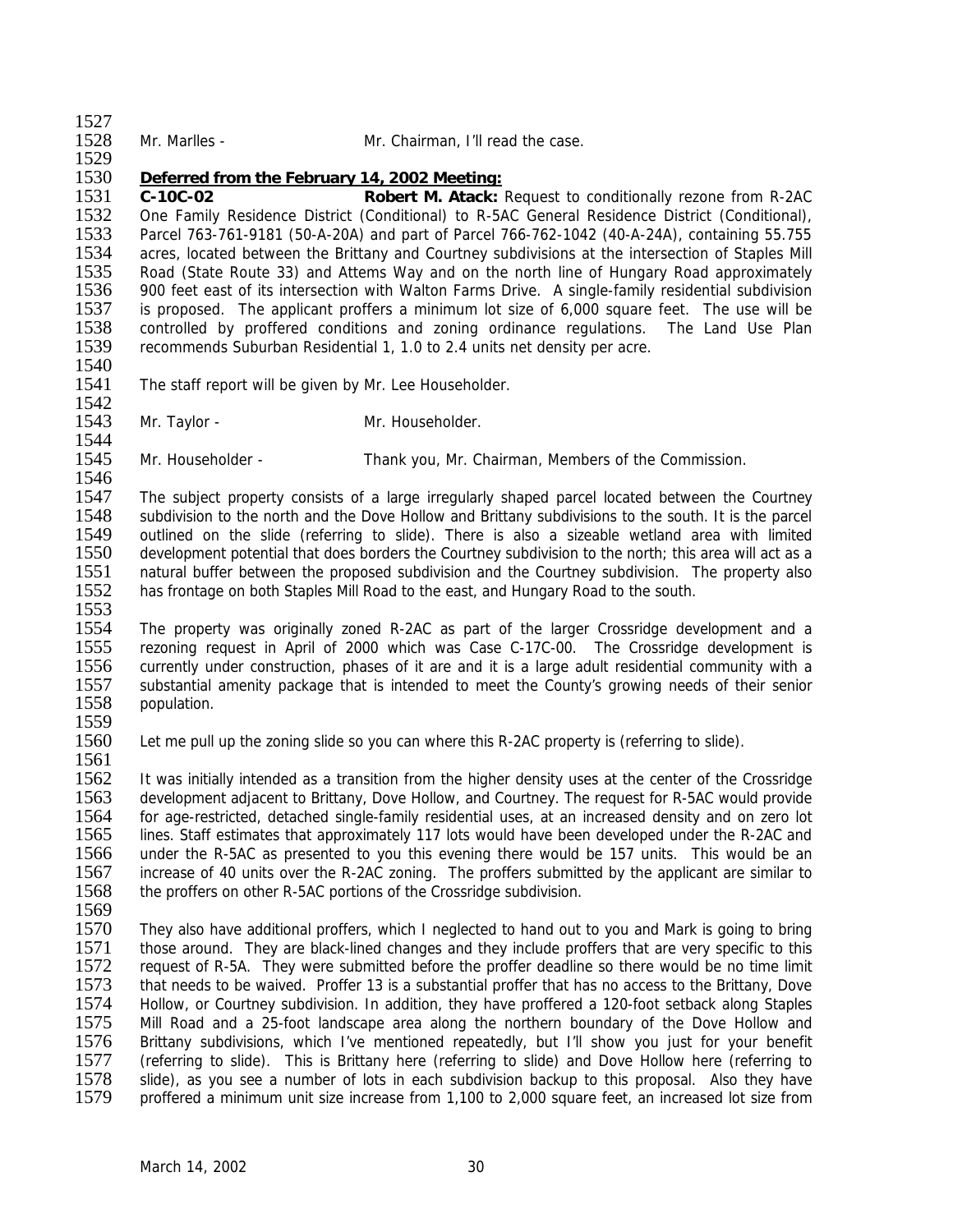Mr. Marlles - Mr. Chairman, I'll read the case.

**Deferred from the February 14, 2002 Meeting:**

**C-10C-02** **Robert M. Atack:** Request to conditionally rezone from R-2AC One Family Residence District (Conditional) to R-5AC General Residence District (Conditional), Parcel 763-761-9181 (50-A-20A) and part of Parcel 766-762-1042 (40-A-24A), containing 55.755 acres, located between the Brittany and Courtney subdivisions at the intersection of Staples Mill Road (State Route 33) and Attems Way and on the north line of Hungary Road approximately 900 feet east of its intersection with Walton Farms Drive. A single-family residential subdivision is proposed. The applicant proffers a minimum lot size of 6,000 square feet. The use will be controlled by proffered conditions and zoning ordinance regulations. The Land Use Plan recommends Suburban Residential 1, 1.0 to 2.4 units net density per acre.

The staff report will be given by Mr. Lee Householder.

Mr. Taylor - Mr. Householder.

Mr. Householder - Thank you, Mr. Chairman, Members of the Commission.

The subject property consists of a large irregularly shaped parcel located between the Courtney subdivision to the north and the Dove Hollow and Brittany subdivisions to the south. It is the parcel outlined on the slide (referring to slide). There is also a sizeable wetland area with limited development potential that does borders the Courtney subdivision to the north; this area will act as a natural buffer between the proposed subdivision and the Courtney subdivision. The property also has frontage on both Staples Mill Road to the east, and Hungary Road to the south.

The property was originally zoned R-2AC as part of the larger Crossridge development and a rezoning request in April of 2000 which was Case C-17C-00. The Crossridge development is currently under construction, phases of it are and it is a large adult residential community with a substantial amenity package that is intended to meet the County's growing needs of their senior population.

Let me pull up the zoning slide so you can where this R-2AC property is (referring to slide).

It was initially intended as a transition from the higher density uses at the center of the Crossridge development adjacent to Brittany, Dove Hollow, and Courtney. The request for R-5AC would provide for age-restricted, detached single-family residential uses, at an increased density and on zero lot lines. Staff estimates that approximately 117 lots would have been developed under the R-2AC and under the R-5AC as presented to you this evening there would be 157 units. This would be an increase of 40 units over the R-2AC zoning. The proffers submitted by the applicant are similar to the proffers on other R-5AC portions of the Crossridge subdivision.

They also have additional proffers, which I neglected to hand out to you and Mark is going to bring those around. They are black-lined changes and they include proffers that are very specific to this request of R-5A. They were submitted before the proffer deadline so there would be no time limit that needs to be waived. Proffer 13 is a substantial proffer that has no access to the Brittany, Dove Hollow, or Courtney subdivision. In addition, they have proffered a 120-foot setback along Staples Mill Road and a 25-foot landscape area along the northern boundary of the Dove Hollow and Brittany subdivisions, which I've mentioned repeatedly, but I'll show you just for your benefit (referring to slide). This is Brittany here (referring to slide) and Dove Hollow here (referring to slide), as you see a number of lots in each subdivision backup to this proposal. Also they have proffered a minimum unit size increase from 1,100 to 2,000 square feet, an increased lot size from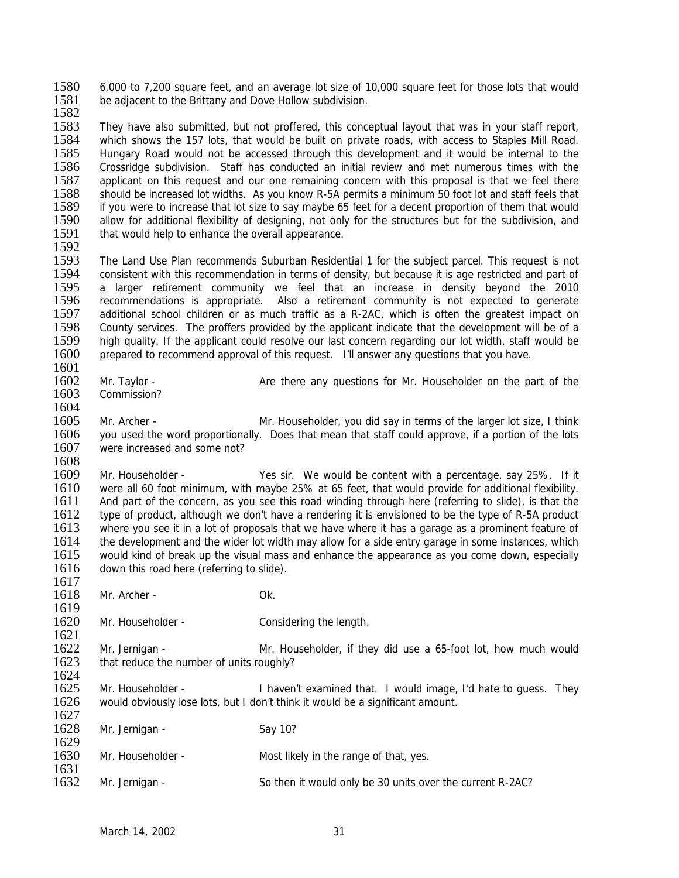6,000 to 7,200 square feet, and an average lot size of 10,000 square feet for those lots that would be adjacent to the Brittany and Dove Hollow subdivision.

They have also submitted, but not proffered, this conceptual layout that was in your staff report, which shows the 157 lots, that would be built on private roads, with access to Staples Mill Road. Hungary Road would not be accessed through this development and it would be internal to the Crossridge subdivision. Staff has conducted an initial review and met numerous times with the applicant on this request and our one remaining concern with this proposal is that we feel there should be increased lot widths. As you know R-5A permits a minimum 50 foot lot and staff feels that if you were to increase that lot size to say maybe 65 feet for a decent proportion of them that would allow for additional flexibility of designing, not only for the structures but for the subdivision, and that would help to enhance the overall appearance.

The Land Use Plan recommends Suburban Residential 1 for the subject parcel. This request is not consistent with this recommendation in terms of density, but because it is age restricted and part of a larger retirement community we feel that an increase in density beyond the 2010 recommendations is appropriate. Also a retirement community is not expected to generate additional school children or as much traffic as a R-2AC, which is often the greatest impact on County services. The proffers provided by the applicant indicate that the development will be of a high quality. If the applicant could resolve our last concern regarding our lot width, staff would be prepared to recommend approval of this request. I'll answer any questions that you have.

Mr. Taylor - Are there any questions for Mr. Householder on the part of the Commission?

Mr. Archer - Mr. Householder, you did say in terms of the larger lot size, I think you used the word proportionally. Does that mean that staff could approve, if a portion of the lots were increased and some not?

Mr. Householder - Yes sir. We would be content with a percentage, say 25%. If it were all 60 foot minimum, with maybe 25% at 65 feet, that would provide for additional flexibility. And part of the concern, as you see this road winding through here (referring to slide), is that the type of product, although we don't have a rendering it is envisioned to be the type of R-5A product where you see it in a lot of proposals that we have where it has a garage as a prominent feature of the development and the wider lot width may allow for a side entry garage in some instances, which would kind of break up the visual mass and enhance the appearance as you come down, especially down this road here (referring to slide).

Mr. Archer - Ok.

Mr. Householder - Considering the length.

Mr. Jernigan - Mr. Householder, if they did use a 65-foot lot, how much would that reduce the number of units roughly?

Mr. Householder - I haven't examined that. I would image, I'd hate to guess. They would obviously lose lots, but I don't think it would be a significant amount.

Mr. Jernigan - Say 10?

Mr. Householder - Most likely in the range of that, yes.

Mr. Jernigan - So then it would only be 30 units over the current R-2AC?

March 14, 2002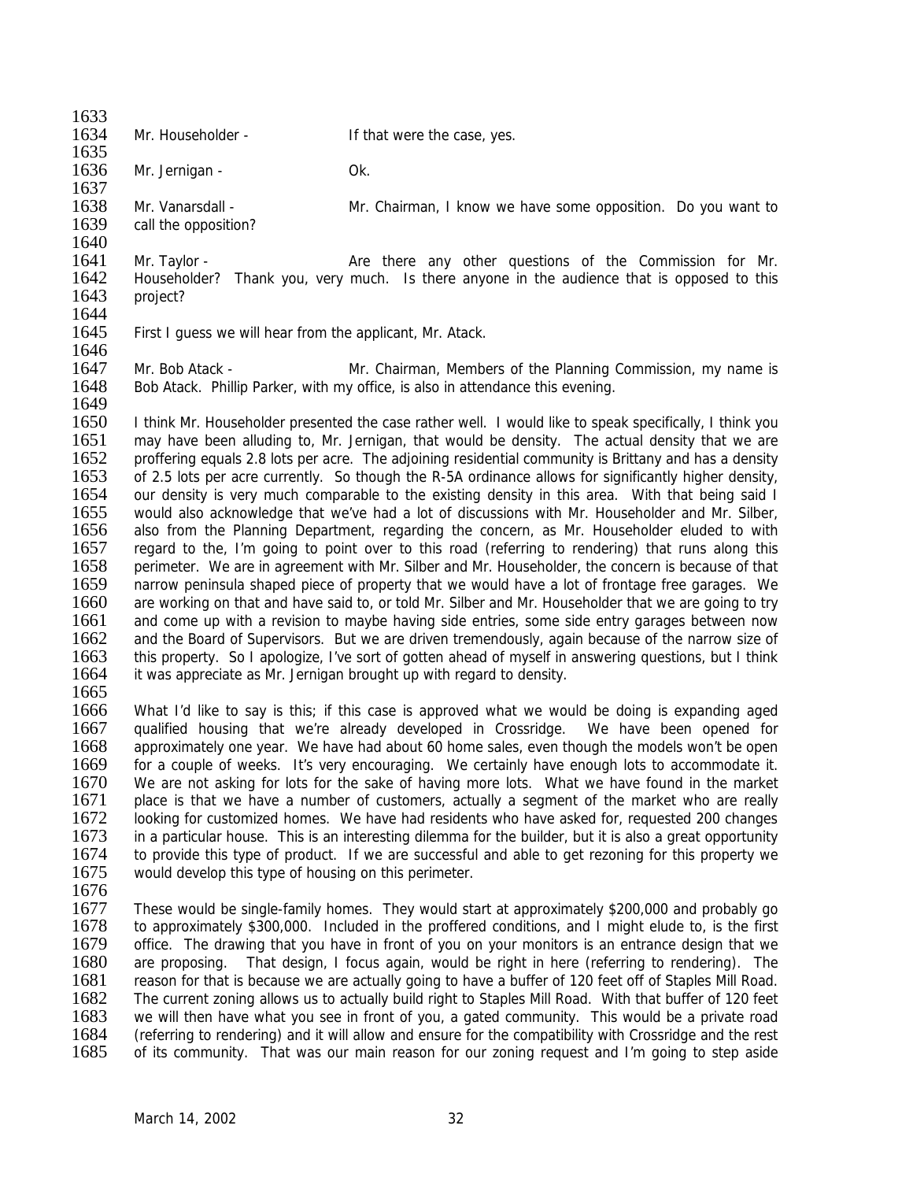Mr. Householder - If that were the case, yes.

Mr. Jernigan - Ok.

Mr. Vanarsdall - Mr. Chairman, I know we have some opposition. Do you want to call the opposition?

Mr. Taylor - Are there any other questions of the Commission for Mr. Householder? Thank you, very much. Is there anyone in the audience that is opposed to this project?

First I guess we will hear from the applicant, Mr. Atack.

Mr. Bob Atack - Mr. Chairman, Members of the Planning Commission, my name is Bob Atack. Phillip Parker, with my office, is also in attendance this evening.

I think Mr. Householder presented the case rather well. I would like to speak specifically, I think you may have been alluding to, Mr. Jernigan, that would be density. The actual density that we are proffering equals 2.8 lots per acre. The adjoining residential community is Brittany and has a density of 2.5 lots per acre currently. So though the R-5A ordinance allows for significantly higher density, our density is very much comparable to the existing density in this area. With that being said I would also acknowledge that we've had a lot of discussions with Mr. Householder and Mr. Silber, also from the Planning Department, regarding the concern, as Mr. Householder eluded to with regard to the, I'm going to point over to this road (referring to rendering) that runs along this perimeter. We are in agreement with Mr. Silber and Mr. Householder, the concern is because of that narrow peninsula shaped piece of property that we would have a lot of frontage free garages. We are working on that and have said to, or told Mr. Silber and Mr. Householder that we are going to try and come up with a revision to maybe having side entries, some side entry garages between now and the Board of Supervisors. But we are driven tremendously, again because of the narrow size of this property. So I apologize, I've sort of gotten ahead of myself in answering questions, but I think it was appreciate as Mr. Jernigan brought up with regard to density.

What I'd like to say is this; if this case is approved what we would be doing is expanding aged qualified housing that we're already developed in Crossridge. We have been opened for approximately one year. We have had about 60 home sales, even though the models won't be open for a couple of weeks. It's very encouraging. We certainly have enough lots to accommodate it. We are not asking for lots for the sake of having more lots. What we have found in the market place is that we have a number of customers, actually a segment of the market who are really looking for customized homes. We have had residents who have asked for, requested 200 changes in a particular house. This is an interesting dilemma for the builder, but it is also a great opportunity to provide this type of product. If we are successful and able to get rezoning for this property we would develop this type of housing on this perimeter.

These would be single-family homes. They would start at approximately $200,000 and probably go to approximately $300,000. Included in the proffered conditions, and I might elude to, is the first office. The drawing that you have in front of you on your monitors is an entrance design that we are proposing. That design, I focus again, would be right in here (referring to rendering). The reason for that is because we are actually going to have a buffer of 120 feet off of Staples Mill Road. The current zoning allows us to actually build right to Staples Mill Road. With that buffer of 120 feet we will then have what you see in front of you, a gated community. This would be a private road (referring to rendering) and it will allow and ensure for the compatibility with Crossridge and the rest of its community. That was our main reason for our zoning request and I'm going to step aside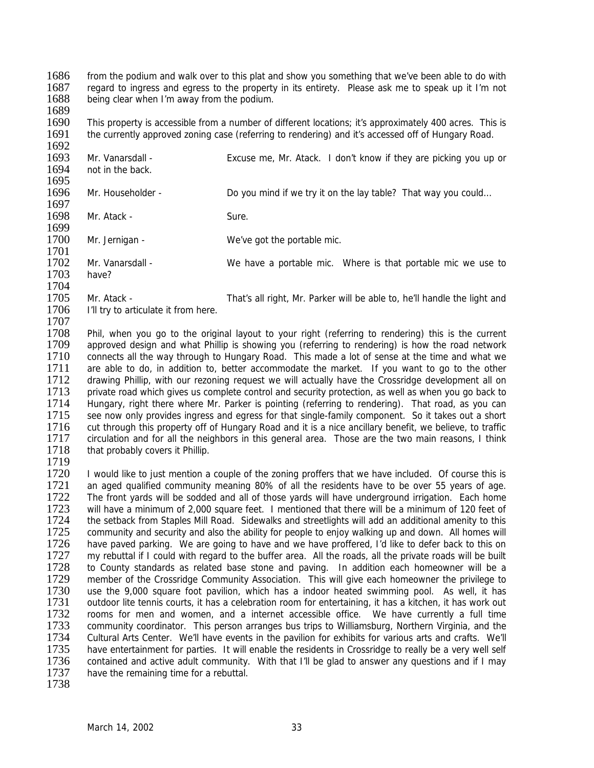from the podium and walk over to this plat and show you something that we've been able to do with regard to ingress and egress to the property in its entirety. Please ask me to speak up it I'm not being clear when I'm away from the podium.

This property is accessible from a number of different locations; it's approximately 400 acres. This is the currently approved zoning case (referring to rendering) and it's accessed off of Hungary Road.

Mr. Vanarsdall - Excuse me, Mr. Atack. I don't know if they are picking you up or not in the back.

Mr. Householder - Do you mind if we try it on the lay table? That way you could…

Mr. Atack - Sure.

Mr. Jernigan - We've got the portable mic.

Mr. Vanarsdall - We have a portable mic. Where is that portable mic we use to have?

Mr. Atack - That's all right, Mr. Parker will be able to, he'll handle the light and I'll try to articulate it from here.

Phil, when you go to the original layout to your right (referring to rendering) this is the current approved design and what Phillip is showing you (referring to rendering) is how the road network connects all the way through to Hungary Road. This made a lot of sense at the time and what we are able to do, in addition to, better accommodate the market. If you want to go to the other drawing Phillip, with our rezoning request we will actually have the Crossridge development all on private road which gives us complete control and security protection, as well as when you go back to Hungary, right there where Mr. Parker is pointing (referring to rendering). That road, as you can see now only provides ingress and egress for that single-family component. So it takes out a short cut through this property off of Hungary Road and it is a nice ancillary benefit, we believe, to traffic circulation and for all the neighbors in this general area. Those are the two main reasons, I think that probably covers it Phillip.

I would like to just mention a couple of the zoning proffers that we have included. Of course this is an aged qualified community meaning 80% of all the residents have to be over 55 years of age. The front yards will be sodded and all of those yards will have underground irrigation. Each home will have a minimum of 2,000 square feet. I mentioned that there will be a minimum of 120 feet of the setback from Staples Mill Road. Sidewalks and streetlights will add an additional amenity to this community and security and also the ability for people to enjoy walking up and down. All homes will have paved parking. We are going to have and we have proffered, I'd like to defer back to this on my rebuttal if I could with regard to the buffer area. All the roads, all the private roads will be built to County standards as related base stone and paving. In addition each homeowner will be a member of the Crossridge Community Association. This will give each homeowner the privilege to use the 9,000 square foot pavilion, which has a indoor heated swimming pool. As well, it has outdoor lite tennis courts, it has a celebration room for entertaining, it has a kitchen, it has work out rooms for men and women, and a internet accessible office. We have currently a full time community coordinator. This person arranges bus trips to Williamsburg, Northern Virginia, and the Cultural Arts Center. We'll have events in the pavilion for exhibits for various arts and crafts. We'll have entertainment for parties. It will enable the residents in Crossridge to really be a very well self contained and active adult community. With that I'll be glad to answer any questions and if I may have the remaining time for a rebuttal.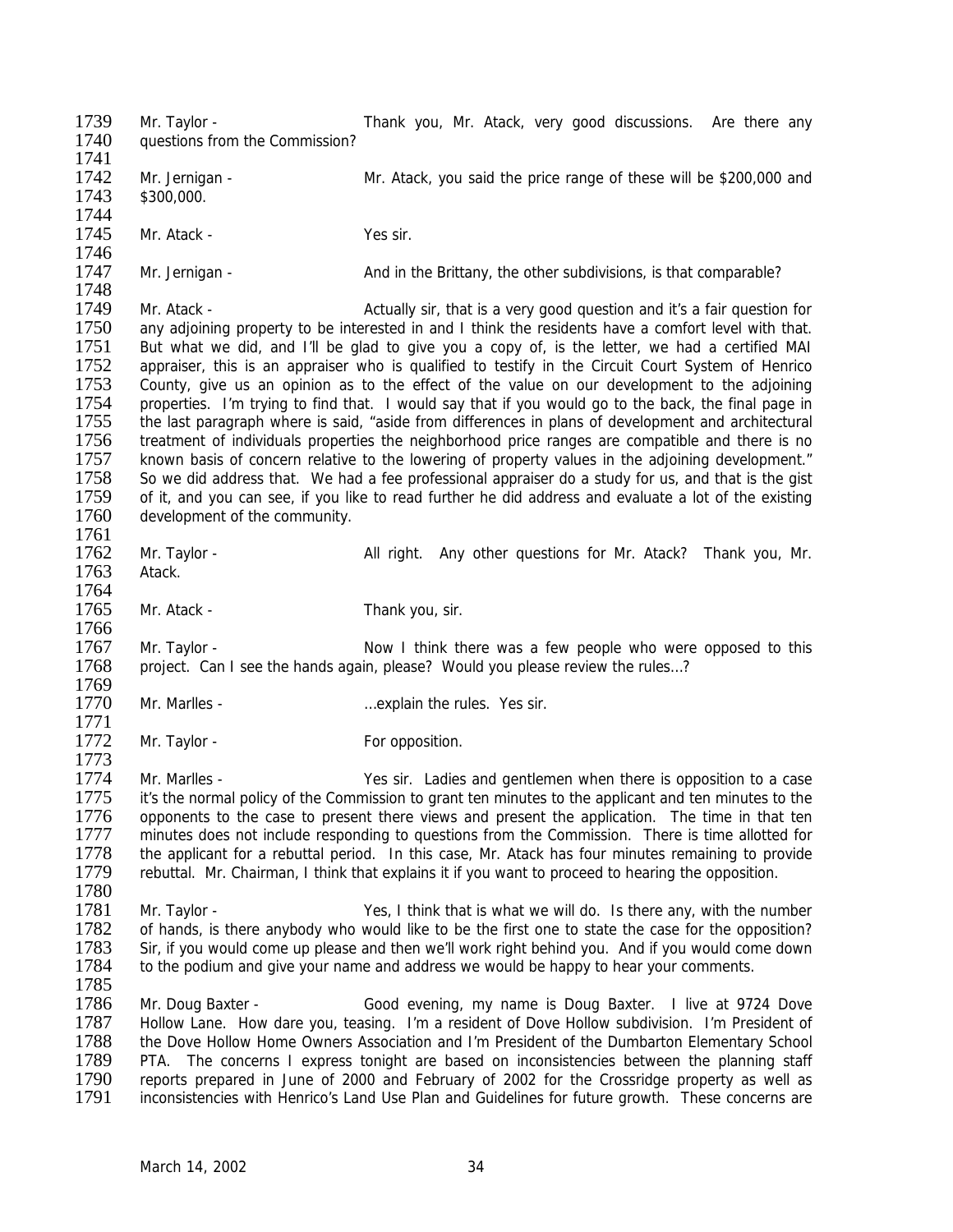Mr. Taylor - Thank you, Mr. Atack, very good discussions. Are there any questions from the Commission?

Mr. Jernigan - Mr. Atack, you said the price range of these will be $200,000 and $300,000.

Mr. Atack - Yes sir.

Mr. Jernigan - And in the Brittany, the other subdivisions, is that comparable?

Mr. Atack - Actually sir, that is a very good question and it's a fair question for any adjoining property to be interested in and I think the residents have a comfort level with that. But what we did, and I'll be glad to give you a copy of, is the letter, we had a certified MAI appraiser, this is an appraiser who is qualified to testify in the Circuit Court System of Henrico County, give us an opinion as to the effect of the value on our development to the adjoining properties. I'm trying to find that. I would say that if you would go to the back, the final page in the last paragraph where is said, "aside from differences in plans of development and architectural treatment of individuals properties the neighborhood price ranges are compatible and there is no known basis of concern relative to the lowering of property values in the adjoining development." So we did address that. We had a fee professional appraiser do a study for us, and that is the gist of it, and you can see, if you like to read further he did address and evaluate a lot of the existing development of the community.

Mr. Taylor - All right. Any other questions for Mr. Atack? Thank you, Mr. Atack.

Mr. Atack - Thank you, sir.

Mr. Taylor - Now I think there was a few people who were opposed to this project. Can I see the hands again, please? Would you please review the rules…?

Mr. Marlles - …explain the rules. Yes sir.

Mr. Taylor - For opposition.

Mr. Marlles - Yes sir. Ladies and gentlemen when there is opposition to a case it's the normal policy of the Commission to grant ten minutes to the applicant and ten minutes to the opponents to the case to present there views and present the application. The time in that ten minutes does not include responding to questions from the Commission. There is time allotted for the applicant for a rebuttal period. In this case, Mr. Atack has four minutes remaining to provide rebuttal. Mr. Chairman, I think that explains it if you want to proceed to hearing the opposition.

Mr. Taylor - Yes, I think that is what we will do. Is there any, with the number of hands, is there anybody who would like to be the first one to state the case for the opposition? Sir, if you would come up please and then we'll work right behind you. And if you would come down to the podium and give your name and address we would be happy to hear your comments.

Mr. Doug Baxter - Good evening, my name is Doug Baxter. I live at 9724 Dove Hollow Lane. How dare you, teasing. I'm a resident of Dove Hollow subdivision. I'm President of the Dove Hollow Home Owners Association and I'm President of the Dumbarton Elementary School PTA. The concerns I express tonight are based on inconsistencies between the planning staff reports prepared in June of 2000 and February of 2002 for the Crossridge property as well as inconsistencies with Henrico's Land Use Plan and Guidelines for future growth. These concerns are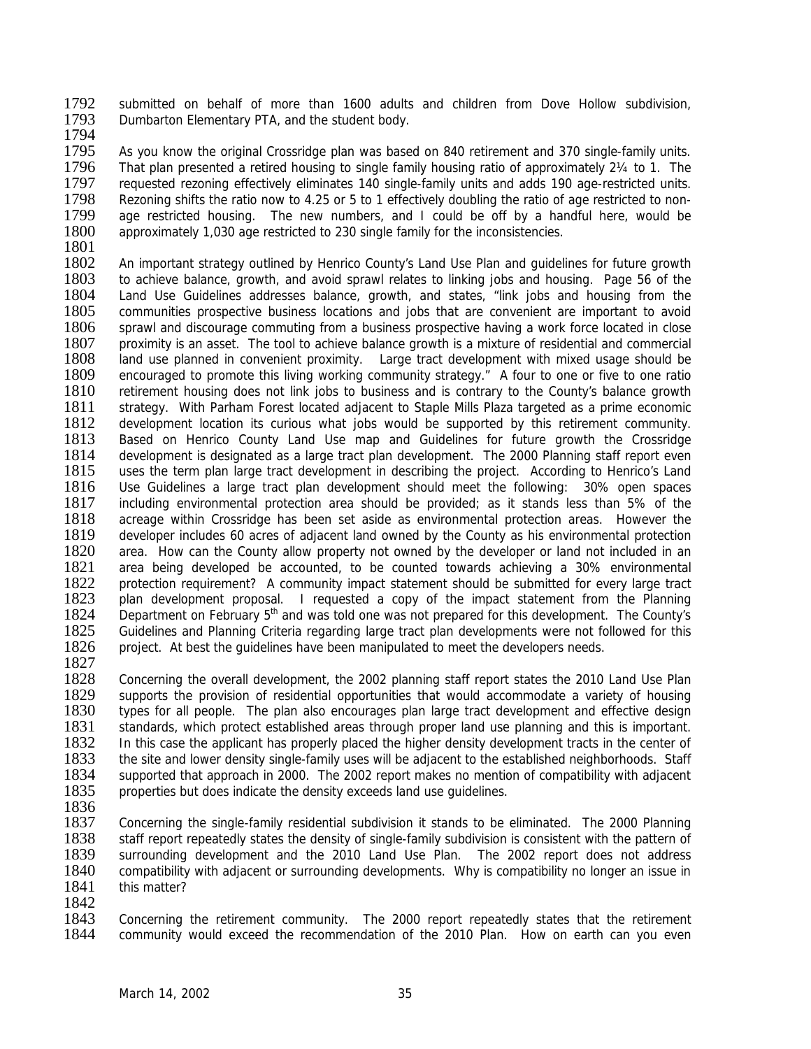submitted on behalf of more than 1600 adults and children from Dove Hollow subdivision, Dumbarton Elementary PTA, and the student body.

As you know the original Crossridge plan was based on 840 retirement and 370 single-family units. That plan presented a retired housing to single family housing ratio of approximately 2¼ to 1. The requested rezoning effectively eliminates 140 single-family units and adds 190 age-restricted units. Rezoning shifts the ratio now to 4.25 or 5 to 1 effectively doubling the ratio of age restricted to non-age restricted housing. The new numbers, and I could be off by a handful here, would be approximately 1,030 age restricted to 230 single family for the inconsistencies.

An important strategy outlined by Henrico County's Land Use Plan and guidelines for future growth to achieve balance, growth, and avoid sprawl relates to linking jobs and housing. Page 56 of the Land Use Guidelines addresses balance, growth, and states, "link jobs and housing from the communities prospective business locations and jobs that are convenient are important to avoid sprawl and discourage commuting from a business prospective having a work force located in close proximity is an asset. The tool to achieve balance growth is a mixture of residential and commercial land use planned in convenient proximity. Large tract development with mixed usage should be encouraged to promote this living working community strategy." A four to one or five to one ratio retirement housing does not link jobs to business and is contrary to the County's balance growth strategy. With Parham Forest located adjacent to Staple Mills Plaza targeted as a prime economic development location its curious what jobs would be supported by this retirement community. Based on Henrico County Land Use map and Guidelines for future growth the Crossridge development is designated as a large tract plan development. The 2000 Planning staff report even uses the term plan large tract development in describing the project. According to Henrico's Land Use Guidelines a large tract plan development should meet the following: 30% open spaces including environmental protection area should be provided; as it stands less than 5% of the acreage within Crossridge has been set aside as environmental protection areas. However the developer includes 60 acres of adjacent land owned by the County as his environmental protection area. How can the County allow property not owned by the developer or land not included in an area being developed be accounted, to be counted towards achieving a 30% environmental protection requirement? A community impact statement should be submitted for every large tract plan development proposal. I requested a copy of the impact statement from the Planning Department on February 5th and was told one was not prepared for this development. The County's Guidelines and Planning Criteria regarding large tract plan developments were not followed for this project. At best the guidelines have been manipulated to meet the developers needs.

Concerning the overall development, the 2002 planning staff report states the 2010 Land Use Plan supports the provision of residential opportunities that would accommodate a variety of housing types for all people. The plan also encourages plan large tract development and effective design standards, which protect established areas through proper land use planning and this is important. In this case the applicant has properly placed the higher density development tracts in the center of the site and lower density single-family uses will be adjacent to the established neighborhoods. Staff supported that approach in 2000. The 2002 report makes no mention of compatibility with adjacent properties but does indicate the density exceeds land use guidelines.

Concerning the single-family residential subdivision it stands to be eliminated. The 2000 Planning staff report repeatedly states the density of single-family subdivision is consistent with the pattern of surrounding development and the 2010 Land Use Plan. The 2002 report does not address compatibility with adjacent or surrounding developments. Why is compatibility no longer an issue in this matter?

Concerning the retirement community. The 2000 report repeatedly states that the retirement community would exceed the recommendation of the 2010 Plan. How on earth can you even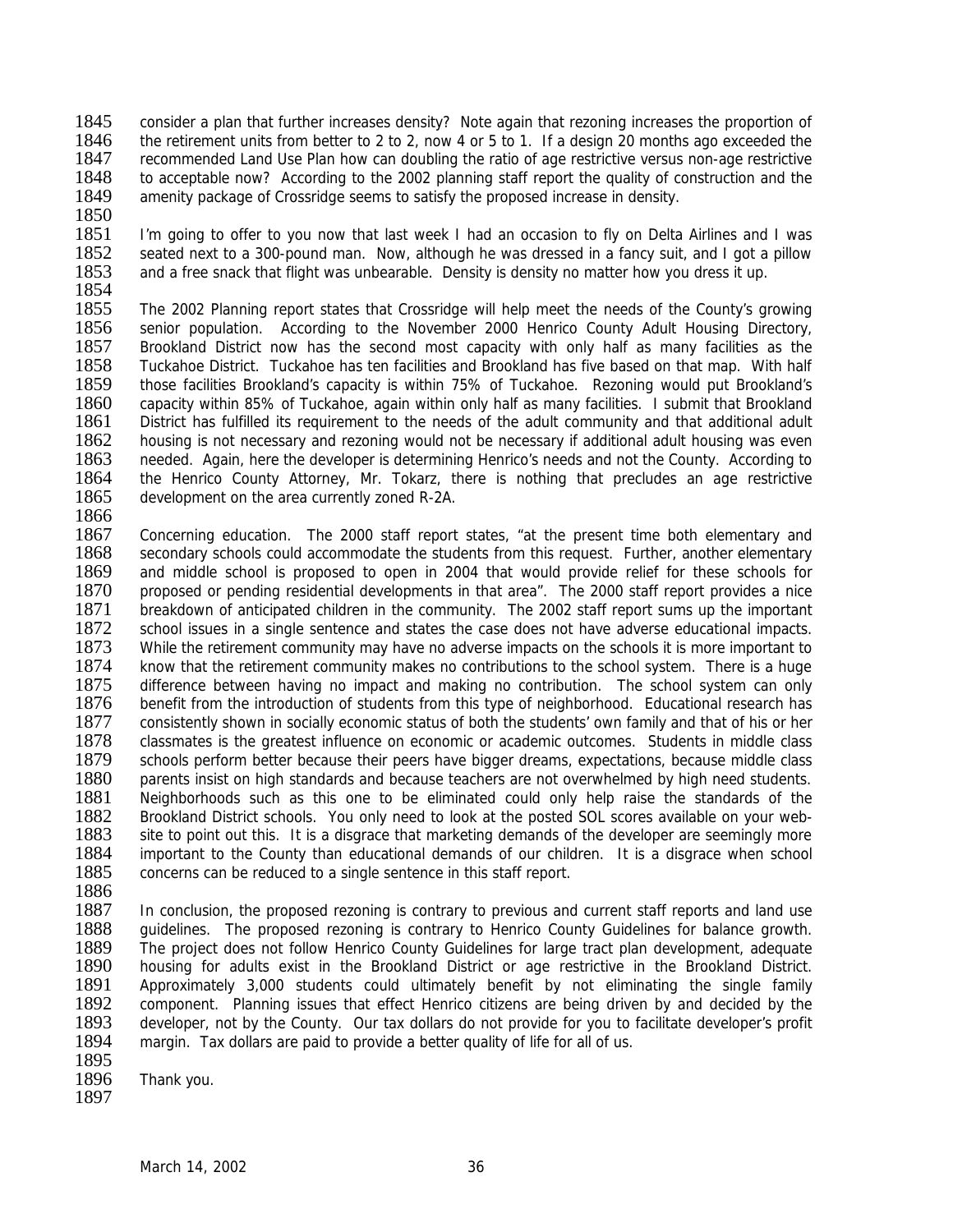consider a plan that further increases density? Note again that rezoning increases the proportion of the retirement units from better to 2 to 2, now 4 or 5 to 1. If a design 20 months ago exceeded the recommended Land Use Plan how can doubling the ratio of age restrictive versus non-age restrictive to acceptable now? According to the 2002 planning staff report the quality of construction and the amenity package of Crossridge seems to satisfy the proposed increase in density.

I'm going to offer to you now that last week I had an occasion to fly on Delta Airlines and I was seated next to a 300-pound man. Now, although he was dressed in a fancy suit, and I got a pillow and a free snack that flight was unbearable. Density is density no matter how you dress it up.

The 2002 Planning report states that Crossridge will help meet the needs of the County's growing senior population. According to the November 2000 Henrico County Adult Housing Directory, Brookland District now has the second most capacity with only half as many facilities as the Tuckahoe District. Tuckahoe has ten facilities and Brookland has five based on that map. With half those facilities Brookland's capacity is within 75% of Tuckahoe. Rezoning would put Brookland's capacity within 85% of Tuckahoe, again within only half as many facilities. I submit that Brookland District has fulfilled its requirement to the needs of the adult community and that additional adult housing is not necessary and rezoning would not be necessary if additional adult housing was even needed. Again, here the developer is determining Henrico's needs and not the County. According to the Henrico County Attorney, Mr. Tokarz, there is nothing that precludes an age restrictive development on the area currently zoned R-2A.

Concerning education. The 2000 staff report states, "at the present time both elementary and secondary schools could accommodate the students from this request. Further, another elementary and middle school is proposed to open in 2004 that would provide relief for these schools for proposed or pending residential developments in that area". The 2000 staff report provides a nice breakdown of anticipated children in the community. The 2002 staff report sums up the important school issues in a single sentence and states the case does not have adverse educational impacts. While the retirement community may have no adverse impacts on the schools it is more important to know that the retirement community makes no contributions to the school system. There is a huge difference between having no impact and making no contribution. The school system can only benefit from the introduction of students from this type of neighborhood. Educational research has consistently shown in socially economic status of both the students' own family and that of his or her classmates is the greatest influence on economic or academic outcomes. Students in middle class schools perform better because their peers have bigger dreams, expectations, because middle class parents insist on high standards and because teachers are not overwhelmed by high need students. Neighborhoods such as this one to be eliminated could only help raise the standards of the Brookland District schools. You only need to look at the posted SOL scores available on your web-site to point out this. It is a disgrace that marketing demands of the developer are seemingly more important to the County than educational demands of our children. It is a disgrace when school concerns can be reduced to a single sentence in this staff report.

In conclusion, the proposed rezoning is contrary to previous and current staff reports and land use guidelines. The proposed rezoning is contrary to Henrico County Guidelines for balance growth. The project does not follow Henrico County Guidelines for large tract plan development, adequate housing for adults exist in the Brookland District or age restrictive in the Brookland District. Approximately 3,000 students could ultimately benefit by not eliminating the single family component. Planning issues that effect Henrico citizens are being driven by and decided by the developer, not by the County. Our tax dollars do not provide for you to facilitate developer's profit margin. Tax dollars are paid to provide a better quality of life for all of us.

Thank you.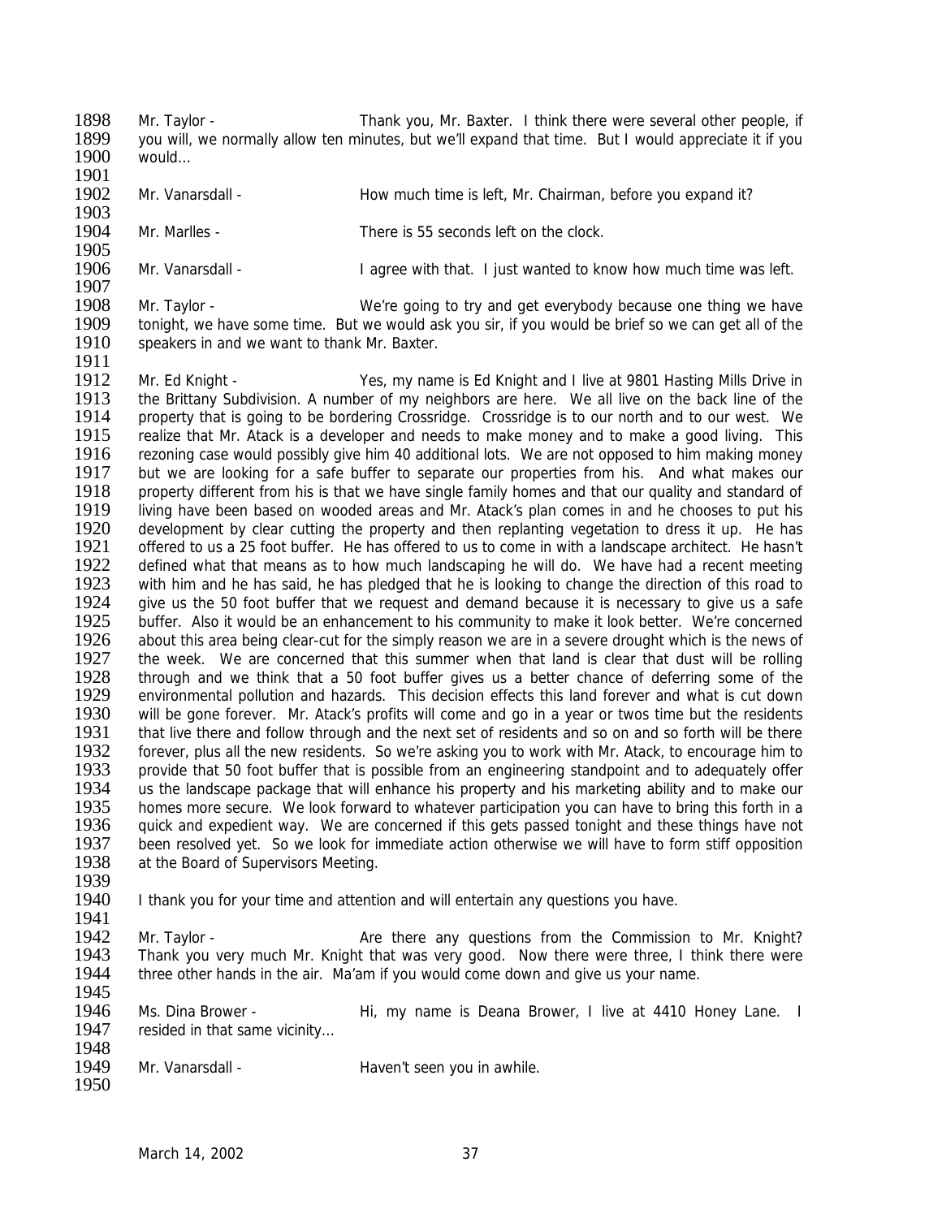Mr. Taylor - Thank you, Mr. Baxter. I think there were several other people, if you will, we normally allow ten minutes, but we'll expand that time. But I would appreciate it if you would…

Mr. Vanarsdall - How much time is left, Mr. Chairman, before you expand it?

Mr. Marlles - There is 55 seconds left on the clock.

Mr. Vanarsdall - I agree with that. I just wanted to know how much time was left.

Mr. Taylor - We're going to try and get everybody because one thing we have tonight, we have some time. But we would ask you sir, if you would be brief so we can get all of the speakers in and we want to thank Mr. Baxter.

Mr. Ed Knight - Yes, my name is Ed Knight and I live at 9801 Hasting Mills Drive in the Brittany Subdivision. A number of my neighbors are here. We all live on the back line of the property that is going to be bordering Crossridge. Crossridge is to our north and to our west. We realize that Mr. Atack is a developer and needs to make money and to make a good living. This rezoning case would possibly give him 40 additional lots. We are not opposed to him making money but we are looking for a safe buffer to separate our properties from his. And what makes our property different from his is that we have single family homes and that our quality and standard of living have been based on wooded areas and Mr. Atack's plan comes in and he chooses to put his development by clear cutting the property and then replanting vegetation to dress it up. He has offered to us a 25 foot buffer. He has offered to us to come in with a landscape architect. He hasn't defined what that means as to how much landscaping he will do. We have had a recent meeting with him and he has said, he has pledged that he is looking to change the direction of this road to give us the 50 foot buffer that we request and demand because it is necessary to give us a safe buffer. Also it would be an enhancement to his community to make it look better. We're concerned about this area being clear-cut for the simply reason we are in a severe drought which is the news of the week. We are concerned that this summer when that land is clear that dust will be rolling through and we think that a 50 foot buffer gives us a better chance of deferring some of the environmental pollution and hazards. This decision effects this land forever and what is cut down will be gone forever. Mr. Atack's profits will come and go in a year or twos time but the residents that live there and follow through and the next set of residents and so on and so forth will be there forever, plus all the new residents. So we're asking you to work with Mr. Atack, to encourage him to provide that 50 foot buffer that is possible from an engineering standpoint and to adequately offer us the landscape package that will enhance his property and his marketing ability and to make our homes more secure. We look forward to whatever participation you can have to bring this forth in a quick and expedient way. We are concerned if this gets passed tonight and these things have not been resolved yet. So we look for immediate action otherwise we will have to form stiff opposition at the Board of Supervisors Meeting.

I thank you for your time and attention and will entertain any questions you have.

Mr. Taylor - Are there any questions from the Commission to Mr. Knight? Thank you very much Mr. Knight that was very good. Now there were three, I think there were three other hands in the air. Ma'am if you would come down and give us your name.

Ms. Dina Brower - Hi, my name is Deana Brower, I live at 4410 Honey Lane. I resided in that same vicinity…

Mr. Vanarsdall - Haven't seen you in awhile.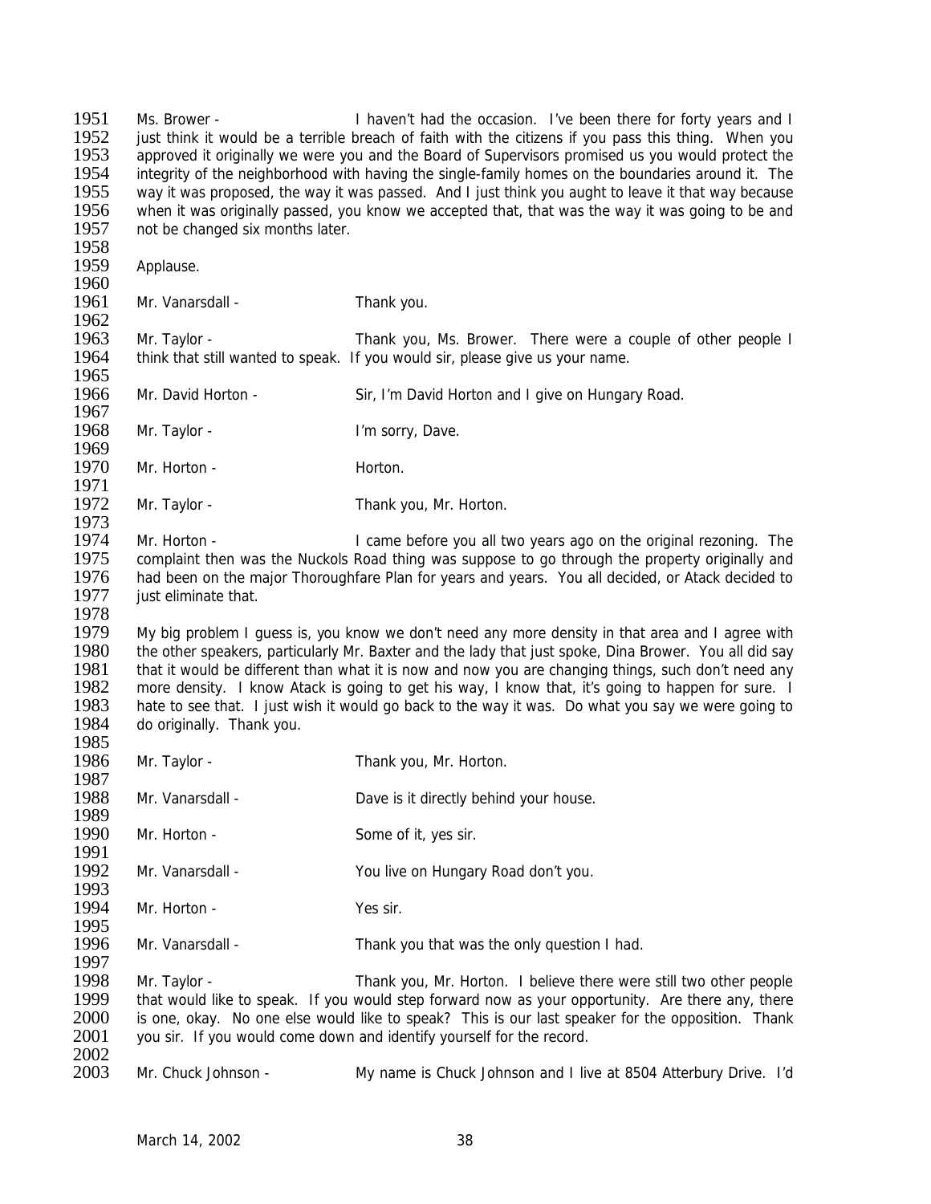1951 Ms. Brower - I haven't had the occasion. I've been there for forty years and I
1952 just think it would be a terrible breach of faith with the citizens if you pass this thing. When you
1953 approved it originally we were you and the Board of Supervisors promised us you would protect the
1954 integrity of the neighborhood with having the single-family homes on the boundaries around it. The
1955 way it was proposed, the way it was passed. And I just think you aught to leave it that way because
1956 when it was originally passed, you know we accepted that, that was the way it was going to be and
1957 not be changed six months later.
1958
1959 Applause.
1960
1961 Mr. Vanarsdall - Thank you.
1962
1963 Mr. Taylor - Thank you, Ms. Brower. There were a couple of other people I
1964 think that still wanted to speak. If you would sir, please give us your name.
1965
1966 Mr. David Horton - Sir, I'm David Horton and I give on Hungary Road.
1967
1968 Mr. Taylor - I'm sorry, Dave.
1969
1970 Mr. Horton - Horton.
1971
1972 Mr. Taylor - Thank you, Mr. Horton.
1973
1974 Mr. Horton - I came before you all two years ago on the original rezoning. The
1975 complaint then was the Nuckols Road thing was suppose to go through the property originally and
1976 had been on the major Thoroughfare Plan for years and years. You all decided, or Atack decided to
1977 just eliminate that.
1978
1979 My big problem I guess is, you know we don't need any more density in that area and I agree with
1980 the other speakers, particularly Mr. Baxter and the lady that just spoke, Dina Brower. You all did say
1981 that it would be different than what it is now and now you are changing things, such don't need any
1982 more density. I know Atack is going to get his way, I know that, it's going to happen for sure. I
1983 hate to see that. I just wish it would go back to the way it was. Do what you say we were going to
1984 do originally. Thank you.
1985
1986 Mr. Taylor - Thank you, Mr. Horton.
1987
1988 Mr. Vanarsdall - Dave is it directly behind your house.
1989
1990 Mr. Horton - Some of it, yes sir.
1991
1992 Mr. Vanarsdall - You live on Hungary Road don't you.
1993
1994 Mr. Horton - Yes sir.
1995
1996 Mr. Vanarsdall - Thank you that was the only question I had.
1997
1998 Mr. Taylor - Thank you, Mr. Horton. I believe there were still two other people
1999 that would like to speak. If you would step forward now as your opportunity. Are there any, there
2000 is one, okay. No one else would like to speak? This is our last speaker for the opposition. Thank
2001 you sir. If you would come down and identify yourself for the record.
2002
2003 Mr. Chuck Johnson - My name is Chuck Johnson and I live at 8504 Atterbury Drive. I'd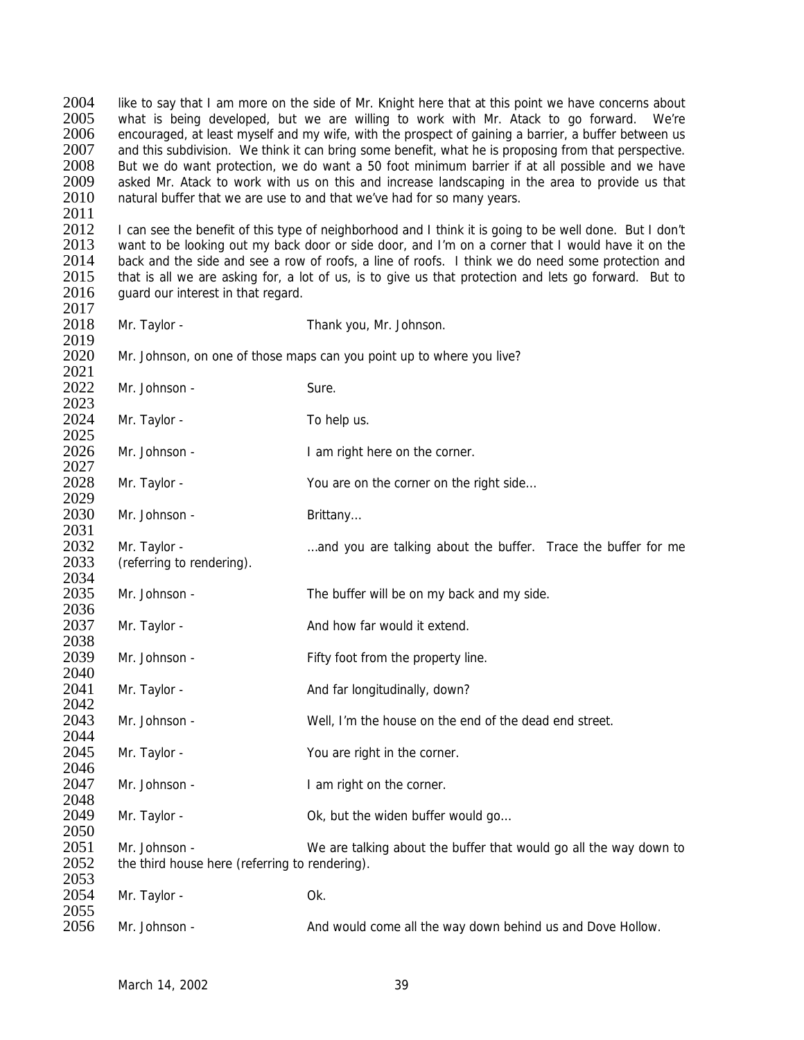like to say that I am more on the side of Mr. Knight here that at this point we have concerns about what is being developed, but we are willing to work with Mr. Atack to go forward. We're encouraged, at least myself and my wife, with the prospect of gaining a barrier, a buffer between us and this subdivision. We think it can bring some benefit, what he is proposing from that perspective. But we do want protection, we do want a 50 foot minimum barrier if at all possible and we have asked Mr. Atack to work with us on this and increase landscaping in the area to provide us that natural buffer that we are use to and that we've had for so many years.

I can see the benefit of this type of neighborhood and I think it is going to be well done. But I don't want to be looking out my back door or side door, and I'm on a corner that I would have it on the back and the side and see a row of roofs, a line of roofs. I think we do need some protection and that is all we are asking for, a lot of us, is to give us that protection and lets go forward. But to guard our interest in that regard.

Mr. Taylor - Thank you, Mr. Johnson.

Mr. Johnson, on one of those maps can you point up to where you live?

Mr. Johnson - Sure.

Mr. Taylor - To help us.

Mr. Johnson - I am right here on the corner.

Mr. Taylor - You are on the corner on the right side…

Mr. Johnson - Brittany…

Mr. Taylor - …and you are talking about the buffer. Trace the buffer for me (referring to rendering).

Mr. Johnson - The buffer will be on my back and my side.

Mr. Taylor - And how far would it extend.

Mr. Johnson - Fifty foot from the property line.

Mr. Taylor - And far longitudinally, down?

Mr. Johnson - Well, I'm the house on the end of the dead end street.

Mr. Taylor - You are right in the corner.

Mr. Johnson - I am right on the corner.

Mr. Taylor - Ok, but the widen buffer would go…

Mr. Johnson - We are talking about the buffer that would go all the way down to the third house here (referring to rendering).

Mr. Taylor - Ok.

Mr. Johnson - And would come all the way down behind us and Dove Hollow.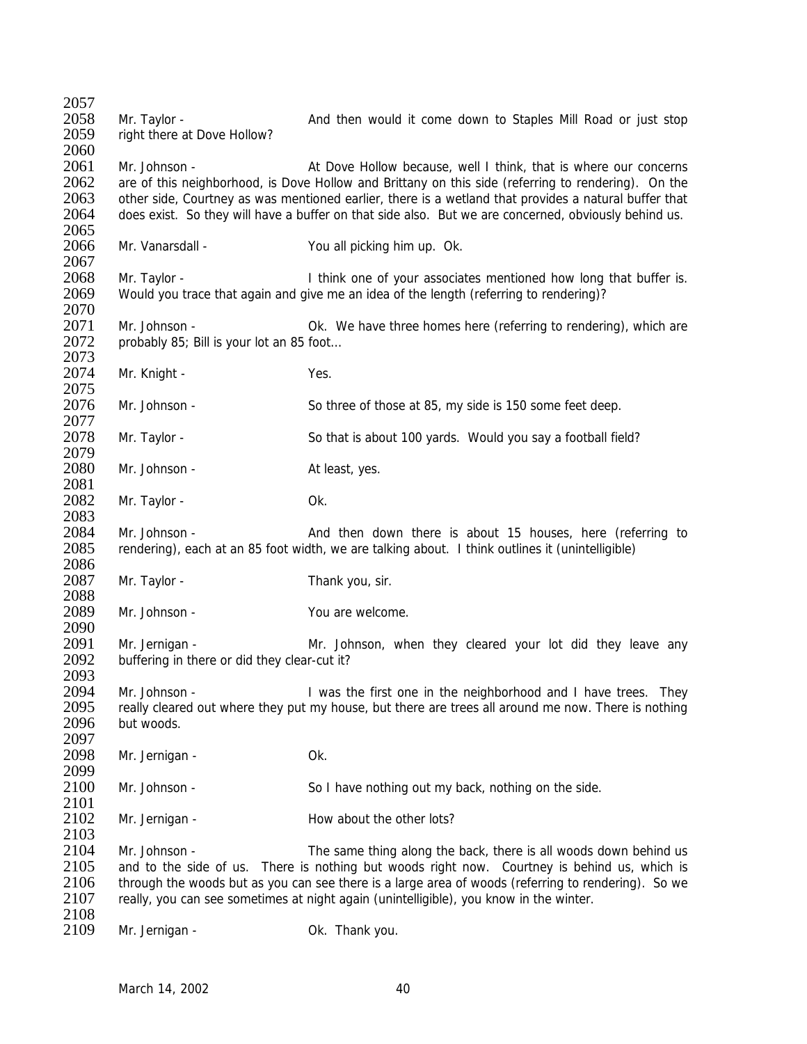Mr. Taylor - And then would it come down to Staples Mill Road or just stop right there at Dove Hollow?

Mr. Johnson - At Dove Hollow because, well I think, that is where our concerns are of this neighborhood, is Dove Hollow and Brittany on this side (referring to rendering). On the other side, Courtney as was mentioned earlier, there is a wetland that provides a natural buffer that does exist. So they will have a buffer on that side also. But we are concerned, obviously behind us.

Mr. Vanarsdall - You all picking him up. Ok.

Mr. Taylor - I think one of your associates mentioned how long that buffer is. Would you trace that again and give me an idea of the length (referring to rendering)?

Mr. Johnson - Ok. We have three homes here (referring to rendering), which are probably 85; Bill is your lot an 85 foot…

Mr. Knight - Yes.

Mr. Johnson - So three of those at 85, my side is 150 some feet deep.

Mr. Taylor - So that is about 100 yards. Would you say a football field?

Mr. Johnson - At least, yes.

Mr. Taylor - Ok.

Mr. Johnson - And then down there is about 15 houses, here (referring to rendering), each at an 85 foot width, we are talking about. I think outlines it (unintelligible)

Mr. Taylor - Thank you, sir.

Mr. Johnson - You are welcome.

Mr. Jernigan - Mr. Johnson, when they cleared your lot did they leave any buffering in there or did they clear-cut it?

Mr. Johnson - I was the first one in the neighborhood and I have trees. They really cleared out where they put my house, but there are trees all around me now. There is nothing but woods.

Mr. Jernigan - Ok.

Mr. Johnson - So I have nothing out my back, nothing on the side.

Mr. Jernigan - How about the other lots?

Mr. Johnson - The same thing along the back, there is all woods down behind us and to the side of us. There is nothing but woods right now. Courtney is behind us, which is through the woods but as you can see there is a large area of woods (referring to rendering). So we really, you can see sometimes at night again (unintelligible), you know in the winter.

Mr. Jernigan - Ok. Thank you.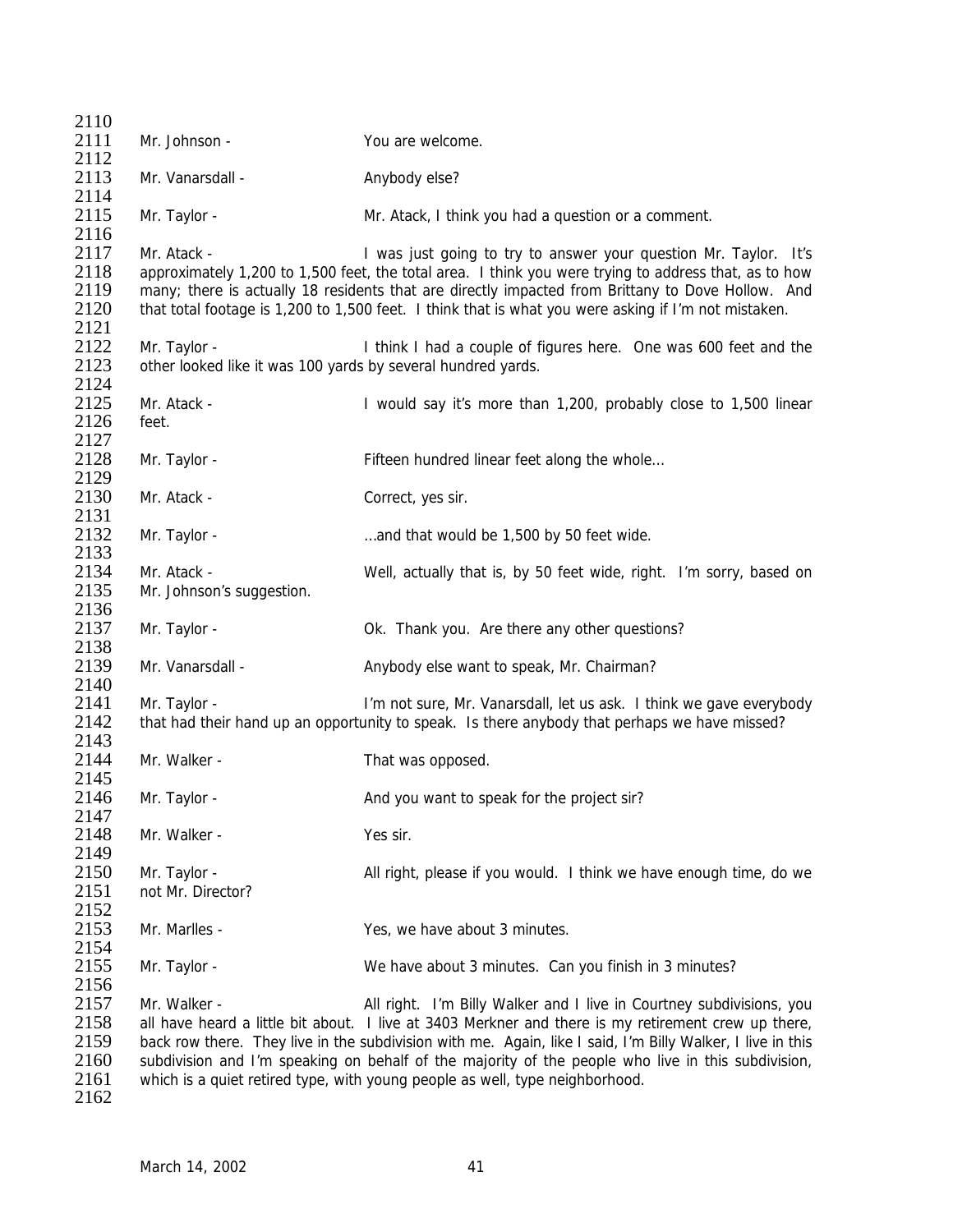Mr. Johnson - You are welcome.

Mr. Vanarsdall - Anybody else?

Mr. Taylor - Mr. Atack, I think you had a question or a comment.

Mr. Atack - I was just going to try to answer your question Mr. Taylor. It's approximately 1,200 to 1,500 feet, the total area. I think you were trying to address that, as to how many; there is actually 18 residents that are directly impacted from Brittany to Dove Hollow. And that total footage is 1,200 to 1,500 feet. I think that is what you were asking if I'm not mistaken.

Mr. Taylor - I think I had a couple of figures here. One was 600 feet and the other looked like it was 100 yards by several hundred yards.

Mr. Atack - I would say it's more than 1,200, probably close to 1,500 linear feet.

Mr. Taylor - Fifteen hundred linear feet along the whole…

Mr. Atack - Correct, yes sir.

Mr. Taylor - …and that would be 1,500 by 50 feet wide.

Mr. Atack - Well, actually that is, by 50 feet wide, right. I'm sorry, based on Mr. Johnson's suggestion.

Mr. Taylor - Ok. Thank you. Are there any other questions?

Mr. Vanarsdall - Anybody else want to speak, Mr. Chairman?

Mr. Taylor - I'm not sure, Mr. Vanarsdall, let us ask. I think we gave everybody that had their hand up an opportunity to speak. Is there anybody that perhaps we have missed?

Mr. Walker - That was opposed.

Mr. Taylor - And you want to speak for the project sir?

Mr. Walker - Yes sir.

Mr. Taylor - All right, please if you would. I think we have enough time, do we not Mr. Director?

Mr. Marlles - Yes, we have about 3 minutes.

Mr. Taylor - We have about 3 minutes. Can you finish in 3 minutes?

Mr. Walker - All right. I'm Billy Walker and I live in Courtney subdivisions, you all have heard a little bit about. I live at 3403 Merkner and there is my retirement crew up there, back row there. They live in the subdivision with me. Again, like I said, I'm Billy Walker, I live in this subdivision and I'm speaking on behalf of the majority of the people who live in this subdivision, which is a quiet retired type, with young people as well, type neighborhood.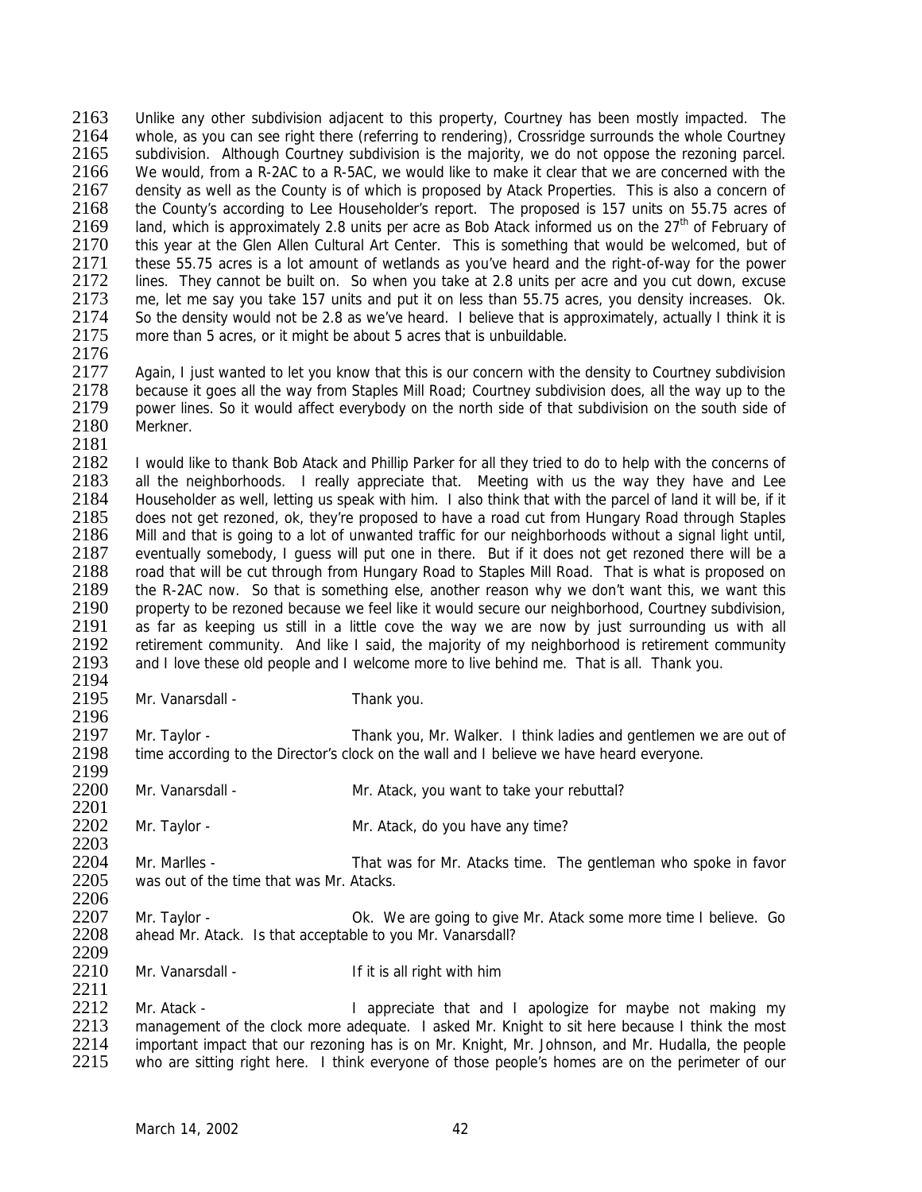Unlike any other subdivision adjacent to this property, Courtney has been mostly impacted. The whole, as you can see right there (referring to rendering), Crossridge surrounds the whole Courtney subdivision. Although Courtney subdivision is the majority, we do not oppose the rezoning parcel. We would, from a R-2AC to a R-5AC, we would like to make it clear that we are concerned with the density as well as the County is of which is proposed by Atack Properties. This is also a concern of the County's according to Lee Householder's report. The proposed is 157 units on 55.75 acres of land, which is approximately 2.8 units per acre as Bob Atack informed us on the 27th of February of this year at the Glen Allen Cultural Art Center. This is something that would be welcomed, but of these 55.75 acres is a lot amount of wetlands as you've heard and the right-of-way for the power lines. They cannot be built on. So when you take at 2.8 units per acre and you cut down, excuse me, let me say you take 157 units and put it on less than 55.75 acres, you density increases. Ok. So the density would not be 2.8 as we've heard. I believe that is approximately, actually I think it is more than 5 acres, or it might be about 5 acres that is unbuildable.

Again, I just wanted to let you know that this is our concern with the density to Courtney subdivision because it goes all the way from Staples Mill Road; Courtney subdivision does, all the way up to the power lines. So it would affect everybody on the north side of that subdivision on the south side of Merkner.

I would like to thank Bob Atack and Phillip Parker for all they tried to do to help with the concerns of all the neighborhoods. I really appreciate that. Meeting with us the way they have and Lee Householder as well, letting us speak with him. I also think that with the parcel of land it will be, if it does not get rezoned, ok, they're proposed to have a road cut from Hungary Road through Staples Mill and that is going to a lot of unwanted traffic for our neighborhoods without a signal light until, eventually somebody, I guess will put one in there. But if it does not get rezoned there will be a road that will be cut through from Hungary Road to Staples Mill Road. That is what is proposed on the R-2AC now. So that is something else, another reason why we don't want this, we want this property to be rezoned because we feel like it would secure our neighborhood, Courtney subdivision, as far as keeping us still in a little cove the way we are now by just surrounding us with all retirement community. And like I said, the majority of my neighborhood is retirement community and I love these old people and I welcome more to live behind me. That is all. Thank you.

Mr. Vanarsdall - Thank you.

Mr. Taylor - Thank you, Mr. Walker. I think ladies and gentlemen we are out of time according to the Director's clock on the wall and I believe we have heard everyone.

Mr. Vanarsdall - Mr. Atack, you want to take your rebuttal?

Mr. Taylor - Mr. Atack, do you have any time?

Mr. Marlles - That was for Mr. Atacks time. The gentleman who spoke in favor was out of the time that was Mr. Atacks.

Mr. Taylor - Ok. We are going to give Mr. Atack some more time I believe. Go ahead Mr. Atack. Is that acceptable to you Mr. Vanarsdall?

Mr. Vanarsdall - If it is all right with him

Mr. Atack - I appreciate that and I apologize for maybe not making my management of the clock more adequate. I asked Mr. Knight to sit here because I think the most important impact that our rezoning has is on Mr. Knight, Mr. Johnson, and Mr. Hudalla, the people who are sitting right here. I think everyone of those people's homes are on the perimeter of our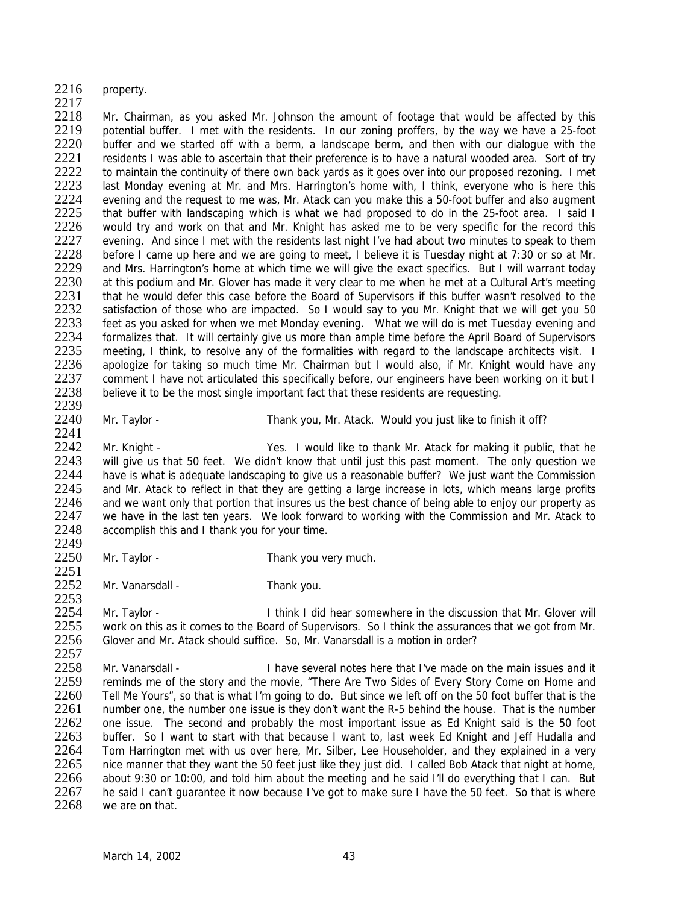property.

Mr. Chairman, as you asked Mr. Johnson the amount of footage that would be affected by this potential buffer. I met with the residents. In our zoning proffers, by the way we have a 25-foot buffer and we started off with a berm, a landscape berm, and then with our dialogue with the residents I was able to ascertain that their preference is to have a natural wooded area. Sort of try to maintain the continuity of there own back yards as it goes over into our proposed rezoning. I met last Monday evening at Mr. and Mrs. Harrington's home with, I think, everyone who is here this evening and the request to me was, Mr. Atack can you make this a 50-foot buffer and also augment that buffer with landscaping which is what we had proposed to do in the 25-foot area. I said I would try and work on that and Mr. Knight has asked me to be very specific for the record this evening. And since I met with the residents last night I've had about two minutes to speak to them before I came up here and we are going to meet, I believe it is Tuesday night at 7:30 or so at Mr. and Mrs. Harrington's home at which time we will give the exact specifics. But I will warrant today at this podium and Mr. Glover has made it very clear to me when he met at a Cultural Art's meeting that he would defer this case before the Board of Supervisors if this buffer wasn't resolved to the satisfaction of those who are impacted. So I would say to you Mr. Knight that we will get you 50 feet as you asked for when we met Monday evening. What we will do is met Tuesday evening and formalizes that. It will certainly give us more than ample time before the April Board of Supervisors meeting, I think, to resolve any of the formalities with regard to the landscape architects visit. I apologize for taking so much time Mr. Chairman but I would also, if Mr. Knight would have any comment I have not articulated this specifically before, our engineers have been working on it but I believe it to be the most single important fact that these residents are requesting.

Mr. Taylor - Thank you, Mr. Atack. Would you just like to finish it off?

Mr. Knight - Yes. I would like to thank Mr. Atack for making it public, that he will give us that 50 feet. We didn't know that until just this past moment. The only question we have is what is adequate landscaping to give us a reasonable buffer? We just want the Commission and Mr. Atack to reflect in that they are getting a large increase in lots, which means large profits and we want only that portion that insures us the best chance of being able to enjoy our property as we have in the last ten years. We look forward to working with the Commission and Mr. Atack to accomplish this and I thank you for your time.

Mr. Taylor - Thank you very much.

Mr. Vanarsdall - Thank you.

Mr. Taylor - I think I did hear somewhere in the discussion that Mr. Glover will work on this as it comes to the Board of Supervisors. So I think the assurances that we got from Mr. Glover and Mr. Atack should suffice. So, Mr. Vanarsdall is a motion in order?

Mr. Vanarsdall - I have several notes here that I've made on the main issues and it reminds me of the story and the movie, "There Are Two Sides of Every Story Come on Home and Tell Me Yours", so that is what I'm going to do. But since we left off on the 50 foot buffer that is the number one, the number one issue is they don't want the R-5 behind the house. That is the number one issue. The second and probably the most important issue as Ed Knight said is the 50 foot buffer. So I want to start with that because I want to, last week Ed Knight and Jeff Hudalla and Tom Harrington met with us over here, Mr. Silber, Lee Householder, and they explained in a very nice manner that they want the 50 feet just like they just did. I called Bob Atack that night at home, about 9:30 or 10:00, and told him about the meeting and he said I'll do everything that I can. But he said I can't guarantee it now because I've got to make sure I have the 50 feet. So that is where we are on that.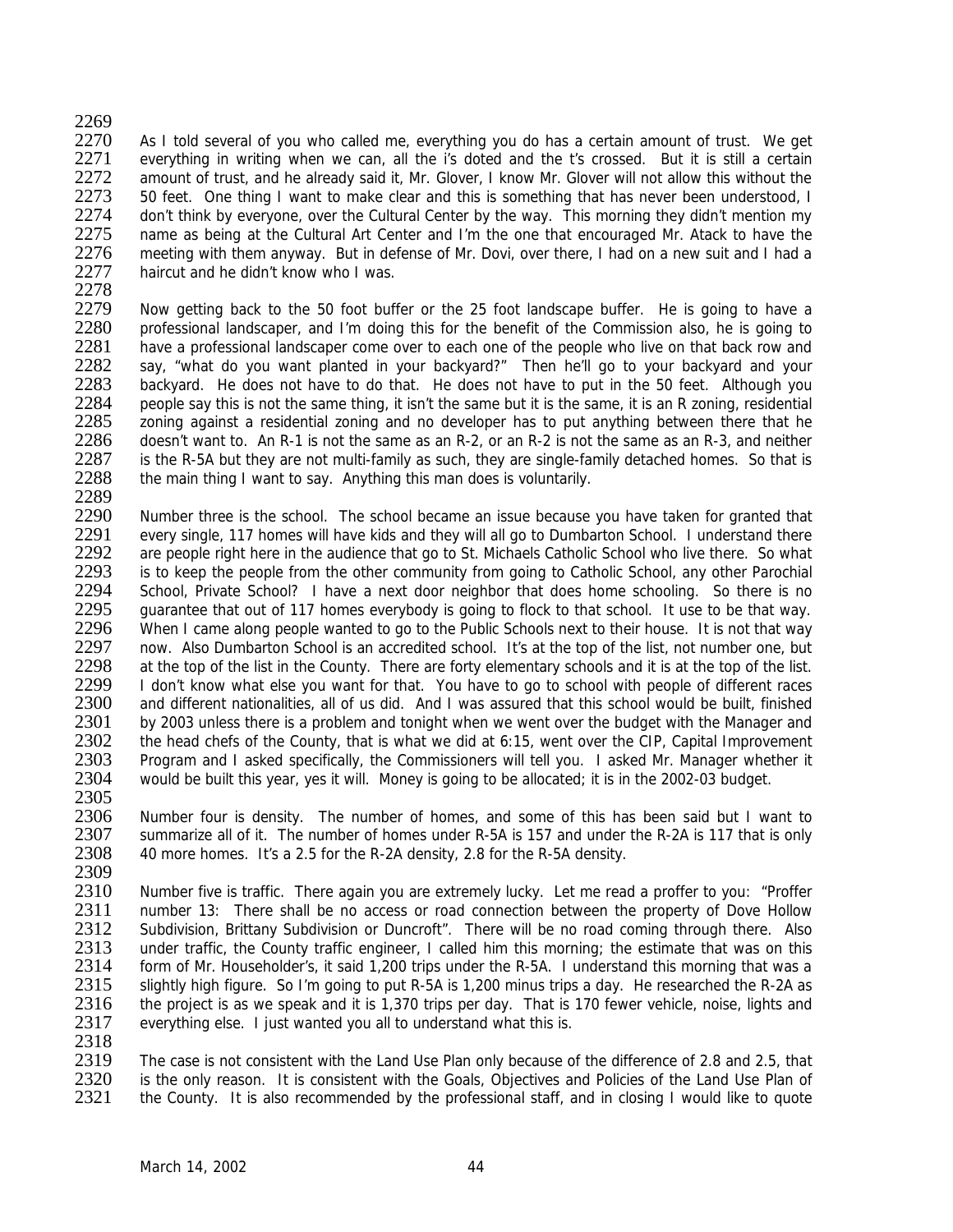As I told several of you who called me, everything you do has a certain amount of trust. We get everything in writing when we can, all the i's doted and the t's crossed. But it is still a certain amount of trust, and he already said it, Mr. Glover, I know Mr. Glover will not allow this without the 50 feet. One thing I want to make clear and this is something that has never been understood, I don't think by everyone, over the Cultural Center by the way. This morning they didn't mention my name as being at the Cultural Art Center and I'm the one that encouraged Mr. Atack to have the meeting with them anyway. But in defense of Mr. Dovi, over there, I had on a new suit and I had a haircut and he didn't know who I was.

Now getting back to the 50 foot buffer or the 25 foot landscape buffer. He is going to have a professional landscaper, and I'm doing this for the benefit of the Commission also, he is going to have a professional landscaper come over to each one of the people who live on that back row and say, "what do you want planted in your backyard?" Then he'll go to your backyard and your backyard. He does not have to do that. He does not have to put in the 50 feet. Although you people say this is not the same thing, it isn't the same but it is the same, it is an R zoning, residential zoning against a residential zoning and no developer has to put anything between there that he doesn't want to. An R-1 is not the same as an R-2, or an R-2 is not the same as an R-3, and neither is the R-5A but they are not multi-family as such, they are single-family detached homes. So that is the main thing I want to say. Anything this man does is voluntarily.

Number three is the school. The school became an issue because you have taken for granted that every single, 117 homes will have kids and they will all go to Dumbarton School. I understand there are people right here in the audience that go to St. Michaels Catholic School who live there. So what is to keep the people from the other community from going to Catholic School, any other Parochial School, Private School? I have a next door neighbor that does home schooling. So there is no guarantee that out of 117 homes everybody is going to flock to that school. It use to be that way. When I came along people wanted to go to the Public Schools next to their house. It is not that way now. Also Dumbarton School is an accredited school. It's at the top of the list, not number one, but at the top of the list in the County. There are forty elementary schools and it is at the top of the list. I don't know what else you want for that. You have to go to school with people of different races and different nationalities, all of us did. And I was assured that this school would be built, finished by 2003 unless there is a problem and tonight when we went over the budget with the Manager and the head chefs of the County, that is what we did at 6:15, went over the CIP, Capital Improvement Program and I asked specifically, the Commissioners will tell you. I asked Mr. Manager whether it would be built this year, yes it will. Money is going to be allocated; it is in the 2002-03 budget.

Number four is density. The number of homes, and some of this has been said but I want to summarize all of it. The number of homes under R-5A is 157 and under the R-2A is 117 that is only 40 more homes. It's a 2.5 for the R-2A density, 2.8 for the R-5A density.

Number five is traffic. There again you are extremely lucky. Let me read a proffer to you: "Proffer number 13: There shall be no access or road connection between the property of Dove Hollow Subdivision, Brittany Subdivision or Duncroft". There will be no road coming through there. Also under traffic, the County traffic engineer, I called him this morning; the estimate that was on this form of Mr. Householder's, it said 1,200 trips under the R-5A. I understand this morning that was a slightly high figure. So I'm going to put R-5A is 1,200 minus trips a day. He researched the R-2A as the project is as we speak and it is 1,370 trips per day. That is 170 fewer vehicle, noise, lights and everything else. I just wanted you all to understand what this is.

The case is not consistent with the Land Use Plan only because of the difference of 2.8 and 2.5, that is the only reason. It is consistent with the Goals, Objectives and Policies of the Land Use Plan of the County. It is also recommended by the professional staff, and in closing I would like to quote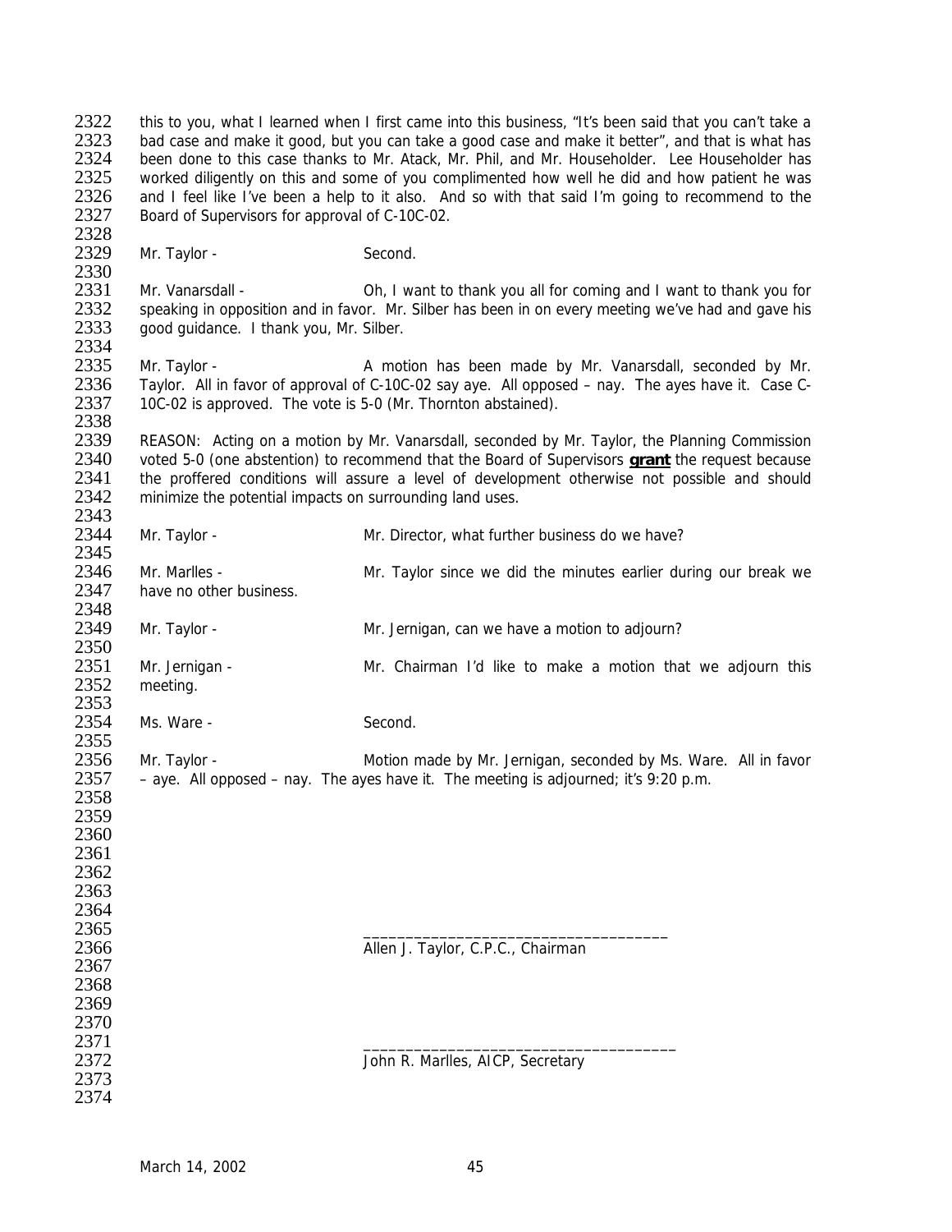this to you, what I learned when I first came into this business, "It's been said that you can't take a bad case and make it good, but you can take a good case and make it better", and that is what has been done to this case thanks to Mr. Atack, Mr. Phil, and Mr. Householder. Lee Householder has worked diligently on this and some of you complimented how well he did and how patient he was and I feel like I've been a help to it also. And so with that said I'm going to recommend to the Board of Supervisors for approval of C-10C-02.

Mr. Taylor - Second.

Mr. Vanarsdall - Oh, I want to thank you all for coming and I want to thank you for speaking in opposition and in favor. Mr. Silber has been in on every meeting we've had and gave his good guidance. I thank you, Mr. Silber.

Mr. Taylor - A motion has been made by Mr. Vanarsdall, seconded by Mr. Taylor. All in favor of approval of C-10C-02 say aye. All opposed – nay. The ayes have it. Case C-10C-02 is approved. The vote is 5-0 (Mr. Thornton abstained).

REASON: Acting on a motion by Mr. Vanarsdall, seconded by Mr. Taylor, the Planning Commission voted 5-0 (one abstention) to recommend that the Board of Supervisors **grant** the request because the proffered conditions will assure a level of development otherwise not possible and should minimize the potential impacts on surrounding land uses.

Mr. Taylor - Mr. Director, what further business do we have?

Mr. Marlles - Mr. Taylor since we did the minutes earlier during our break we have no other business.

Mr. Taylor - Mr. Jernigan, can we have a motion to adjourn?

Mr. Jernigan - Mr. Chairman I'd like to make a motion that we adjourn this meeting.

Ms. Ware - Second.

Mr. Taylor - Motion made by Mr. Jernigan, seconded by Ms. Ware. All in favor – aye. All opposed – nay. The ayes have it. The meeting is adjourned; it's 9:20 p.m.

\_\_\_\_\_\_\_\_\_\_\_\_\_\_\_\_\_\_\_\_\_\_\_\_\_\_\_\_\_\_\_\_\_\_\_

Allen J. Taylor, C.P.C., Chairman

\_\_\_\_\_\_\_\_\_\_\_\_\_\_\_\_\_\_\_\_\_\_\_\_\_\_\_\_\_\_\_\_\_\_\_

John R. Marlles, AICP, Secretary